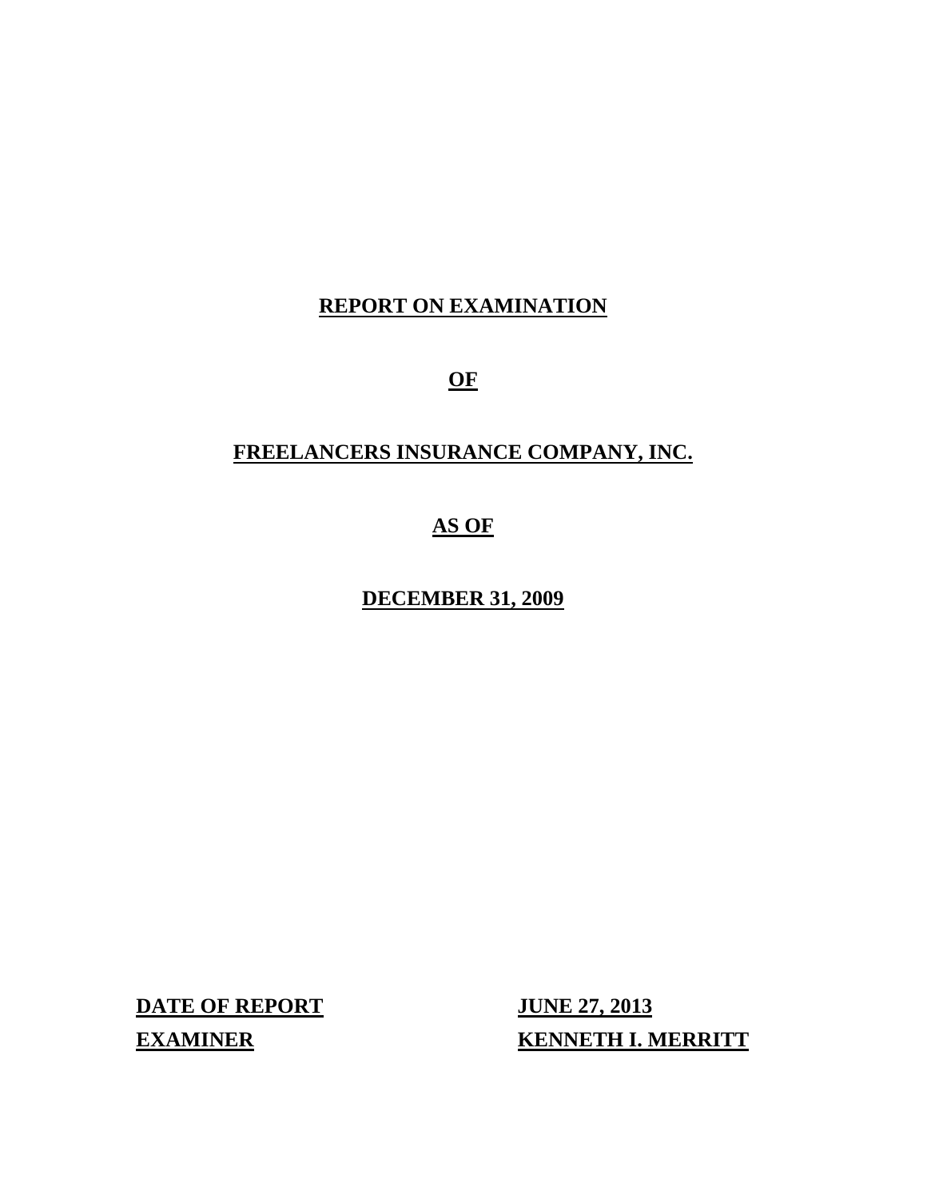# REPORT ON EXAMINATION

# OF

# FREELANCERS INSURANCE COMPANY, INC.

# AS OF

# DECEMBER 31, 2009

| | |
|---|---|
| **DATE OF REPORT** | **JUNE 27, 2013** |
| **EXAMINER** | **KENNETH I. MERRITT** |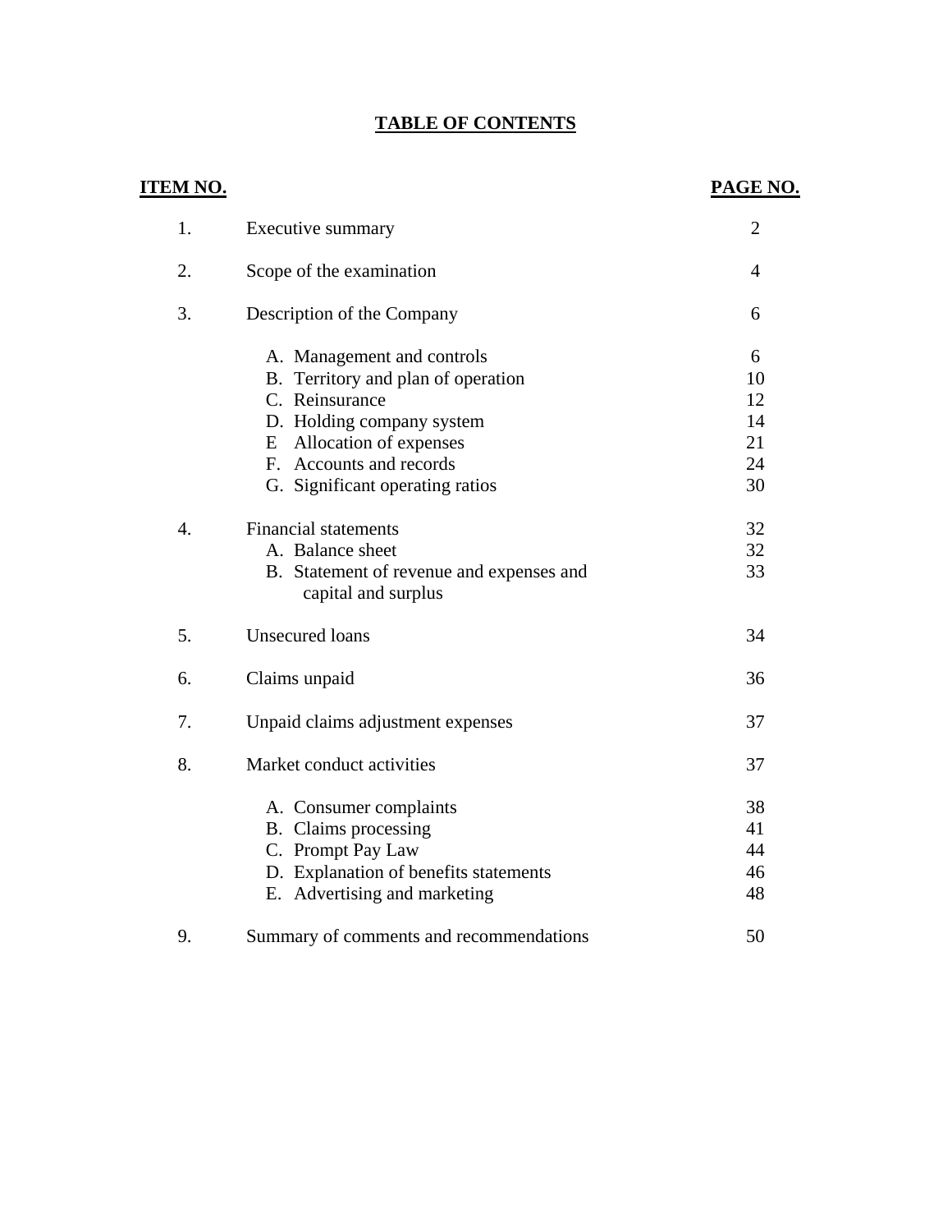# TABLE OF CONTENTS

| ITEM NO. | | PAGE NO. |
|---|---|---|
| 1. | Executive summary | 2 |
| 2. | Scope of the examination | 4 |
| 3. | Description of the Company | 6 |
| | A. Management and controls | 6 |
| | B. Territory and plan of operation | 10 |
| | C. Reinsurance | 12 |
| | D. Holding company system | 14 |
| | E Allocation of expenses | 21 |
| | F. Accounts and records | 24 |
| | G. Significant operating ratios | 30 |
| 4. | Financial statements | 32 |
| | A. Balance sheet | 32 |
| | B. Statement of revenue and expenses and capital and surplus | 33 |
| 5. | Unsecured loans | 34 |
| 6. | Claims unpaid | 36 |
| 7. | Unpaid claims adjustment expenses | 37 |
| 8. | Market conduct activities | 37 |
| | A. Consumer complaints | 38 |
| | B. Claims processing | 41 |
| | C. Prompt Pay Law | 44 |
| | D. Explanation of benefits statements | 46 |
| | E. Advertising and marketing | 48 |
| 9. | Summary of comments and recommendations | 50 |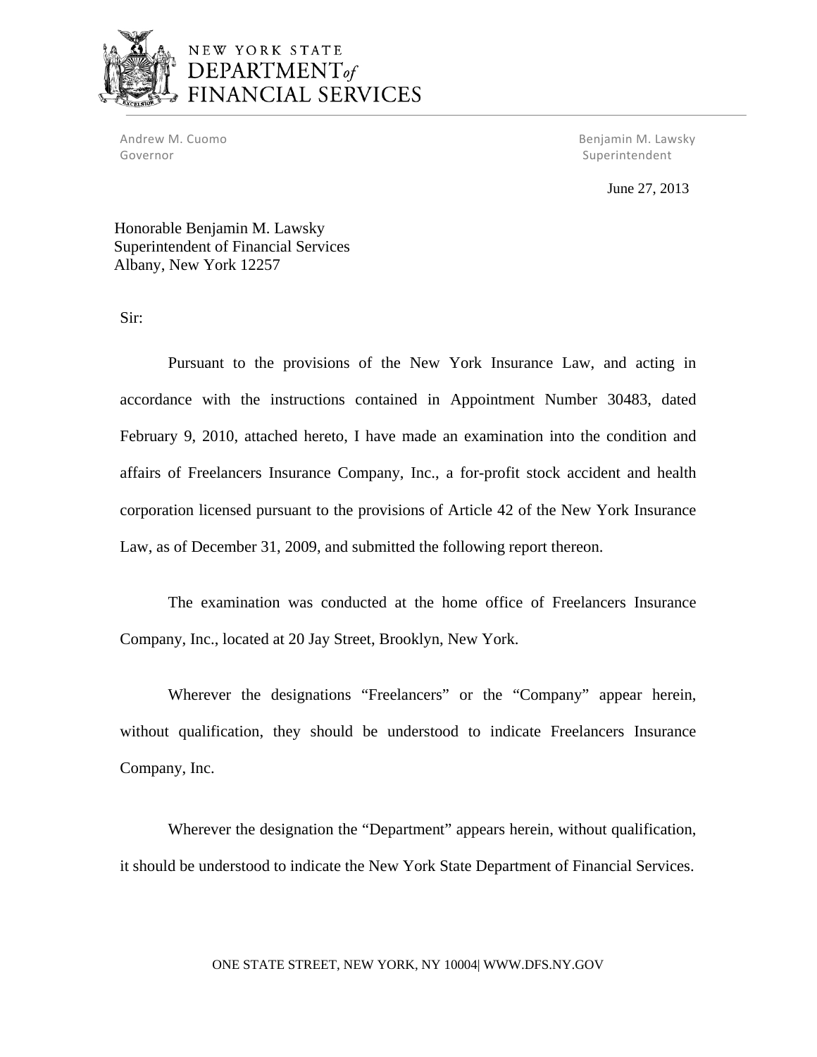NEW YORK STATE
DEPARTMENT of
FINANCIAL SERVICES

Andrew M. Cuomo
Governor

Benjamin M. Lawsky
Superintendent

June 27, 2013

Honorable Benjamin M. Lawsky
Superintendent of Financial Services
Albany, New York 12257

Sir:

Pursuant to the provisions of the New York Insurance Law, and acting in accordance with the instructions contained in Appointment Number 30483, dated February 9, 2010, attached hereto, I have made an examination into the condition and affairs of Freelancers Insurance Company, Inc., a for-profit stock accident and health corporation licensed pursuant to the provisions of Article 42 of the New York Insurance Law, as of December 31, 2009, and submitted the following report thereon.

The examination was conducted at the home office of Freelancers Insurance Company, Inc., located at 20 Jay Street, Brooklyn, New York.

Wherever the designations "Freelancers" or the "Company" appear herein, without qualification, they should be understood to indicate Freelancers Insurance Company, Inc.

Wherever the designation the "Department" appears herein, without qualification, it should be understood to indicate the New York State Department of Financial Services.

ONE STATE STREET, NEW YORK, NY 10004| WWW.DFS.NY.GOV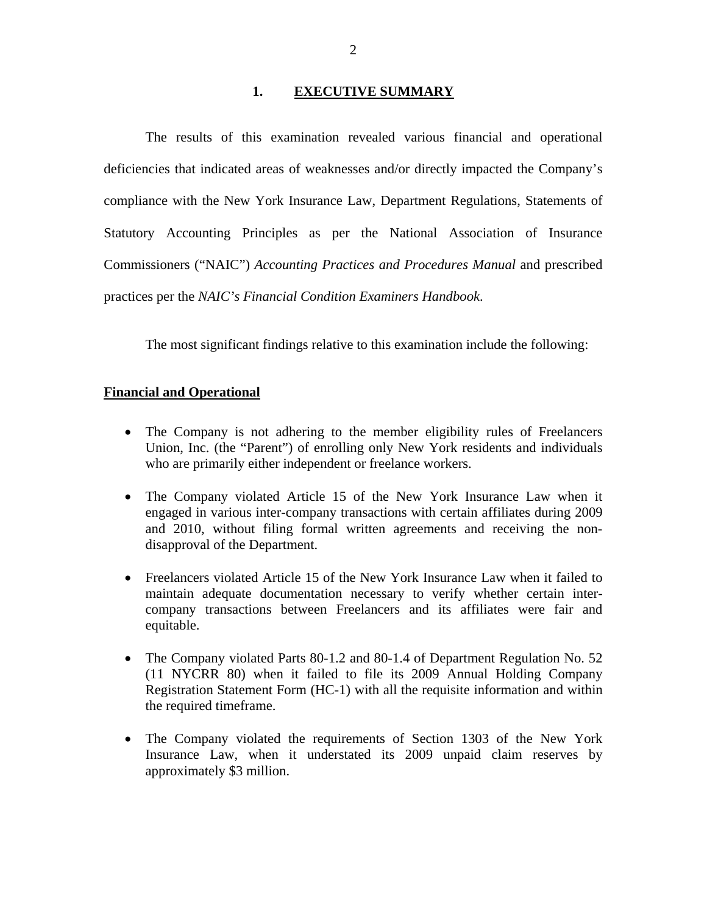## 1. EXECUTIVE SUMMARY

The results of this examination revealed various financial and operational deficiencies that indicated areas of weaknesses and/or directly impacted the Company's compliance with the New York Insurance Law, Department Regulations, Statements of Statutory Accounting Principles as per the National Association of Insurance Commissioners ("NAIC") *Accounting Practices and Procedures Manual* and prescribed practices per the *NAIC's Financial Condition Examiners Handbook*.

The most significant findings relative to this examination include the following:

**Financial and Operational**

- The Company is not adhering to the member eligibility rules of Freelancers Union, Inc. (the "Parent") of enrolling only New York residents and individuals who are primarily either independent or freelance workers.
- The Company violated Article 15 of the New York Insurance Law when it engaged in various inter-company transactions with certain affiliates during 2009 and 2010, without filing formal written agreements and receiving the non-disapproval of the Department.
- Freelancers violated Article 15 of the New York Insurance Law when it failed to maintain adequate documentation necessary to verify whether certain inter-company transactions between Freelancers and its affiliates were fair and equitable.
- The Company violated Parts 80-1.2 and 80-1.4 of Department Regulation No. 52 (11 NYCRR 80) when it failed to file its 2009 Annual Holding Company Registration Statement Form (HC-1) with all the requisite information and within the required timeframe.
- The Company violated the requirements of Section 1303 of the New York Insurance Law, when it understated its 2009 unpaid claim reserves by approximately $3 million.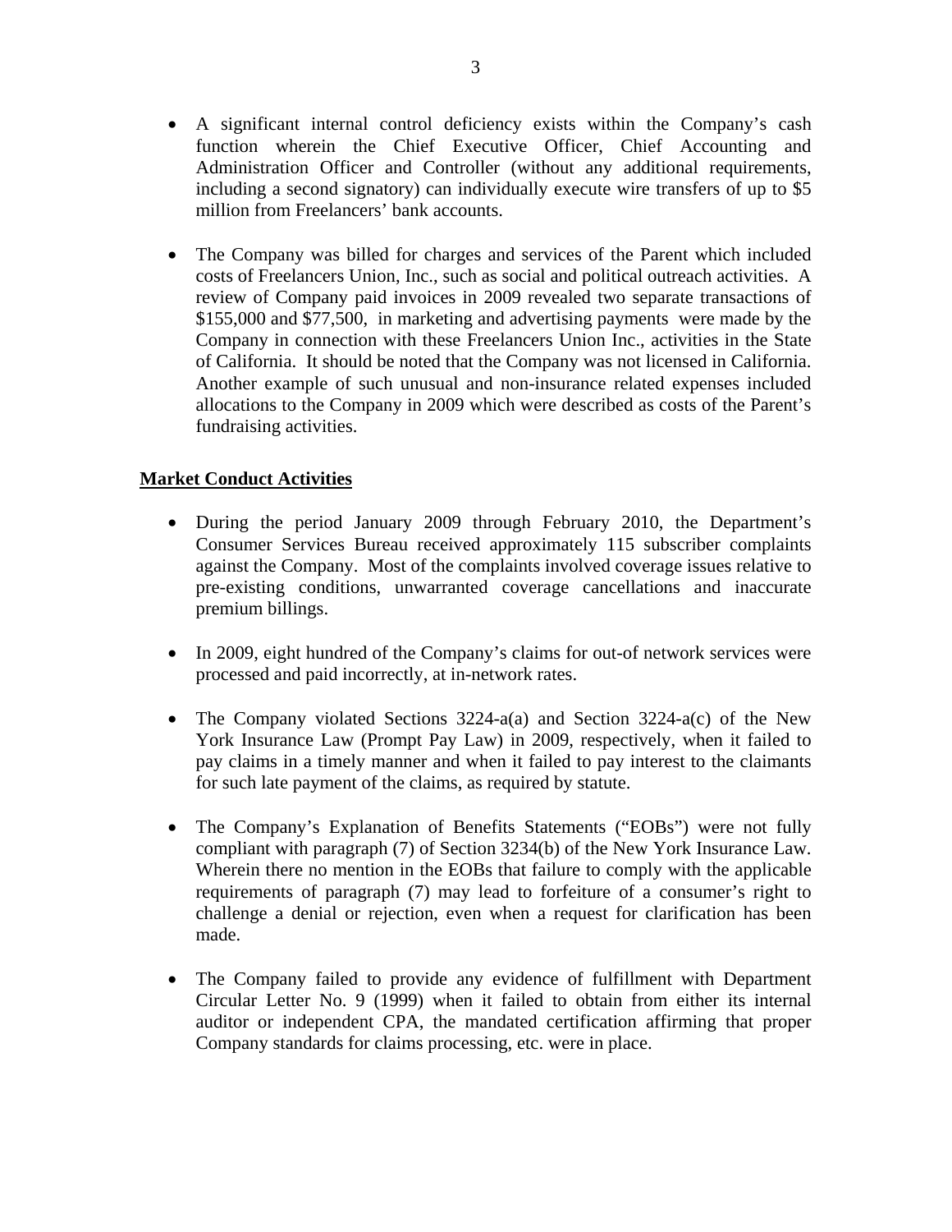- A significant internal control deficiency exists within the Company's cash function wherein the Chief Executive Officer, Chief Accounting and Administration Officer and Controller (without any additional requirements, including a second signatory) can individually execute wire transfers of up to $5 million from Freelancers' bank accounts.

- The Company was billed for charges and services of the Parent which included costs of Freelancers Union, Inc., such as social and political outreach activities. A review of Company paid invoices in 2009 revealed two separate transactions of $155,000 and $77,500, in marketing and advertising payments were made by the Company in connection with these Freelancers Union Inc., activities in the State of California. It should be noted that the Company was not licensed in California. Another example of such unusual and non-insurance related expenses included allocations to the Company in 2009 which were described as costs of the Parent's fundraising activities.

**Market Conduct Activities**

- During the period January 2009 through February 2010, the Department's Consumer Services Bureau received approximately 115 subscriber complaints against the Company. Most of the complaints involved coverage issues relative to pre-existing conditions, unwarranted coverage cancellations and inaccurate premium billings.

- In 2009, eight hundred of the Company's claims for out-of network services were processed and paid incorrectly, at in-network rates.

- The Company violated Sections 3224-a(a) and Section 3224-a(c) of the New York Insurance Law (Prompt Pay Law) in 2009, respectively, when it failed to pay claims in a timely manner and when it failed to pay interest to the claimants for such late payment of the claims, as required by statute.

- The Company's Explanation of Benefits Statements ("EOBs") were not fully compliant with paragraph (7) of Section 3234(b) of the New York Insurance Law. Wherein there no mention in the EOBs that failure to comply with the applicable requirements of paragraph (7) may lead to forfeiture of a consumer's right to challenge a denial or rejection, even when a request for clarification has been made.

- The Company failed to provide any evidence of fulfillment with Department Circular Letter No. 9 (1999) when it failed to obtain from either its internal auditor or independent CPA, the mandated certification affirming that proper Company standards for claims processing, etc. were in place.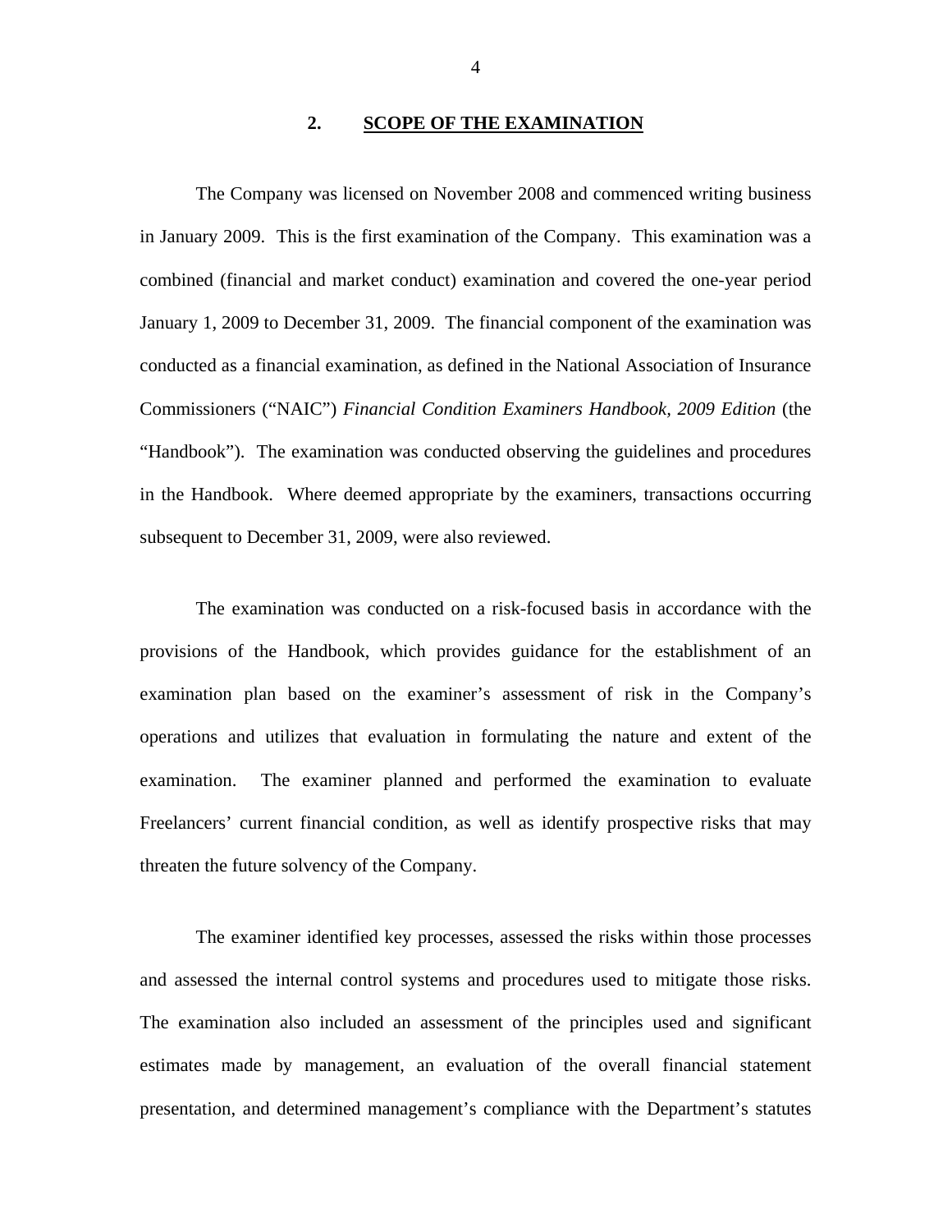## 2. SCOPE OF THE EXAMINATION

The Company was licensed on November 2008 and commenced writing business in January 2009. This is the first examination of the Company. This examination was a combined (financial and market conduct) examination and covered the one-year period January 1, 2009 to December 31, 2009. The financial component of the examination was conducted as a financial examination, as defined in the National Association of Insurance Commissioners ("NAIC") *Financial Condition Examiners Handbook, 2009 Edition* (the "Handbook"). The examination was conducted observing the guidelines and procedures in the Handbook. Where deemed appropriate by the examiners, transactions occurring subsequent to December 31, 2009, were also reviewed.

The examination was conducted on a risk-focused basis in accordance with the provisions of the Handbook, which provides guidance for the establishment of an examination plan based on the examiner's assessment of risk in the Company's operations and utilizes that evaluation in formulating the nature and extent of the examination. The examiner planned and performed the examination to evaluate Freelancers' current financial condition, as well as identify prospective risks that may threaten the future solvency of the Company.

The examiner identified key processes, assessed the risks within those processes and assessed the internal control systems and procedures used to mitigate those risks. The examination also included an assessment of the principles used and significant estimates made by management, an evaluation of the overall financial statement presentation, and determined management's compliance with the Department's statutes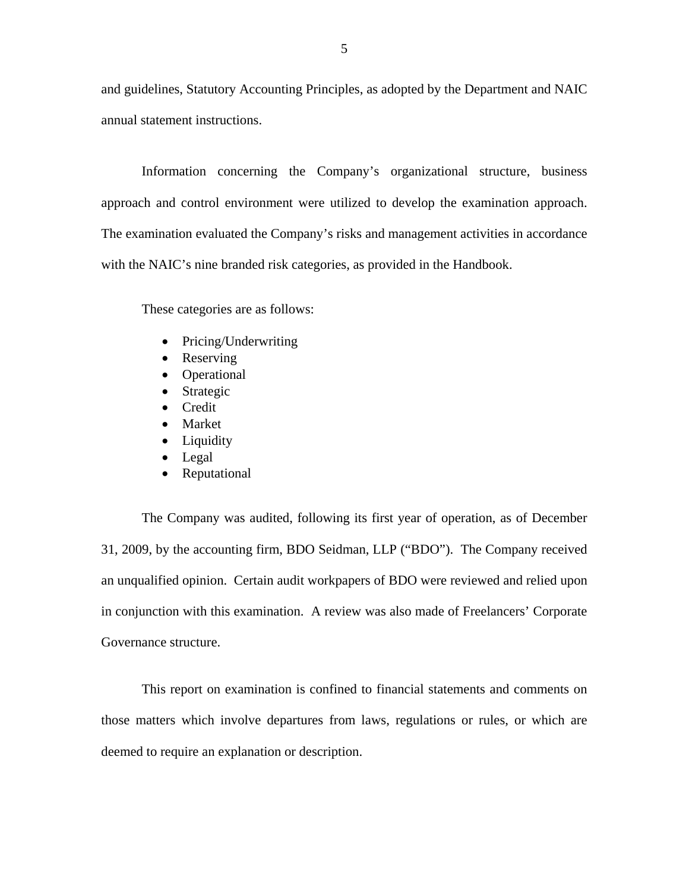and guidelines, Statutory Accounting Principles, as adopted by the Department and NAIC annual statement instructions.

Information concerning the Company's organizational structure, business approach and control environment were utilized to develop the examination approach. The examination evaluated the Company's risks and management activities in accordance with the NAIC's nine branded risk categories, as provided in the Handbook.

These categories are as follows:

- Pricing/Underwriting
- Reserving
- Operational
- Strategic
- Credit
- Market
- Liquidity
- Legal
- Reputational

The Company was audited, following its first year of operation, as of December 31, 2009, by the accounting firm, BDO Seidman, LLP ("BDO"). The Company received an unqualified opinion. Certain audit workpapers of BDO were reviewed and relied upon in conjunction with this examination. A review was also made of Freelancers' Corporate Governance structure.

This report on examination is confined to financial statements and comments on those matters which involve departures from laws, regulations or rules, or which are deemed to require an explanation or description.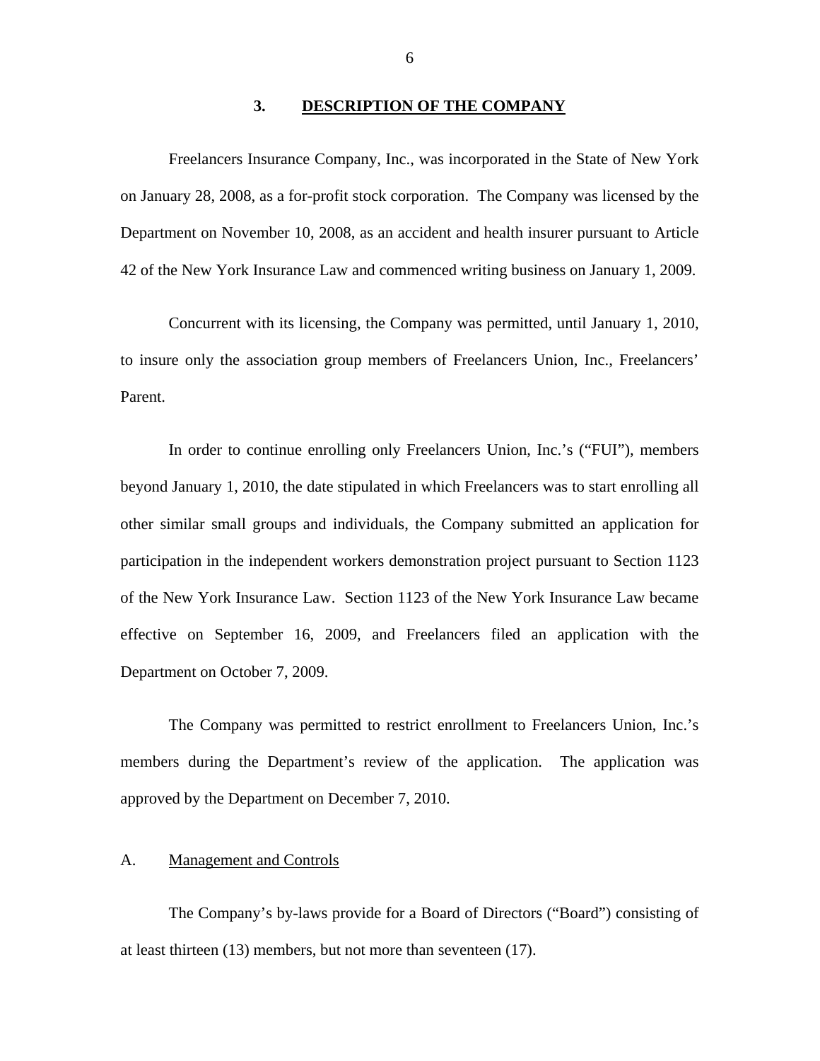## 3. DESCRIPTION OF THE COMPANY

Freelancers Insurance Company, Inc., was incorporated in the State of New York on January 28, 2008, as a for-profit stock corporation. The Company was licensed by the Department on November 10, 2008, as an accident and health insurer pursuant to Article 42 of the New York Insurance Law and commenced writing business on January 1, 2009.

Concurrent with its licensing, the Company was permitted, until January 1, 2010, to insure only the association group members of Freelancers Union, Inc., Freelancers' Parent.

In order to continue enrolling only Freelancers Union, Inc.'s ("FUI"), members beyond January 1, 2010, the date stipulated in which Freelancers was to start enrolling all other similar small groups and individuals, the Company submitted an application for participation in the independent workers demonstration project pursuant to Section 1123 of the New York Insurance Law. Section 1123 of the New York Insurance Law became effective on September 16, 2009, and Freelancers filed an application with the Department on October 7, 2009.

The Company was permitted to restrict enrollment to Freelancers Union, Inc.'s members during the Department's review of the application. The application was approved by the Department on December 7, 2010.

### A. Management and Controls

The Company's by-laws provide for a Board of Directors ("Board") consisting of at least thirteen (13) members, but not more than seventeen (17).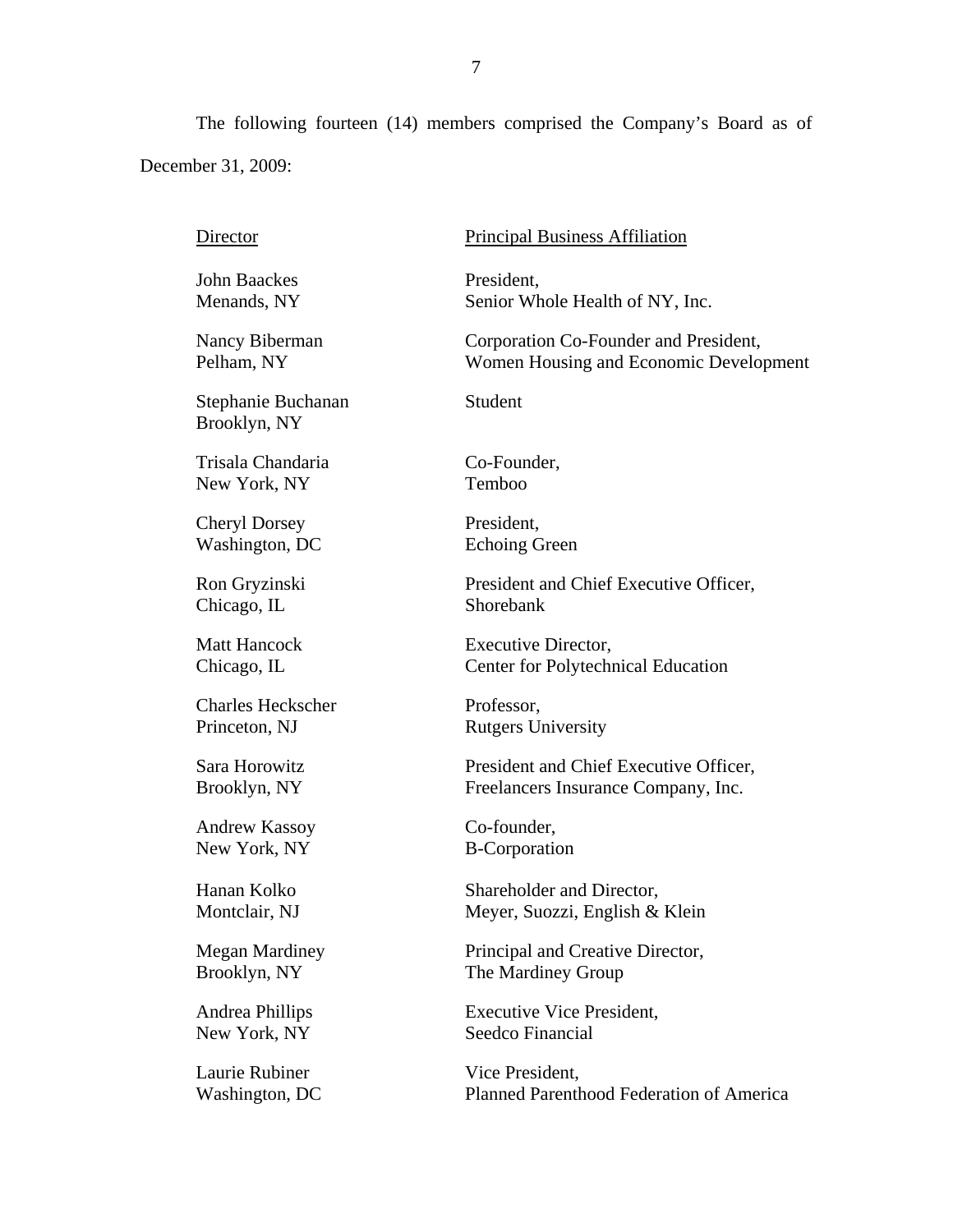The following fourteen (14) members comprised the Company's Board as of December 31, 2009:

| Director | Principal Business Affiliation |
|---|---|
| John Baackes<br>Menands, NY | President,<br>Senior Whole Health of NY, Inc. |
| Nancy Biberman<br>Pelham, NY | Corporation Co-Founder and President,<br>Women Housing and Economic Development |
| Stephanie Buchanan<br>Brooklyn, NY | Student |
| Trisala Chandaria<br>New York, NY | Co-Founder,<br>Temboo |
| Cheryl Dorsey<br>Washington, DC | President,<br>Echoing Green |
| Ron Gryzinski<br>Chicago, IL | President and Chief Executive Officer,<br>Shorebank |
| Matt Hancock<br>Chicago, IL | Executive Director,<br>Center for Polytechnical Education |
| Charles Heckscher<br>Princeton, NJ | Professor,<br>Rutgers University |
| Sara Horowitz<br>Brooklyn, NY | President and Chief Executive Officer,<br>Freelancers Insurance Company, Inc. |
| Andrew Kassoy<br>New York, NY | Co-founder,<br>B-Corporation |
| Hanan Kolko<br>Montclair, NJ | Shareholder and Director,<br>Meyer, Suozzi, English & Klein |
| Megan Mardiney<br>Brooklyn, NY | Principal and Creative Director,<br>The Mardiney Group |
| Andrea Phillips<br>New York, NY | Executive Vice President,<br>Seedco Financial |
| Laurie Rubiner<br>Washington, DC | Vice President,<br>Planned Parenthood Federation of America |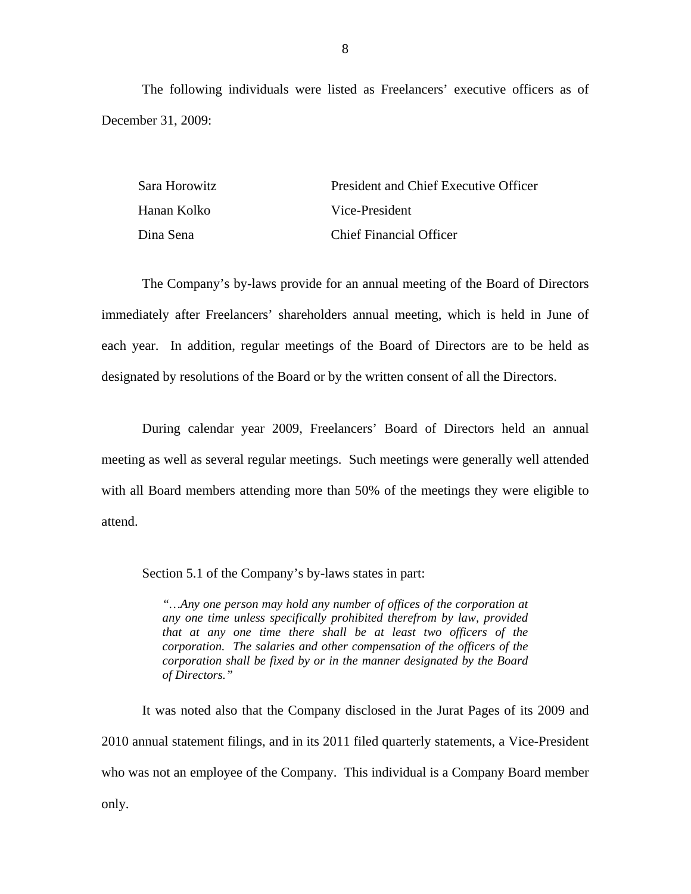The following individuals were listed as Freelancers' executive officers as of December 31, 2009:

| | |
|---|---|
| Sara Horowitz | President and Chief Executive Officer |
| Hanan Kolko | Vice-President |
| Dina Sena | Chief Financial Officer |

The Company's by-laws provide for an annual meeting of the Board of Directors immediately after Freelancers' shareholders annual meeting, which is held in June of each year. In addition, regular meetings of the Board of Directors are to be held as designated by resolutions of the Board or by the written consent of all the Directors.

During calendar year 2009, Freelancers' Board of Directors held an annual meeting as well as several regular meetings. Such meetings were generally well attended with all Board members attending more than 50% of the meetings they were eligible to attend.

Section 5.1 of the Company's by-laws states in part:

> *"…Any one person may hold any number of offices of the corporation at any one time unless specifically prohibited therefrom by law, provided that at any one time there shall be at least two officers of the corporation. The salaries and other compensation of the officers of the corporation shall be fixed by or in the manner designated by the Board of Directors."*

It was noted also that the Company disclosed in the Jurat Pages of its 2009 and 2010 annual statement filings, and in its 2011 filed quarterly statements, a Vice-President who was not an employee of the Company. This individual is a Company Board member only.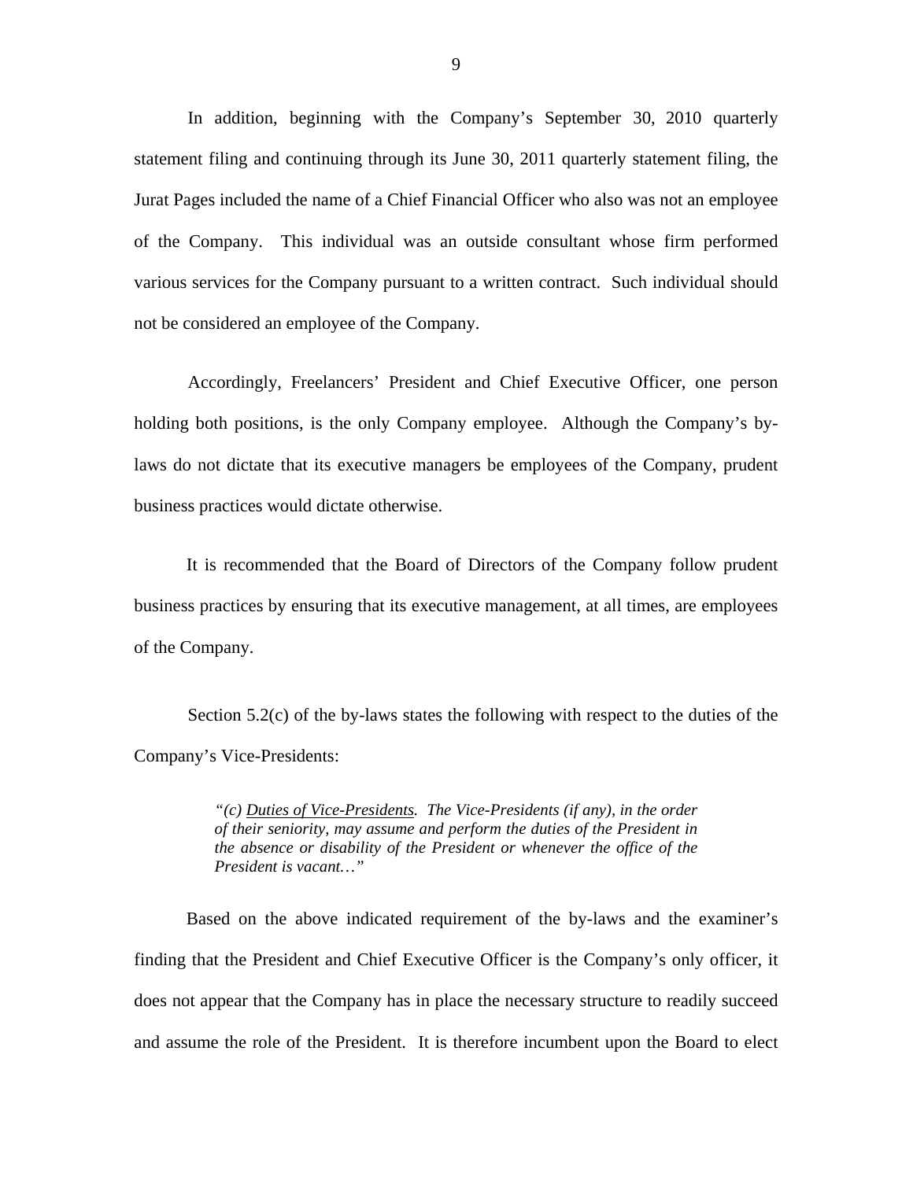In addition, beginning with the Company's September 30, 2010 quarterly statement filing and continuing through its June 30, 2011 quarterly statement filing, the Jurat Pages included the name of a Chief Financial Officer who also was not an employee of the Company. This individual was an outside consultant whose firm performed various services for the Company pursuant to a written contract. Such individual should not be considered an employee of the Company.

Accordingly, Freelancers' President and Chief Executive Officer, one person holding both positions, is the only Company employee. Although the Company's by-laws do not dictate that its executive managers be employees of the Company, prudent business practices would dictate otherwise.

It is recommended that the Board of Directors of the Company follow prudent business practices by ensuring that its executive management, at all times, are employees of the Company.

Section 5.2(c) of the by-laws states the following with respect to the duties of the Company's Vice-Presidents:

> *"(c) Duties of Vice-Presidents. The Vice-Presidents (if any), in the order of their seniority, may assume and perform the duties of the President in the absence or disability of the President or whenever the office of the President is vacant…"*

Based on the above indicated requirement of the by-laws and the examiner's finding that the President and Chief Executive Officer is the Company's only officer, it does not appear that the Company has in place the necessary structure to readily succeed and assume the role of the President. It is therefore incumbent upon the Board to elect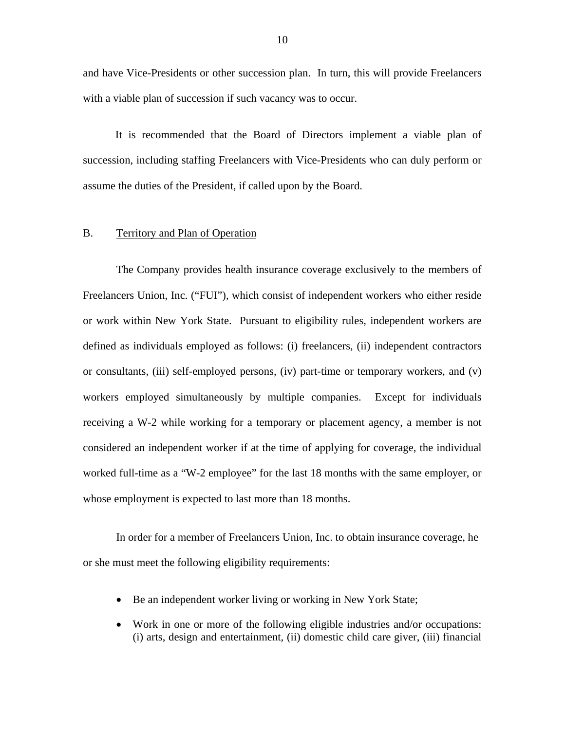and have Vice-Presidents or other succession plan. In turn, this will provide Freelancers with a viable plan of succession if such vacancy was to occur.

It is recommended that the Board of Directors implement a viable plan of succession, including staffing Freelancers with Vice-Presidents who can duly perform or assume the duties of the President, if called upon by the Board.

## B. Territory and Plan of Operation

The Company provides health insurance coverage exclusively to the members of Freelancers Union, Inc. ("FUI"), which consist of independent workers who either reside or work within New York State. Pursuant to eligibility rules, independent workers are defined as individuals employed as follows: (i) freelancers, (ii) independent contractors or consultants, (iii) self-employed persons, (iv) part-time or temporary workers, and (v) workers employed simultaneously by multiple companies. Except for individuals receiving a W-2 while working for a temporary or placement agency, a member is not considered an independent worker if at the time of applying for coverage, the individual worked full-time as a "W-2 employee" for the last 18 months with the same employer, or whose employment is expected to last more than 18 months.

In order for a member of Freelancers Union, Inc. to obtain insurance coverage, he or she must meet the following eligibility requirements:

- Be an independent worker living or working in New York State;
- Work in one or more of the following eligible industries and/or occupations: (i) arts, design and entertainment, (ii) domestic child care giver, (iii) financial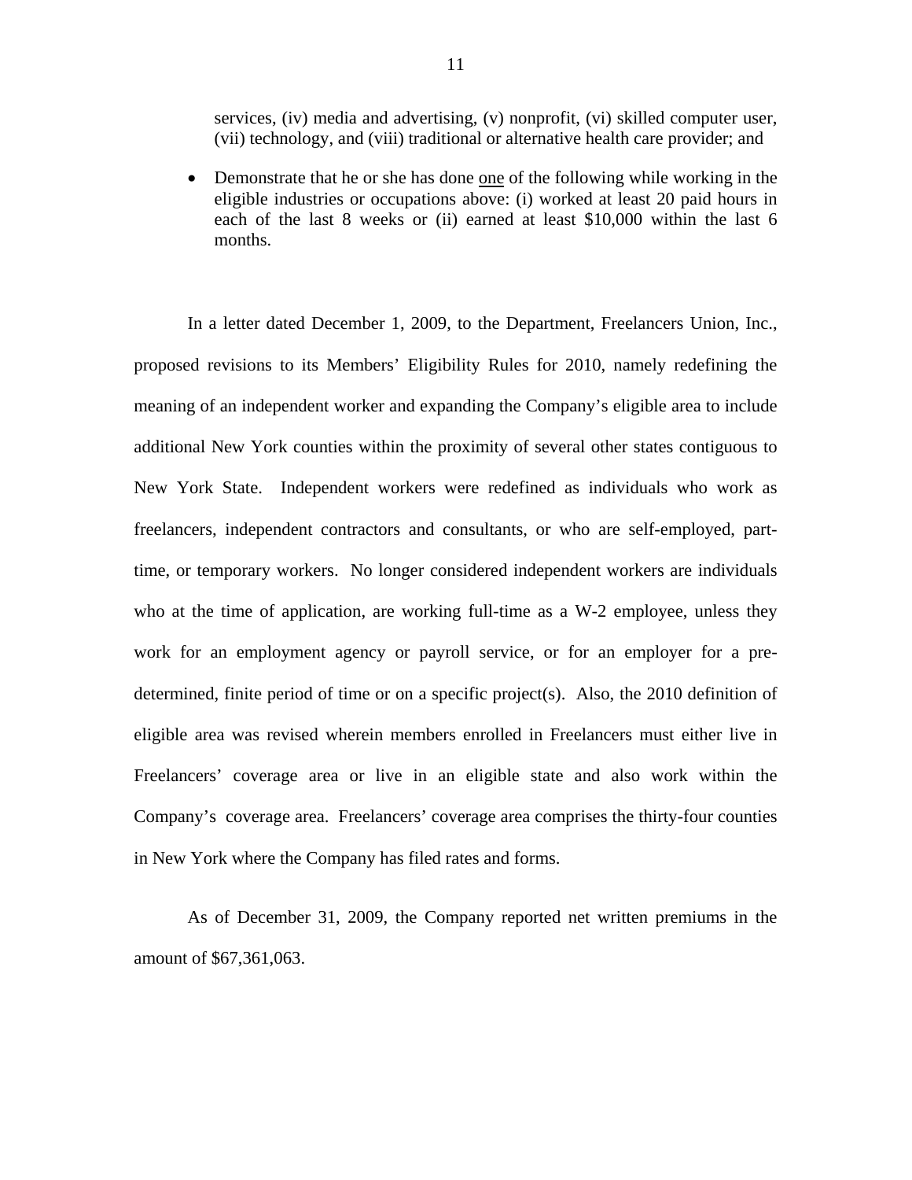services, (iv) media and advertising, (v) nonprofit, (vi) skilled computer user, (vii) technology, and (viii) traditional or alternative health care provider; and

- Demonstrate that he or she has done one of the following while working in the eligible industries or occupations above: (i) worked at least 20 paid hours in each of the last 8 weeks or (ii) earned at least $10,000 within the last 6 months.

In a letter dated December 1, 2009, to the Department, Freelancers Union, Inc., proposed revisions to its Members' Eligibility Rules for 2010, namely redefining the meaning of an independent worker and expanding the Company's eligible area to include additional New York counties within the proximity of several other states contiguous to New York State. Independent workers were redefined as individuals who work as freelancers, independent contractors and consultants, or who are self-employed, part-time, or temporary workers. No longer considered independent workers are individuals who at the time of application, are working full-time as a W-2 employee, unless they work for an employment agency or payroll service, or for an employer for a pre-determined, finite period of time or on a specific project(s). Also, the 2010 definition of eligible area was revised wherein members enrolled in Freelancers must either live in Freelancers' coverage area or live in an eligible state and also work within the Company's coverage area. Freelancers' coverage area comprises the thirty-four counties in New York where the Company has filed rates and forms.

As of December 31, 2009, the Company reported net written premiums in the amount of $67,361,063.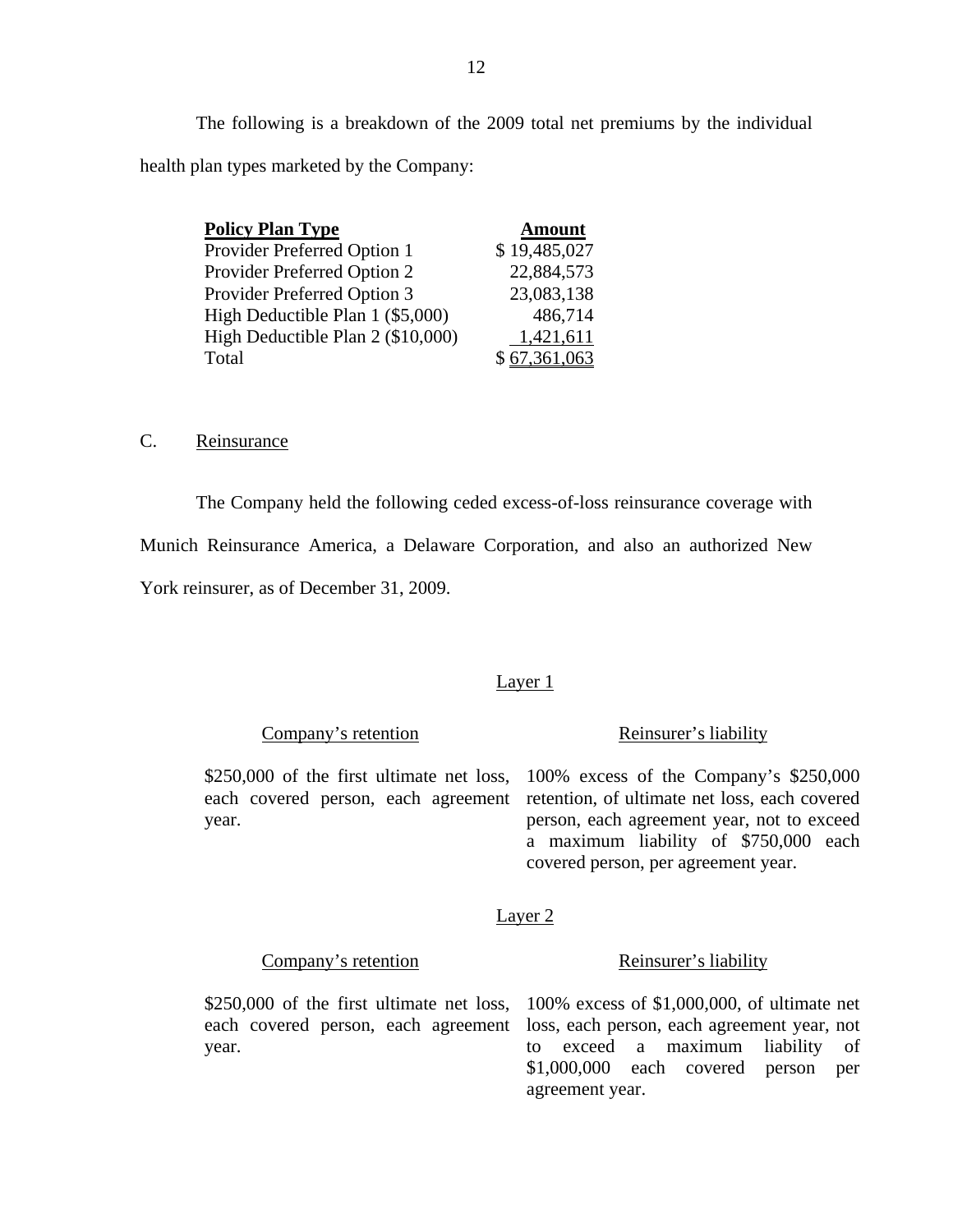The following is a breakdown of the 2009 total net premiums by the individual health plan types marketed by the Company:

| Policy Plan Type | Amount |
|---|---|
| Provider Preferred Option 1 | $ 19,485,027 |
| Provider Preferred Option 2 | 22,884,573 |
| Provider Preferred Option 3 | 23,083,138 |
| High Deductible Plan 1 ($5,000) | 486,714 |
| High Deductible Plan 2 ($10,000) | 1,421,611 |
| Total | $ 67,361,063 |

## C. Reinsurance

The Company held the following ceded excess-of-loss reinsurance coverage with Munich Reinsurance America, a Delaware Corporation, and also an authorized New York reinsurer, as of December 31, 2009.

### Layer 1

| Company's retention | Reinsurer's liability |
|---|---|
| $250,000 of the first ultimate net loss, each covered person, each agreement year. | 100% excess of the Company's $250,000 retention, of ultimate net loss, each covered person, each agreement year, not to exceed a maximum liability of $750,000 each covered person, per agreement year. |

### Layer 2

| Company's retention | Reinsurer's liability |
|---|---|
| $250,000 of the first ultimate net loss, each covered person, each agreement year. | 100% excess of $1,000,000, of ultimate net loss, each person, each agreement year, not to exceed a maximum liability of $1,000,000 each covered person per agreement year. |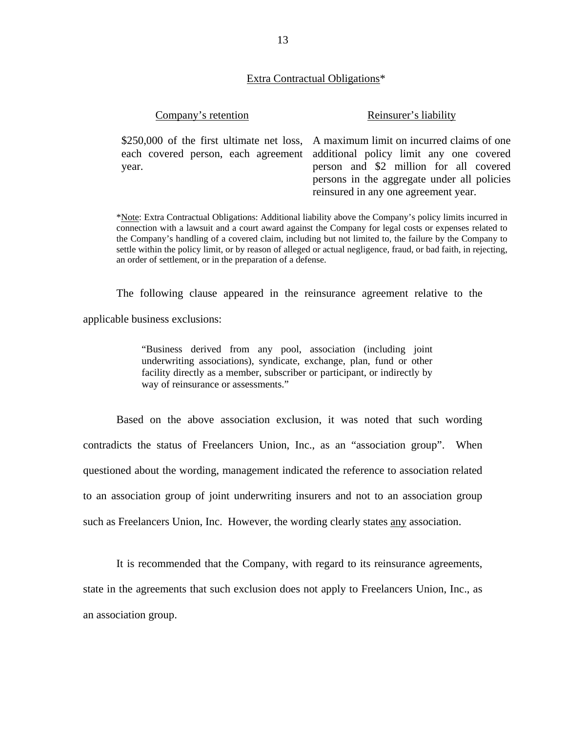Extra Contractual Obligations*

| Company's retention | Reinsurer's liability |
| --- | --- |
| \$250,000 of the first ultimate net loss, each covered person, each agreement year. | A maximum limit on incurred claims of one additional policy limit any one covered person and \$2 million for all covered persons in the aggregate under all policies reinsured in any one agreement year. |

*Note: Extra Contractual Obligations: Additional liability above the Company's policy limits incurred in connection with a lawsuit and a court award against the Company for legal costs or expenses related to the Company's handling of a covered claim, including but not limited to, the failure by the Company to settle within the policy limit, or by reason of alleged or actual negligence, fraud, or bad faith, in rejecting, an order of settlement, or in the preparation of a defense.

The following clause appeared in the reinsurance agreement relative to the applicable business exclusions:

> "Business derived from any pool, association (including joint underwriting associations), syndicate, exchange, plan, fund or other facility directly as a member, subscriber or participant, or indirectly by way of reinsurance or assessments."

Based on the above association exclusion, it was noted that such wording contradicts the status of Freelancers Union, Inc., as an "association group". When questioned about the wording, management indicated the reference to association related to an association group of joint underwriting insurers and not to an association group such as Freelancers Union, Inc. However, the wording clearly states <u>any</u> association.

It is recommended that the Company, with regard to its reinsurance agreements, state in the agreements that such exclusion does not apply to Freelancers Union, Inc., as an association group.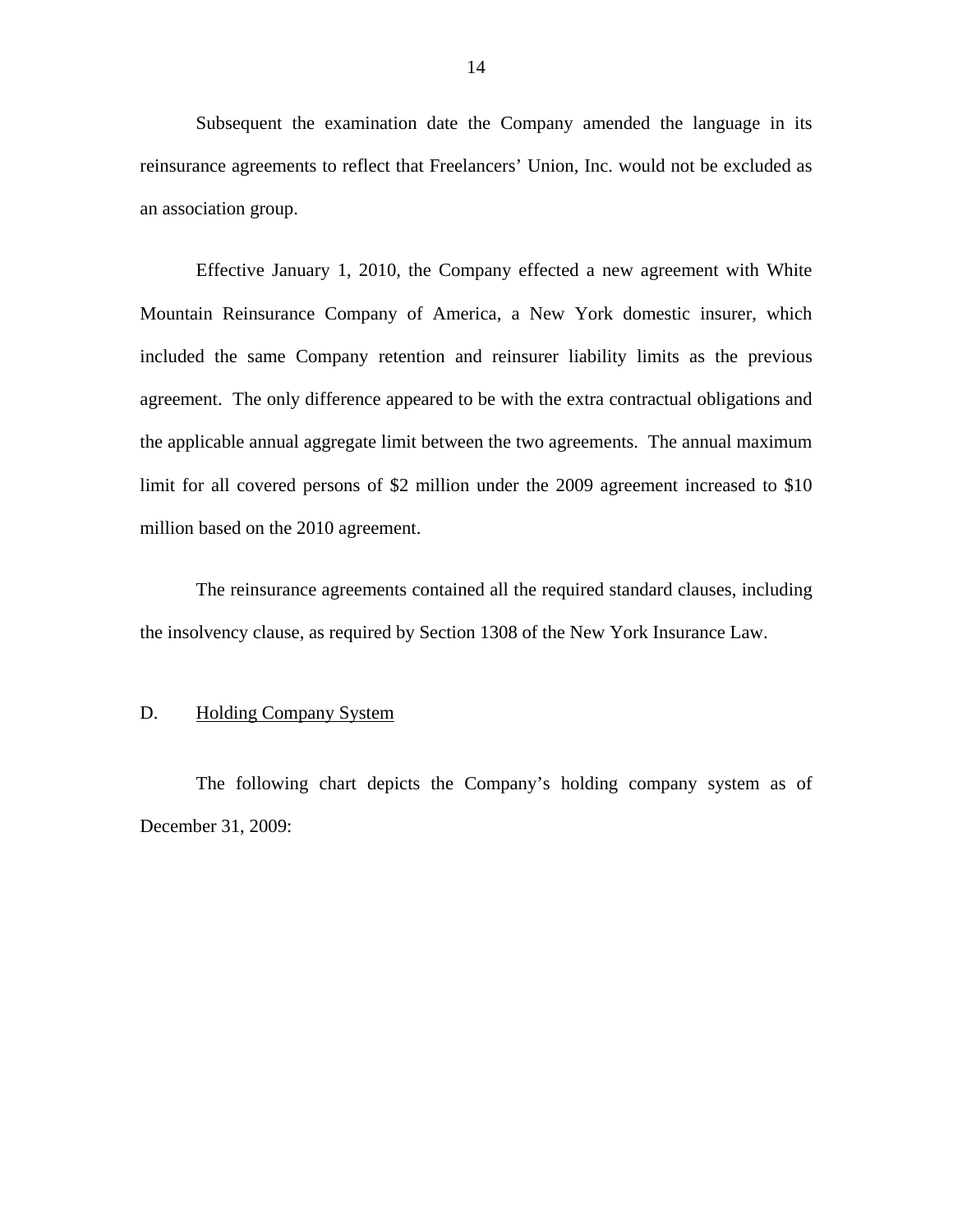Subsequent the examination date the Company amended the language in its reinsurance agreements to reflect that Freelancers' Union, Inc. would not be excluded as an association group.

Effective January 1, 2010, the Company effected a new agreement with White Mountain Reinsurance Company of America, a New York domestic insurer, which included the same Company retention and reinsurer liability limits as the previous agreement. The only difference appeared to be with the extra contractual obligations and the applicable annual aggregate limit between the two agreements. The annual maximum limit for all covered persons of $2 million under the 2009 agreement increased to $10 million based on the 2010 agreement.

The reinsurance agreements contained all the required standard clauses, including the insolvency clause, as required by Section 1308 of the New York Insurance Law.

## D. <u>Holding Company System</u>

The following chart depicts the Company's holding company system as of December 31, 2009: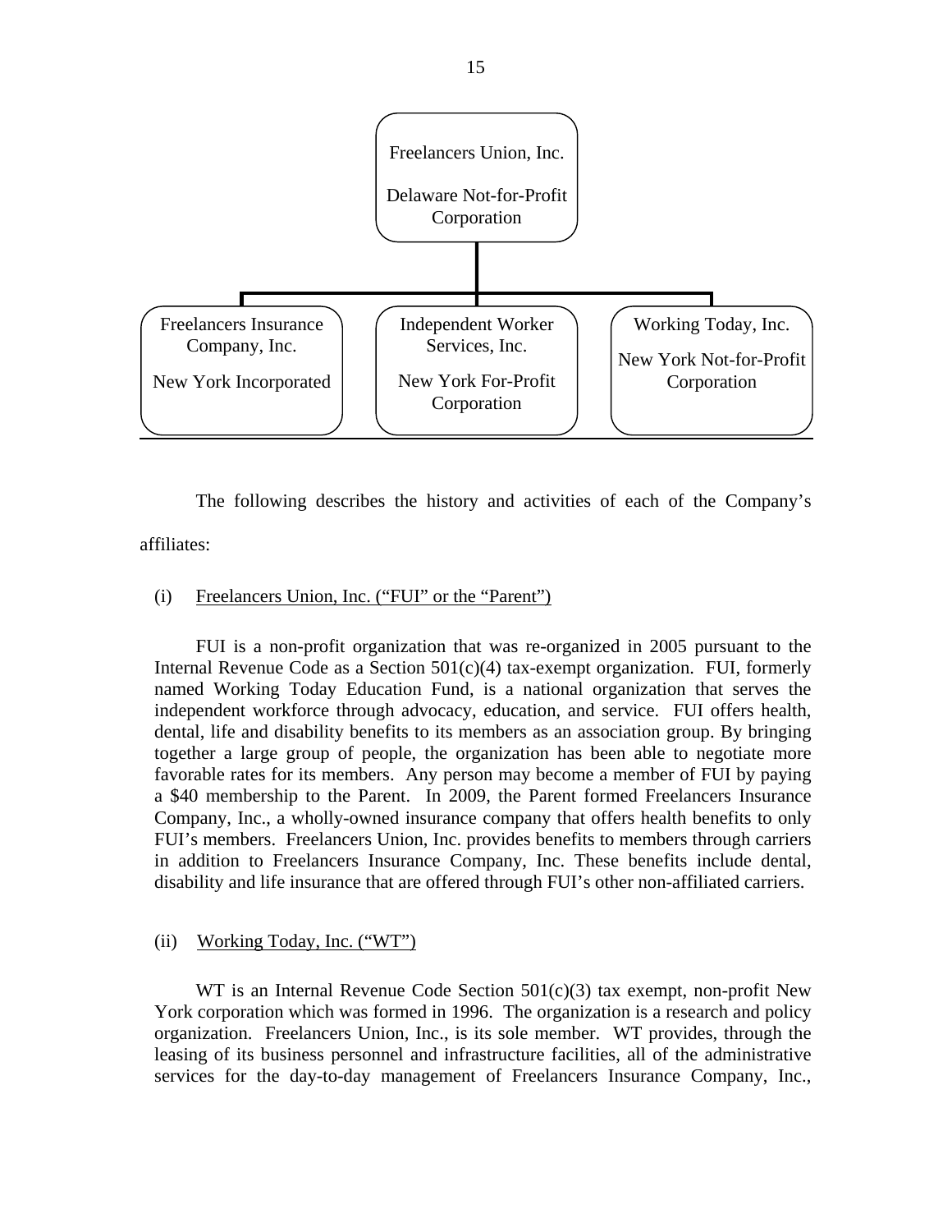Freelancers Union, Inc.

Delaware Not-for-Profit Corporation

| Freelancers Insurance Company, Inc. | Independent Worker Services, Inc. | Working Today, Inc. |
|---|---|---|
| New York Incorporated | New York For-Profit Corporation | New York Not-for-Profit Corporation |

The following describes the history and activities of each of the Company's affiliates:

(i) Freelancers Union, Inc. ("FUI" or the "Parent")

FUI is a non-profit organization that was re-organized in 2005 pursuant to the Internal Revenue Code as a Section 501(c)(4) tax-exempt organization. FUI, formerly named Working Today Education Fund, is a national organization that serves the independent workforce through advocacy, education, and service. FUI offers health, dental, life and disability benefits to its members as an association group. By bringing together a large group of people, the organization has been able to negotiate more favorable rates for its members. Any person may become a member of FUI by paying a $40 membership to the Parent. In 2009, the Parent formed Freelancers Insurance Company, Inc., a wholly-owned insurance company that offers health benefits to only FUI's members. Freelancers Union, Inc. provides benefits to members through carriers in addition to Freelancers Insurance Company, Inc. These benefits include dental, disability and life insurance that are offered through FUI's other non-affiliated carriers.

(ii) Working Today, Inc. ("WT")

WT is an Internal Revenue Code Section 501(c)(3) tax exempt, non-profit New York corporation which was formed in 1996. The organization is a research and policy organization. Freelancers Union, Inc., is its sole member. WT provides, through the leasing of its business personnel and infrastructure facilities, all of the administrative services for the day-to-day management of Freelancers Insurance Company, Inc.,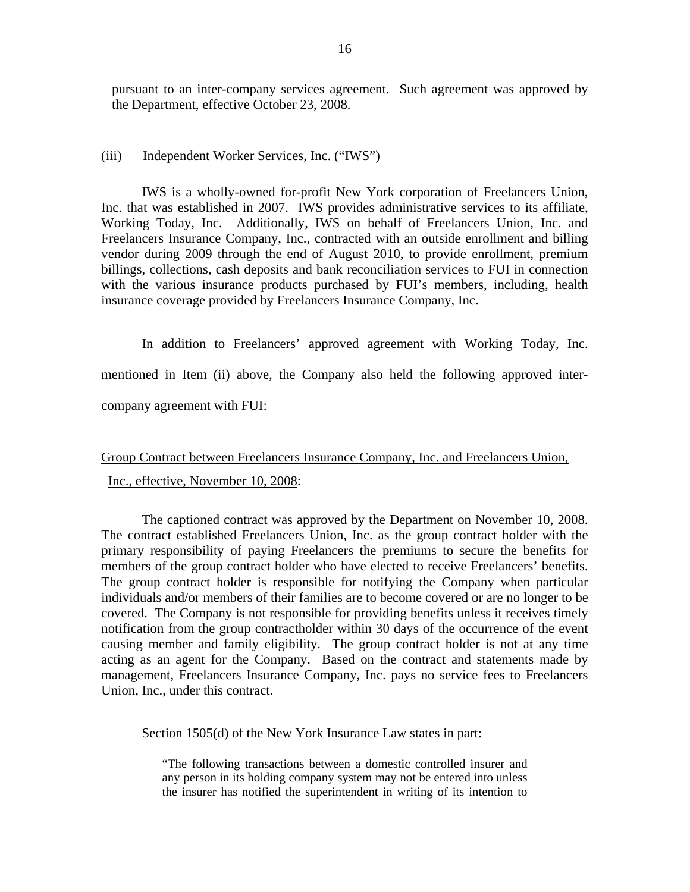pursuant to an inter-company services agreement. Such agreement was approved by the Department, effective October 23, 2008.

(iii) Independent Worker Services, Inc. ("IWS")

IWS is a wholly-owned for-profit New York corporation of Freelancers Union, Inc. that was established in 2007. IWS provides administrative services to its affiliate, Working Today, Inc. Additionally, IWS on behalf of Freelancers Union, Inc. and Freelancers Insurance Company, Inc., contracted with an outside enrollment and billing vendor during 2009 through the end of August 2010, to provide enrollment, premium billings, collections, cash deposits and bank reconciliation services to FUI in connection with the various insurance products purchased by FUI's members, including, health insurance coverage provided by Freelancers Insurance Company, Inc.

In addition to Freelancers' approved agreement with Working Today, Inc. mentioned in Item (ii) above, the Company also held the following approved inter-company agreement with FUI:

Group Contract between Freelancers Insurance Company, Inc. and Freelancers Union, Inc., effective, November 10, 2008:

The captioned contract was approved by the Department on November 10, 2008. The contract established Freelancers Union, Inc. as the group contract holder with the primary responsibility of paying Freelancers the premiums to secure the benefits for members of the group contract holder who have elected to receive Freelancers' benefits. The group contract holder is responsible for notifying the Company when particular individuals and/or members of their families are to become covered or are no longer to be covered. The Company is not responsible for providing benefits unless it receives timely notification from the group contractholder within 30 days of the occurrence of the event causing member and family eligibility. The group contract holder is not at any time acting as an agent for the Company. Based on the contract and statements made by management, Freelancers Insurance Company, Inc. pays no service fees to Freelancers Union, Inc., under this contract.

Section 1505(d) of the New York Insurance Law states in part:

> "The following transactions between a domestic controlled insurer and any person in its holding company system may not be entered into unless the insurer has notified the superintendent in writing of its intention to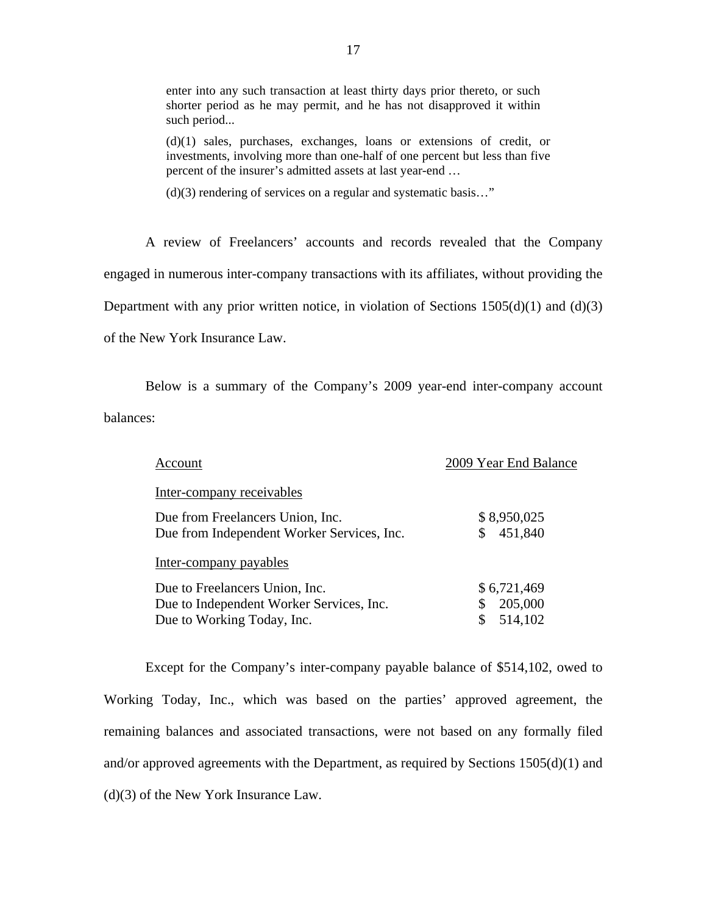> enter into any such transaction at least thirty days prior thereto, or such shorter period as he may permit, and he has not disapproved it within such period...
>
> (d)(1) sales, purchases, exchanges, loans or extensions of credit, or investments, involving more than one-half of one percent but less than five percent of the insurer's admitted assets at last year-end …
>
> (d)(3) rendering of services on a regular and systematic basis…"

A review of Freelancers' accounts and records revealed that the Company engaged in numerous inter-company transactions with its affiliates, without providing the Department with any prior written notice, in violation of Sections 1505(d)(1) and (d)(3) of the New York Insurance Law.

Below is a summary of the Company's 2009 year-end inter-company account balances:

| Account | 2009 Year End Balance |
|---|---|
| Inter-company receivables | |
| Due from Freelancers Union, Inc. | $ 8,950,025 |
| Due from Independent Worker Services, Inc. | $ 451,840 |
| Inter-company payables | |
| Due to Freelancers Union, Inc. | $ 6,721,469 |
| Due to Independent Worker Services, Inc. | $ 205,000 |
| Due to Working Today, Inc. | $ 514,102 |

Except for the Company's inter-company payable balance of $514,102, owed to Working Today, Inc., which was based on the parties' approved agreement, the remaining balances and associated transactions, were not based on any formally filed and/or approved agreements with the Department, as required by Sections 1505(d)(1) and (d)(3) of the New York Insurance Law.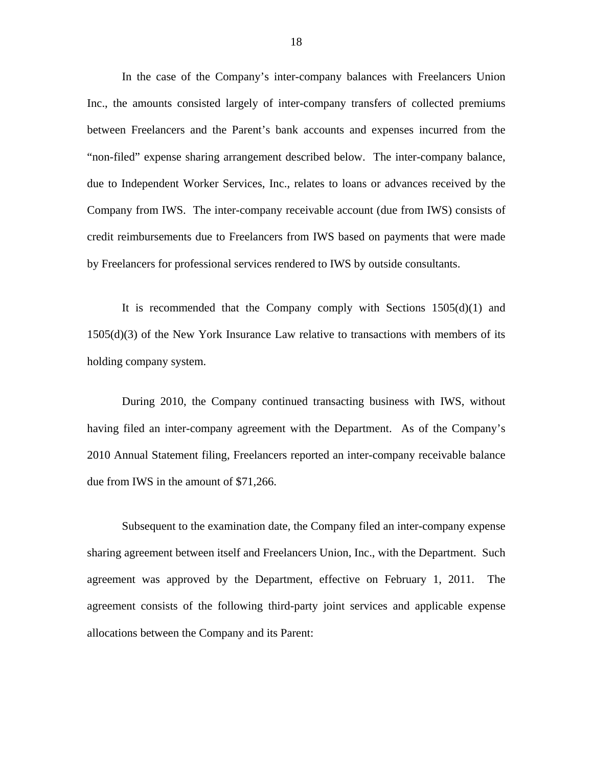In the case of the Company's inter-company balances with Freelancers Union Inc., the amounts consisted largely of inter-company transfers of collected premiums between Freelancers and the Parent's bank accounts and expenses incurred from the "non-filed" expense sharing arrangement described below. The inter-company balance, due to Independent Worker Services, Inc., relates to loans or advances received by the Company from IWS. The inter-company receivable account (due from IWS) consists of credit reimbursements due to Freelancers from IWS based on payments that were made by Freelancers for professional services rendered to IWS by outside consultants.

It is recommended that the Company comply with Sections 1505(d)(1) and 1505(d)(3) of the New York Insurance Law relative to transactions with members of its holding company system.

During 2010, the Company continued transacting business with IWS, without having filed an inter-company agreement with the Department. As of the Company's 2010 Annual Statement filing, Freelancers reported an inter-company receivable balance due from IWS in the amount of $71,266.

Subsequent to the examination date, the Company filed an inter-company expense sharing agreement between itself and Freelancers Union, Inc., with the Department. Such agreement was approved by the Department, effective on February 1, 2011. The agreement consists of the following third-party joint services and applicable expense allocations between the Company and its Parent: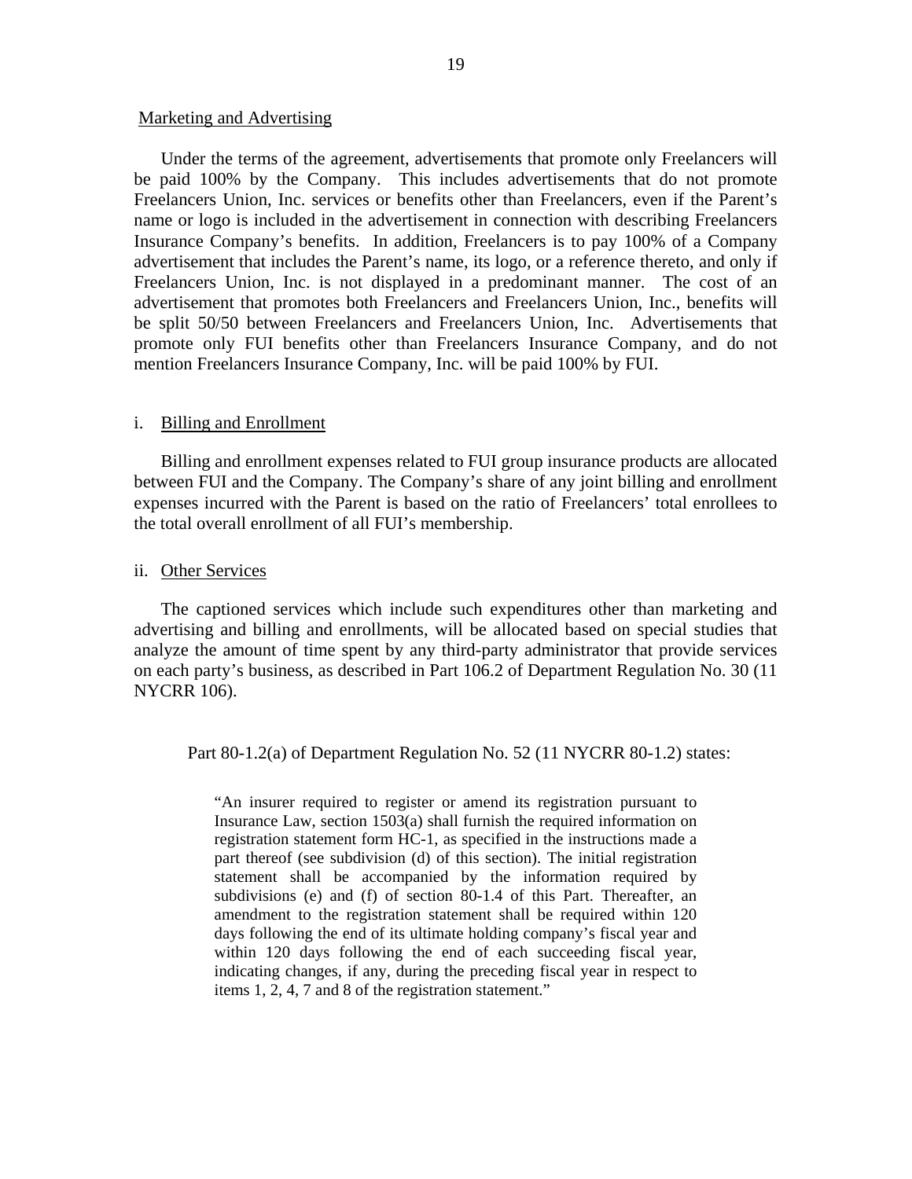Marketing and Advertising

Under the terms of the agreement, advertisements that promote only Freelancers will be paid 100% by the Company. This includes advertisements that do not promote Freelancers Union, Inc. services or benefits other than Freelancers, even if the Parent's name or logo is included in the advertisement in connection with describing Freelancers Insurance Company's benefits. In addition, Freelancers is to pay 100% of a Company advertisement that includes the Parent's name, its logo, or a reference thereto, and only if Freelancers Union, Inc. is not displayed in a predominant manner. The cost of an advertisement that promotes both Freelancers and Freelancers Union, Inc., benefits will be split 50/50 between Freelancers and Freelancers Union, Inc. Advertisements that promote only FUI benefits other than Freelancers Insurance Company, and do not mention Freelancers Insurance Company, Inc. will be paid 100% by FUI.

i. Billing and Enrollment

Billing and enrollment expenses related to FUI group insurance products are allocated between FUI and the Company. The Company's share of any joint billing and enrollment expenses incurred with the Parent is based on the ratio of Freelancers' total enrollees to the total overall enrollment of all FUI's membership.

ii. Other Services

The captioned services which include such expenditures other than marketing and advertising and billing and enrollments, will be allocated based on special studies that analyze the amount of time spent by any third-party administrator that provide services on each party's business, as described in Part 106.2 of Department Regulation No. 30 (11 NYCRR 106).

Part 80-1.2(a) of Department Regulation No. 52 (11 NYCRR 80-1.2) states:

> "An insurer required to register or amend its registration pursuant to Insurance Law, section 1503(a) shall furnish the required information on registration statement form HC-1, as specified in the instructions made a part thereof (see subdivision (d) of this section). The initial registration statement shall be accompanied by the information required by subdivisions (e) and (f) of section 80-1.4 of this Part. Thereafter, an amendment to the registration statement shall be required within 120 days following the end of its ultimate holding company's fiscal year and within 120 days following the end of each succeeding fiscal year, indicating changes, if any, during the preceding fiscal year in respect to items 1, 2, 4, 7 and 8 of the registration statement."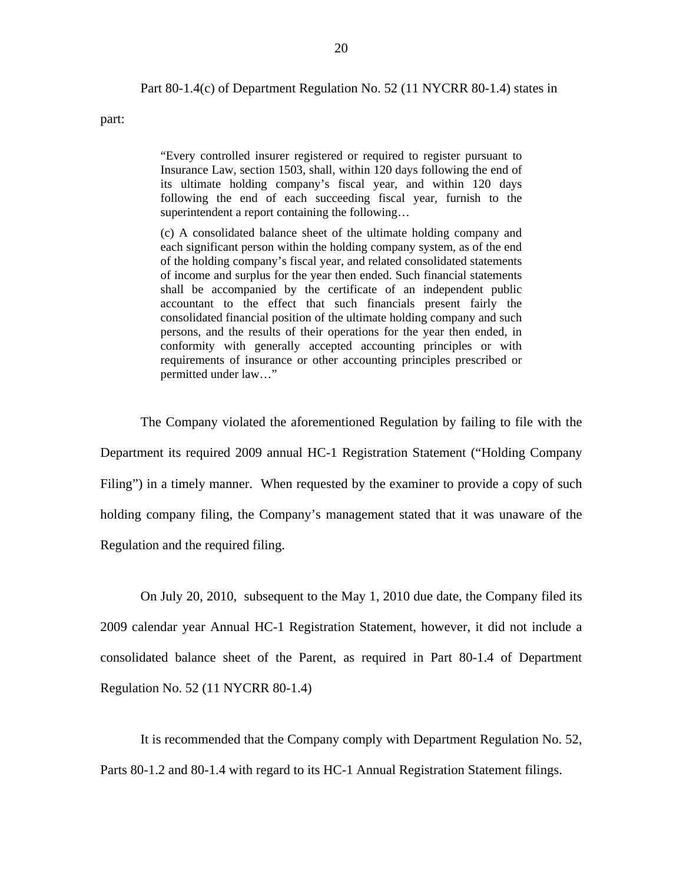Part 80-1.4(c) of Department Regulation No. 52 (11 NYCRR 80-1.4) states in part:

> "Every controlled insurer registered or required to register pursuant to Insurance Law, section 1503, shall, within 120 days following the end of its ultimate holding company's fiscal year, and within 120 days following the end of each succeeding fiscal year, furnish to the superintendent a report containing the following…
>
> (c) A consolidated balance sheet of the ultimate holding company and each significant person within the holding company system, as of the end of the holding company's fiscal year, and related consolidated statements of income and surplus for the year then ended. Such financial statements shall be accompanied by the certificate of an independent public accountant to the effect that such financials present fairly the consolidated financial position of the ultimate holding company and such persons, and the results of their operations for the year then ended, in conformity with generally accepted accounting principles or with requirements of insurance or other accounting principles prescribed or permitted under law…"

The Company violated the aforementioned Regulation by failing to file with the Department its required 2009 annual HC-1 Registration Statement ("Holding Company Filing") in a timely manner. When requested by the examiner to provide a copy of such holding company filing, the Company's management stated that it was unaware of the Regulation and the required filing.

On July 20, 2010, subsequent to the May 1, 2010 due date, the Company filed its 2009 calendar year Annual HC-1 Registration Statement, however, it did not include a consolidated balance sheet of the Parent, as required in Part 80-1.4 of Department Regulation No. 52 (11 NYCRR 80-1.4)

It is recommended that the Company comply with Department Regulation No. 52, Parts 80-1.2 and 80-1.4 with regard to its HC-1 Annual Registration Statement filings.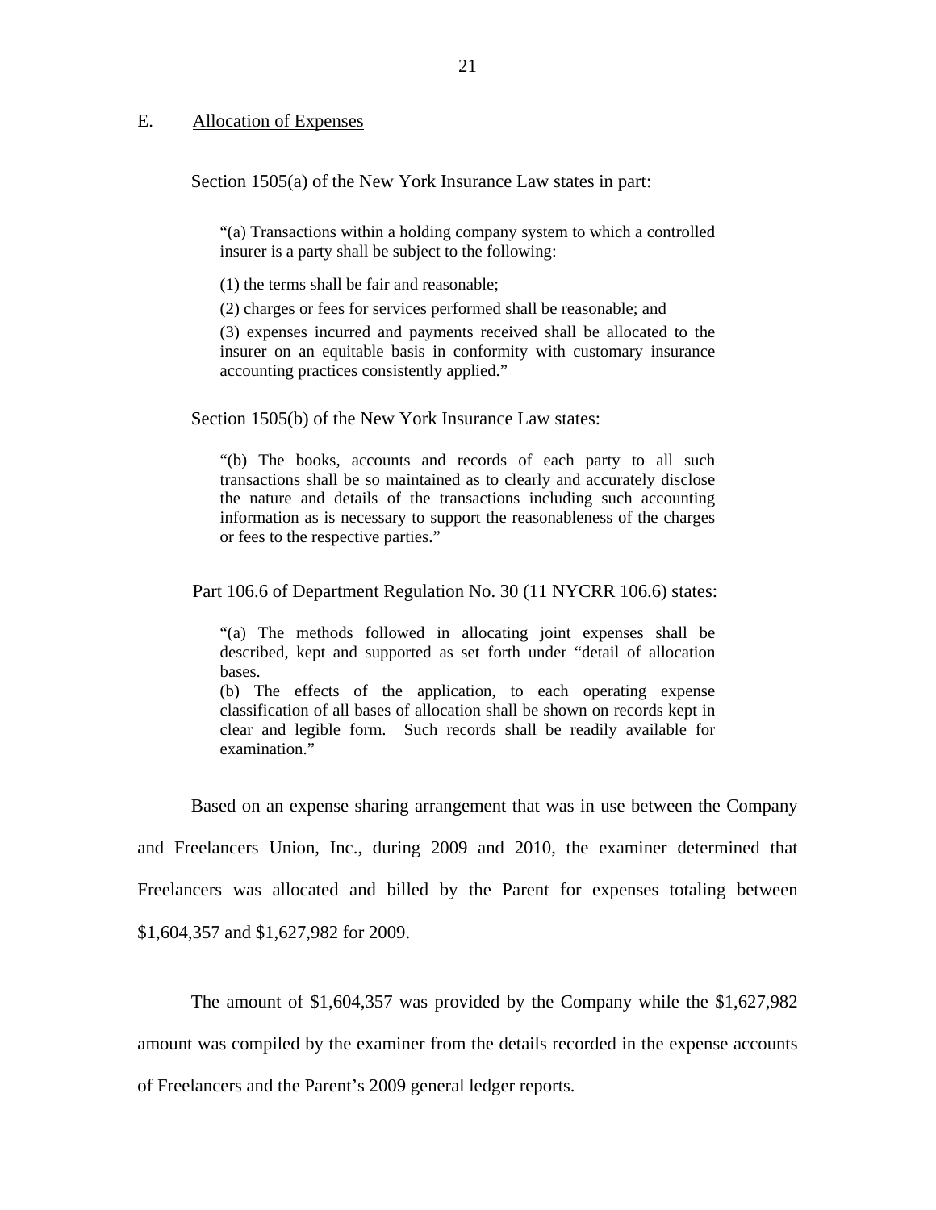## E. Allocation of Expenses

Section 1505(a) of the New York Insurance Law states in part:

> "(a) Transactions within a holding company system to which a controlled insurer is a party shall be subject to the following:
>
> (1) the terms shall be fair and reasonable;
>
> (2) charges or fees for services performed shall be reasonable; and
>
> (3) expenses incurred and payments received shall be allocated to the insurer on an equitable basis in conformity with customary insurance accounting practices consistently applied."

Section 1505(b) of the New York Insurance Law states:

> "(b) The books, accounts and records of each party to all such transactions shall be so maintained as to clearly and accurately disclose the nature and details of the transactions including such accounting information as is necessary to support the reasonableness of the charges or fees to the respective parties."

Part 106.6 of Department Regulation No. 30 (11 NYCRR 106.6) states:

> "(a) The methods followed in allocating joint expenses shall be described, kept and supported as set forth under "detail of allocation bases.
>
> (b) The effects of the application, to each operating expense classification of all bases of allocation shall be shown on records kept in clear and legible form. Such records shall be readily available for examination."

Based on an expense sharing arrangement that was in use between the Company and Freelancers Union, Inc., during 2009 and 2010, the examiner determined that Freelancers was allocated and billed by the Parent for expenses totaling between $1,604,357 and $1,627,982 for 2009.

The amount of $1,604,357 was provided by the Company while the $1,627,982 amount was compiled by the examiner from the details recorded in the expense accounts of Freelancers and the Parent's 2009 general ledger reports.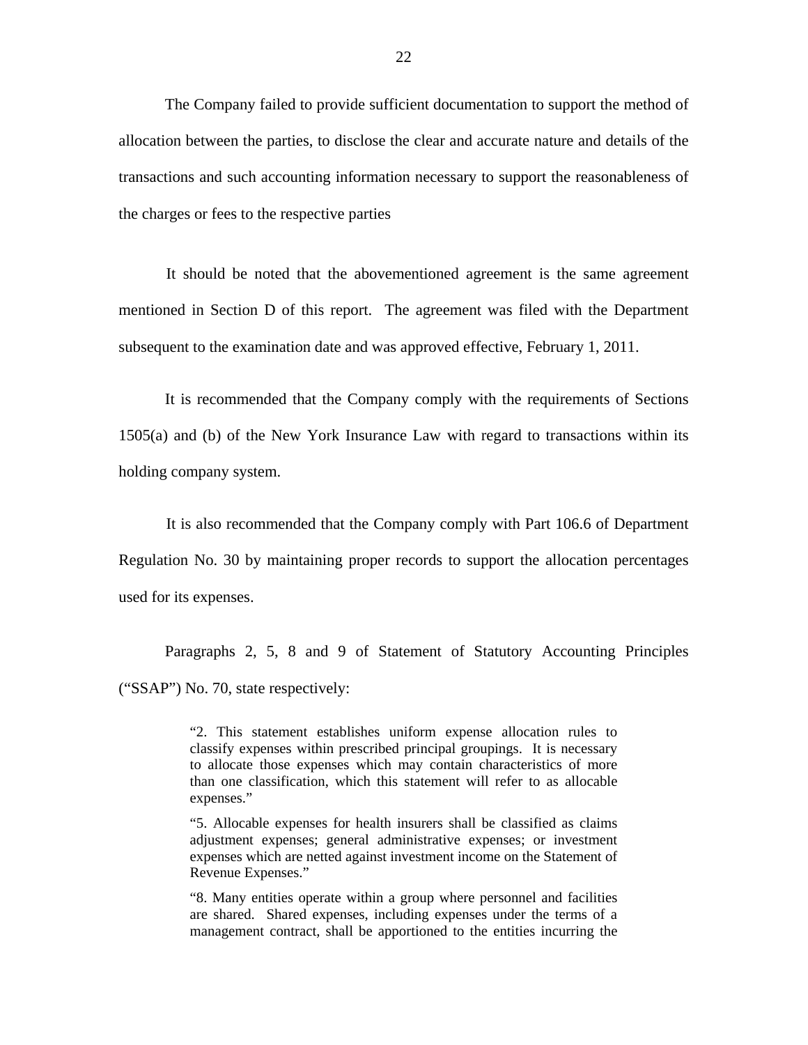The Company failed to provide sufficient documentation to support the method of allocation between the parties, to disclose the clear and accurate nature and details of the transactions and such accounting information necessary to support the reasonableness of the charges or fees to the respective parties

It should be noted that the abovementioned agreement is the same agreement mentioned in Section D of this report. The agreement was filed with the Department subsequent to the examination date and was approved effective, February 1, 2011.

It is recommended that the Company comply with the requirements of Sections 1505(a) and (b) of the New York Insurance Law with regard to transactions within its holding company system.

It is also recommended that the Company comply with Part 106.6 of Department Regulation No. 30 by maintaining proper records to support the allocation percentages used for its expenses.

Paragraphs 2, 5, 8 and 9 of Statement of Statutory Accounting Principles ("SSAP") No. 70, state respectively:

> "2. This statement establishes uniform expense allocation rules to classify expenses within prescribed principal groupings. It is necessary to allocate those expenses which may contain characteristics of more than one classification, which this statement will refer to as allocable expenses."
>
> "5. Allocable expenses for health insurers shall be classified as claims adjustment expenses; general administrative expenses; or investment expenses which are netted against investment income on the Statement of Revenue Expenses."
>
> "8. Many entities operate within a group where personnel and facilities are shared. Shared expenses, including expenses under the terms of a management contract, shall be apportioned to the entities incurring the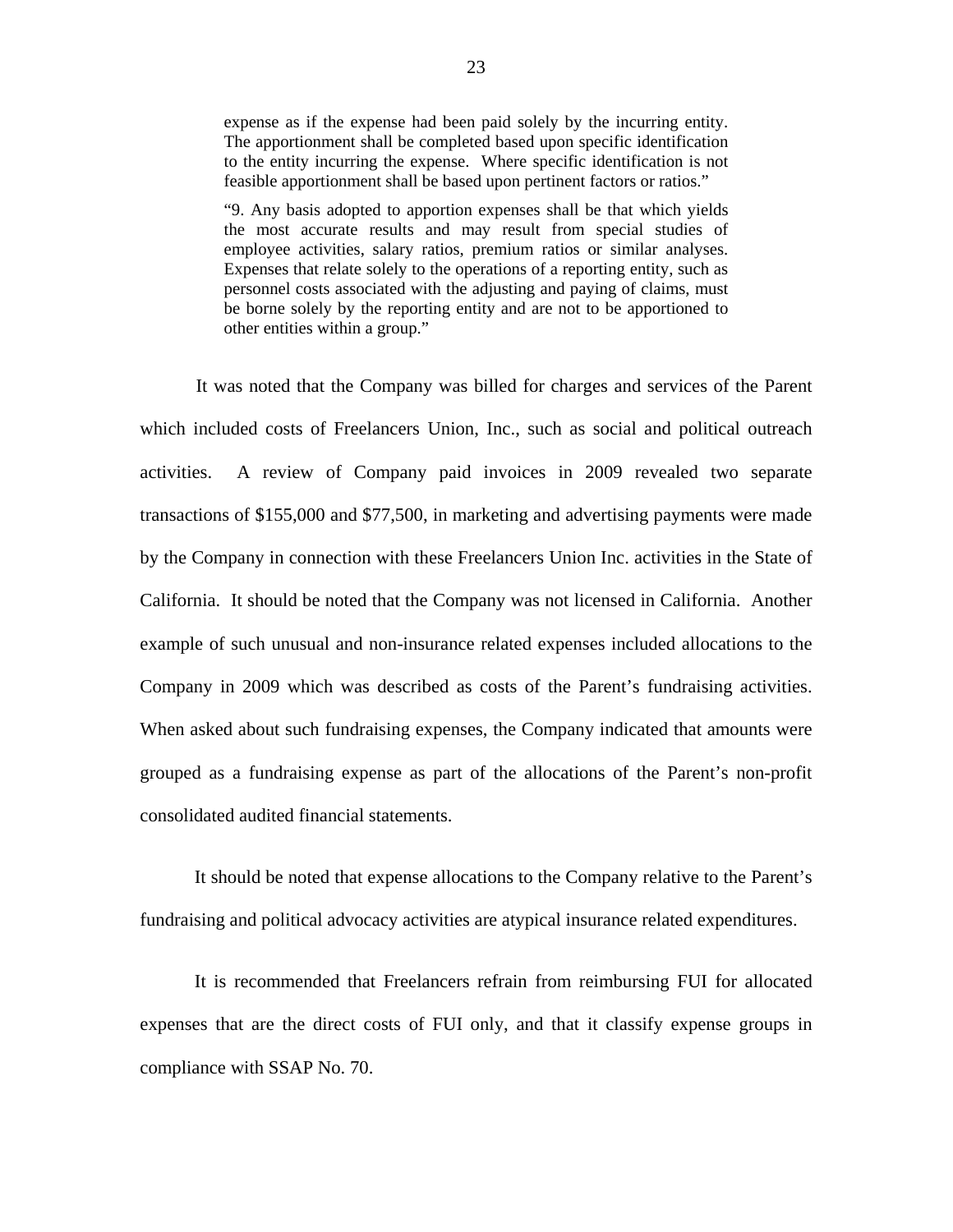> expense as if the expense had been paid solely by the incurring entity. The apportionment shall be completed based upon specific identification to the entity incurring the expense. Where specific identification is not feasible apportionment shall be based upon pertinent factors or ratios."
>
> "9. Any basis adopted to apportion expenses shall be that which yields the most accurate results and may result from special studies of employee activities, salary ratios, premium ratios or similar analyses. Expenses that relate solely to the operations of a reporting entity, such as personnel costs associated with the adjusting and paying of claims, must be borne solely by the reporting entity and are not to be apportioned to other entities within a group."

It was noted that the Company was billed for charges and services of the Parent which included costs of Freelancers Union, Inc., such as social and political outreach activities. A review of Company paid invoices in 2009 revealed two separate transactions of $155,000 and $77,500, in marketing and advertising payments were made by the Company in connection with these Freelancers Union Inc. activities in the State of California. It should be noted that the Company was not licensed in California. Another example of such unusual and non-insurance related expenses included allocations to the Company in 2009 which was described as costs of the Parent's fundraising activities. When asked about such fundraising expenses, the Company indicated that amounts were grouped as a fundraising expense as part of the allocations of the Parent's non-profit consolidated audited financial statements.

It should be noted that expense allocations to the Company relative to the Parent's fundraising and political advocacy activities are atypical insurance related expenditures.

It is recommended that Freelancers refrain from reimbursing FUI for allocated expenses that are the direct costs of FUI only, and that it classify expense groups in compliance with SSAP No. 70.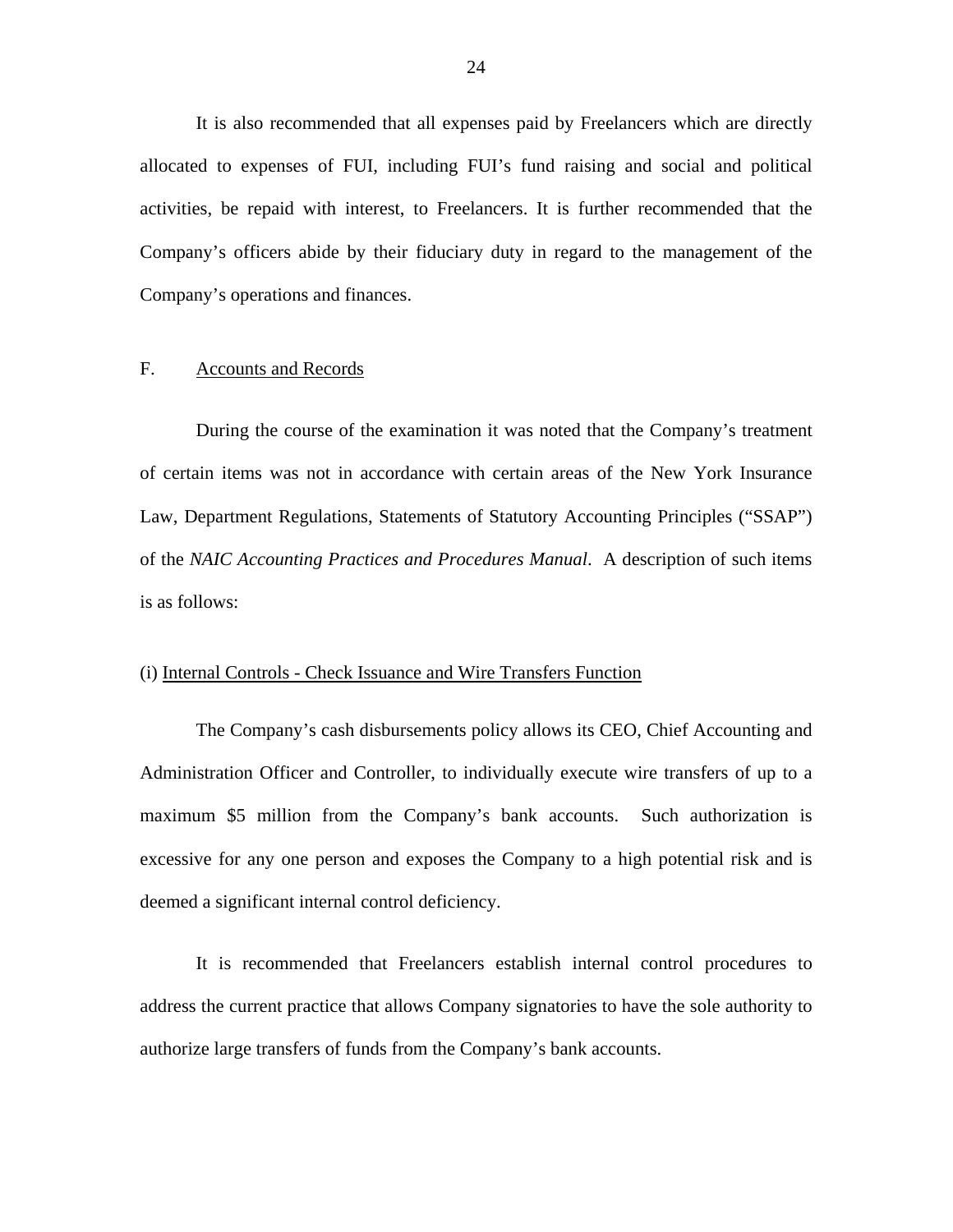It is also recommended that all expenses paid by Freelancers which are directly allocated to expenses of FUI, including FUI's fund raising and social and political activities, be repaid with interest, to Freelancers. It is further recommended that the Company's officers abide by their fiduciary duty in regard to the management of the Company's operations and finances.

## F. Accounts and Records

During the course of the examination it was noted that the Company's treatment of certain items was not in accordance with certain areas of the New York Insurance Law, Department Regulations, Statements of Statutory Accounting Principles ("SSAP") of the *NAIC Accounting Practices and Procedures Manual*. A description of such items is as follows:

### (i) Internal Controls - Check Issuance and Wire Transfers Function

The Company's cash disbursements policy allows its CEO, Chief Accounting and Administration Officer and Controller, to individually execute wire transfers of up to a maximum $5 million from the Company's bank accounts. Such authorization is excessive for any one person and exposes the Company to a high potential risk and is deemed a significant internal control deficiency.

It is recommended that Freelancers establish internal control procedures to address the current practice that allows Company signatories to have the sole authority to authorize large transfers of funds from the Company's bank accounts.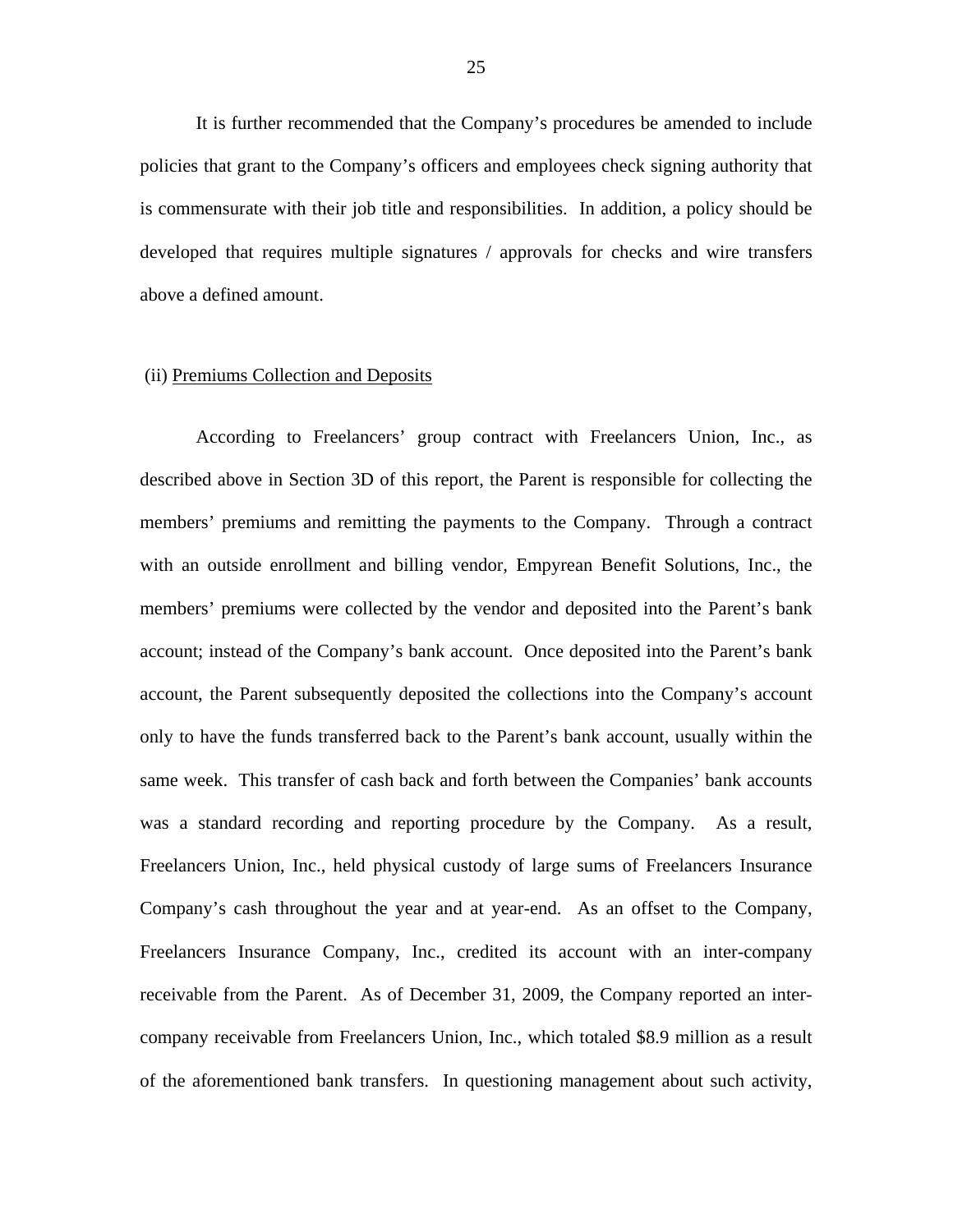It is further recommended that the Company's procedures be amended to include policies that grant to the Company's officers and employees check signing authority that is commensurate with their job title and responsibilities. In addition, a policy should be developed that requires multiple signatures / approvals for checks and wire transfers above a defined amount.

(ii) Premiums Collection and Deposits

According to Freelancers' group contract with Freelancers Union, Inc., as described above in Section 3D of this report, the Parent is responsible for collecting the members' premiums and remitting the payments to the Company. Through a contract with an outside enrollment and billing vendor, Empyrean Benefit Solutions, Inc., the members' premiums were collected by the vendor and deposited into the Parent's bank account; instead of the Company's bank account. Once deposited into the Parent's bank account, the Parent subsequently deposited the collections into the Company's account only to have the funds transferred back to the Parent's bank account, usually within the same week. This transfer of cash back and forth between the Companies' bank accounts was a standard recording and reporting procedure by the Company. As a result, Freelancers Union, Inc., held physical custody of large sums of Freelancers Insurance Company's cash throughout the year and at year-end. As an offset to the Company, Freelancers Insurance Company, Inc., credited its account with an inter-company receivable from the Parent. As of December 31, 2009, the Company reported an inter-company receivable from Freelancers Union, Inc., which totaled \$8.9 million as a result of the aforementioned bank transfers. In questioning management about such activity,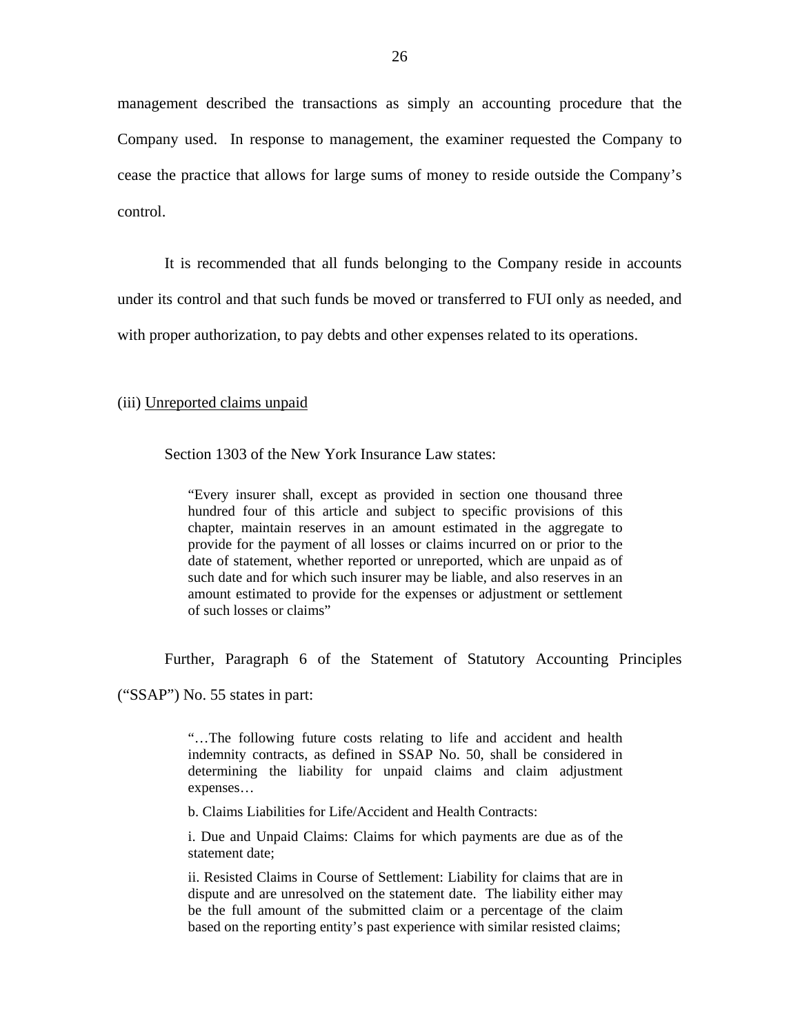management described the transactions as simply an accounting procedure that the Company used. In response to management, the examiner requested the Company to cease the practice that allows for large sums of money to reside outside the Company's control.

It is recommended that all funds belonging to the Company reside in accounts under its control and that such funds be moved or transferred to FUI only as needed, and with proper authorization, to pay debts and other expenses related to its operations.

(iii) <u>Unreported claims unpaid</u>

Section 1303 of the New York Insurance Law states:

> "Every insurer shall, except as provided in section one thousand three hundred four of this article and subject to specific provisions of this chapter, maintain reserves in an amount estimated in the aggregate to provide for the payment of all losses or claims incurred on or prior to the date of statement, whether reported or unreported, which are unpaid as of such date and for which such insurer may be liable, and also reserves in an amount estimated to provide for the expenses or adjustment or settlement of such losses or claims"

Further, Paragraph 6 of the Statement of Statutory Accounting Principles ("SSAP") No. 55 states in part:

> "…The following future costs relating to life and accident and health indemnity contracts, as defined in SSAP No. 50, shall be considered in determining the liability for unpaid claims and claim adjustment expenses…
>
> b. Claims Liabilities for Life/Accident and Health Contracts:
>
> i. Due and Unpaid Claims: Claims for which payments are due as of the statement date;
>
> ii. Resisted Claims in Course of Settlement: Liability for claims that are in dispute and are unresolved on the statement date. The liability either may be the full amount of the submitted claim or a percentage of the claim based on the reporting entity's past experience with similar resisted claims;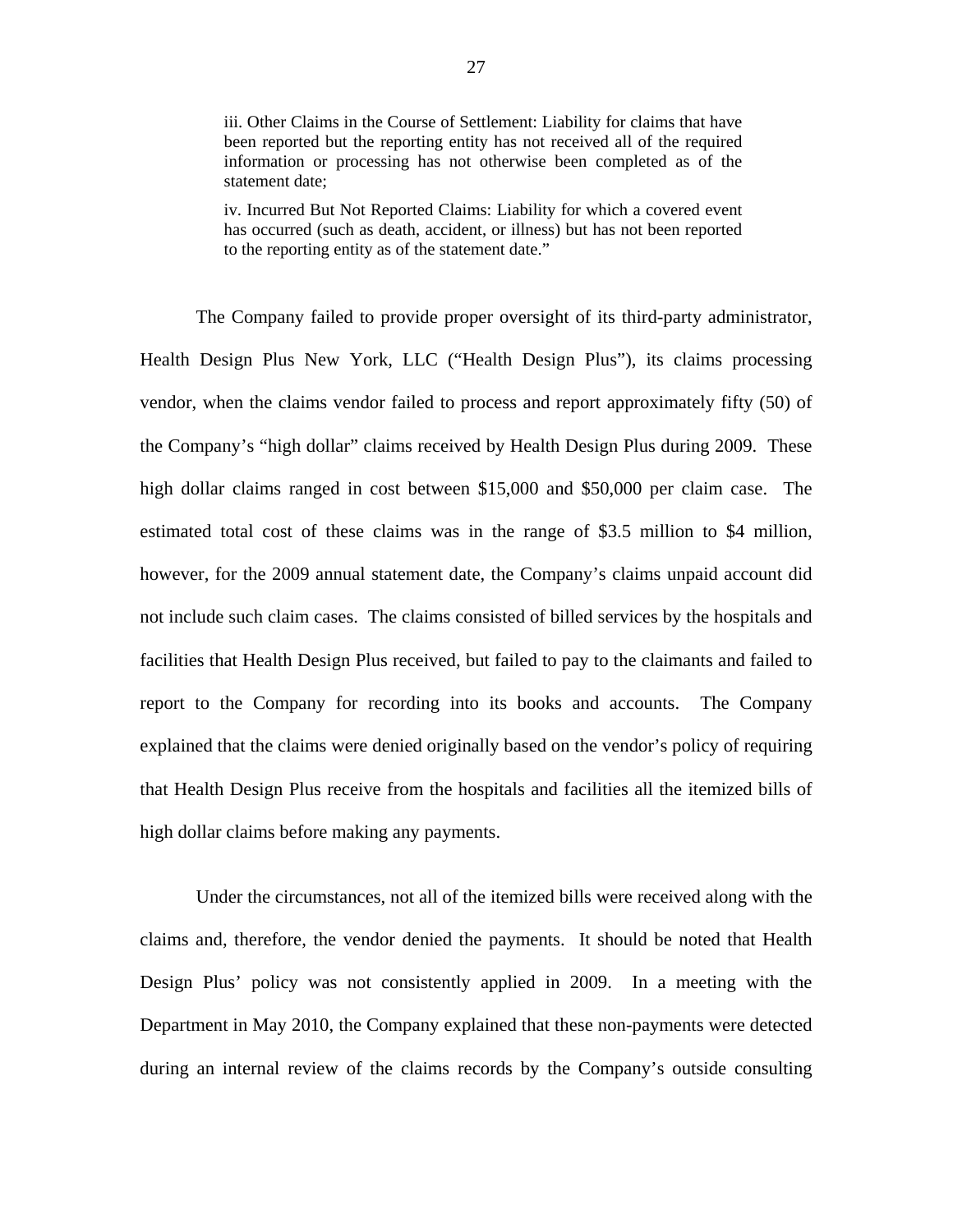> iii. Other Claims in the Course of Settlement: Liability for claims that have been reported but the reporting entity has not received all of the required information or processing has not otherwise been completed as of the statement date;
>
> iv. Incurred But Not Reported Claims: Liability for which a covered event has occurred (such as death, accident, or illness) but has not been reported to the reporting entity as of the statement date."

The Company failed to provide proper oversight of its third-party administrator, Health Design Plus New York, LLC ("Health Design Plus"), its claims processing vendor, when the claims vendor failed to process and report approximately fifty (50) of the Company's "high dollar" claims received by Health Design Plus during 2009. These high dollar claims ranged in cost between $15,000 and $50,000 per claim case. The estimated total cost of these claims was in the range of $3.5 million to $4 million, however, for the 2009 annual statement date, the Company's claims unpaid account did not include such claim cases. The claims consisted of billed services by the hospitals and facilities that Health Design Plus received, but failed to pay to the claimants and failed to report to the Company for recording into its books and accounts. The Company explained that the claims were denied originally based on the vendor's policy of requiring that Health Design Plus receive from the hospitals and facilities all the itemized bills of high dollar claims before making any payments.

Under the circumstances, not all of the itemized bills were received along with the claims and, therefore, the vendor denied the payments. It should be noted that Health Design Plus' policy was not consistently applied in 2009. In a meeting with the Department in May 2010, the Company explained that these non-payments were detected during an internal review of the claims records by the Company's outside consulting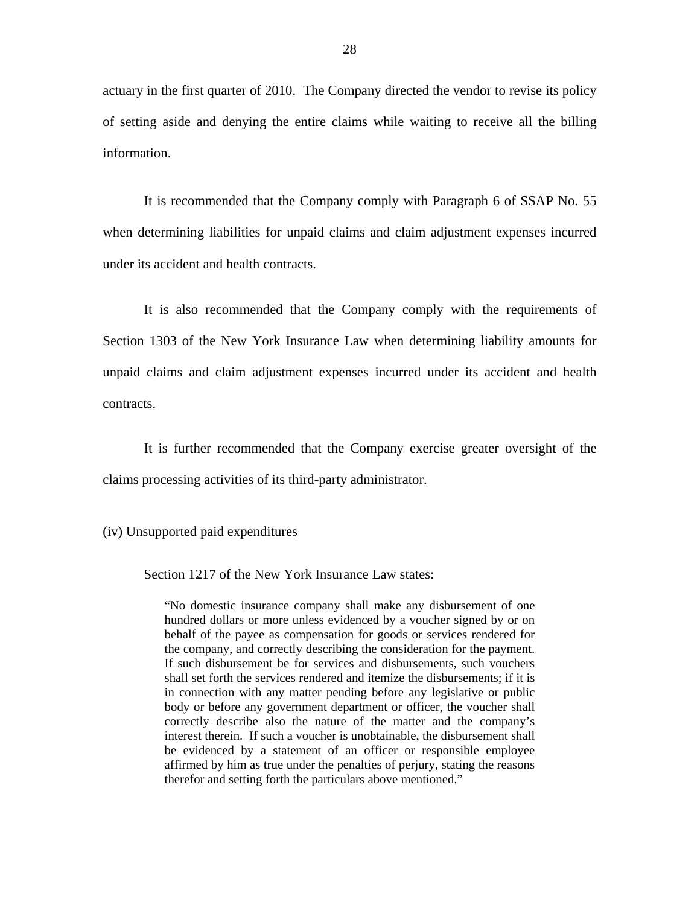actuary in the first quarter of 2010. The Company directed the vendor to revise its policy of setting aside and denying the entire claims while waiting to receive all the billing information.

It is recommended that the Company comply with Paragraph 6 of SSAP No. 55 when determining liabilities for unpaid claims and claim adjustment expenses incurred under its accident and health contracts.

It is also recommended that the Company comply with the requirements of Section 1303 of the New York Insurance Law when determining liability amounts for unpaid claims and claim adjustment expenses incurred under its accident and health contracts.

It is further recommended that the Company exercise greater oversight of the claims processing activities of its third-party administrator.

(iv) Unsupported paid expenditures

Section 1217 of the New York Insurance Law states:

> "No domestic insurance company shall make any disbursement of one hundred dollars or more unless evidenced by a voucher signed by or on behalf of the payee as compensation for goods or services rendered for the company, and correctly describing the consideration for the payment. If such disbursement be for services and disbursements, such vouchers shall set forth the services rendered and itemize the disbursements; if it is in connection with any matter pending before any legislative or public body or before any government department or officer, the voucher shall correctly describe also the nature of the matter and the company's interest therein. If such a voucher is unobtainable, the disbursement shall be evidenced by a statement of an officer or responsible employee affirmed by him as true under the penalties of perjury, stating the reasons therefor and setting forth the particulars above mentioned."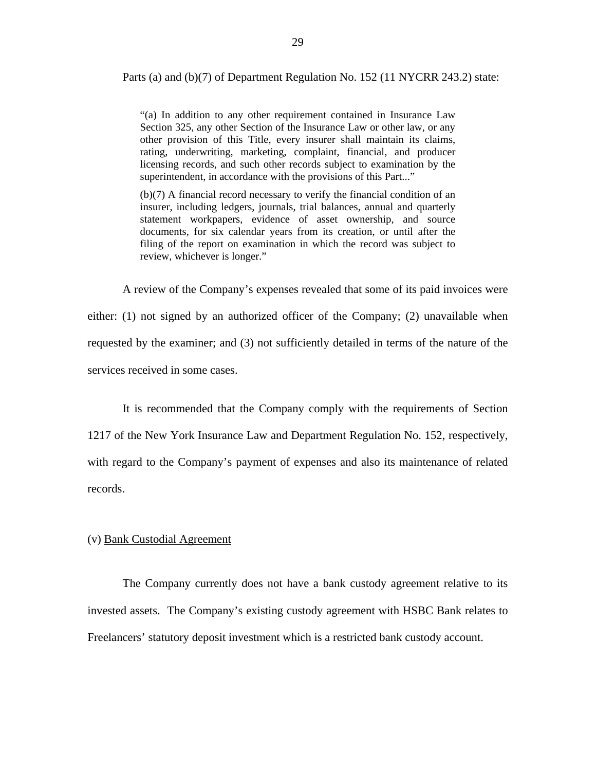Parts (a) and (b)(7) of Department Regulation No. 152 (11 NYCRR 243.2) state:

> "(a) In addition to any other requirement contained in Insurance Law Section 325, any other Section of the Insurance Law or other law, or any other provision of this Title, every insurer shall maintain its claims, rating, underwriting, marketing, complaint, financial, and producer licensing records, and such other records subject to examination by the superintendent, in accordance with the provisions of this Part..."
>
> (b)(7) A financial record necessary to verify the financial condition of an insurer, including ledgers, journals, trial balances, annual and quarterly statement workpapers, evidence of asset ownership, and source documents, for six calendar years from its creation, or until after the filing of the report on examination in which the record was subject to review, whichever is longer."

A review of the Company's expenses revealed that some of its paid invoices were either: (1) not signed by an authorized officer of the Company; (2) unavailable when requested by the examiner; and (3) not sufficiently detailed in terms of the nature of the services received in some cases.

It is recommended that the Company comply with the requirements of Section 1217 of the New York Insurance Law and Department Regulation No. 152, respectively, with regard to the Company's payment of expenses and also its maintenance of related records.

(v) Bank Custodial Agreement

The Company currently does not have a bank custody agreement relative to its invested assets. The Company's existing custody agreement with HSBC Bank relates to Freelancers' statutory deposit investment which is a restricted bank custody account.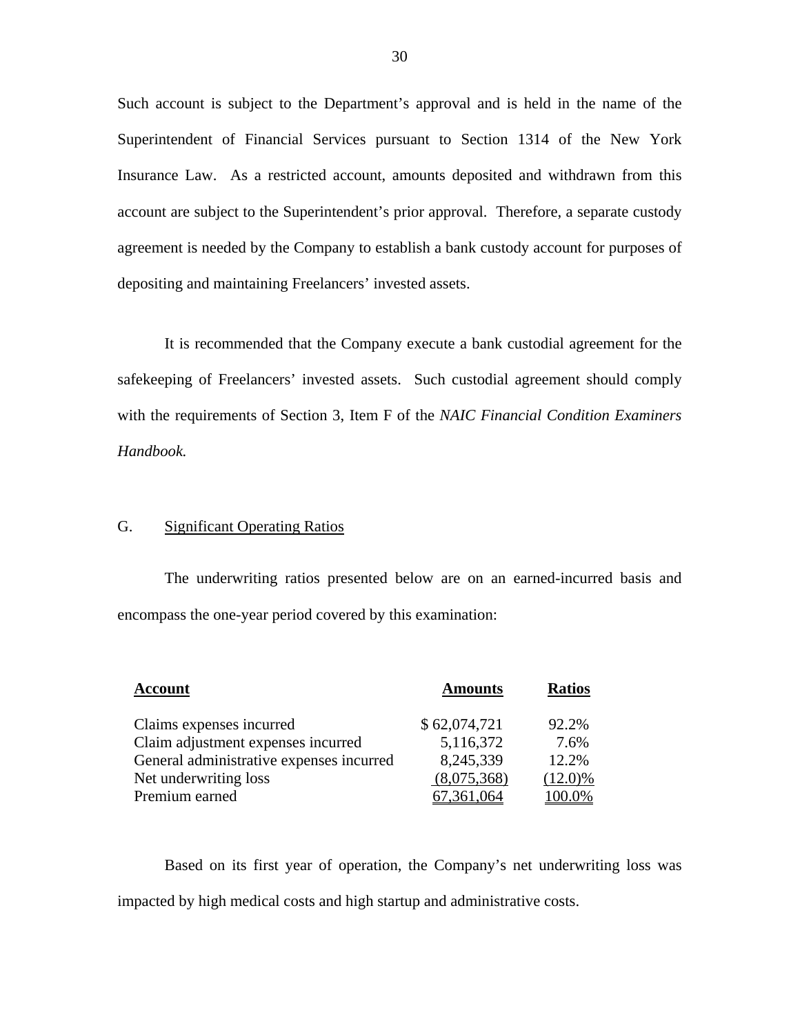Such account is subject to the Department's approval and is held in the name of the Superintendent of Financial Services pursuant to Section 1314 of the New York Insurance Law. As a restricted account, amounts deposited and withdrawn from this account are subject to the Superintendent's prior approval. Therefore, a separate custody agreement is needed by the Company to establish a bank custody account for purposes of depositing and maintaining Freelancers' invested assets.

It is recommended that the Company execute a bank custodial agreement for the safekeeping of Freelancers' invested assets. Such custodial agreement should comply with the requirements of Section 3, Item F of the *NAIC Financial Condition Examiners Handbook.*

## G. Significant Operating Ratios

The underwriting ratios presented below are on an earned-incurred basis and encompass the one-year period covered by this examination:

| Account | Amounts | Ratios |
|---|---|---|
| Claims expenses incurred | $ 62,074,721 | 92.2% |
| Claim adjustment expenses incurred | 5,116,372 | 7.6% |
| General administrative expenses incurred | 8,245,339 | 12.2% |
| Net underwriting loss | (8,075,368) | (12.0)% |
| Premium earned | 67,361,064 | 100.0% |

Based on its first year of operation, the Company's net underwriting loss was impacted by high medical costs and high startup and administrative costs.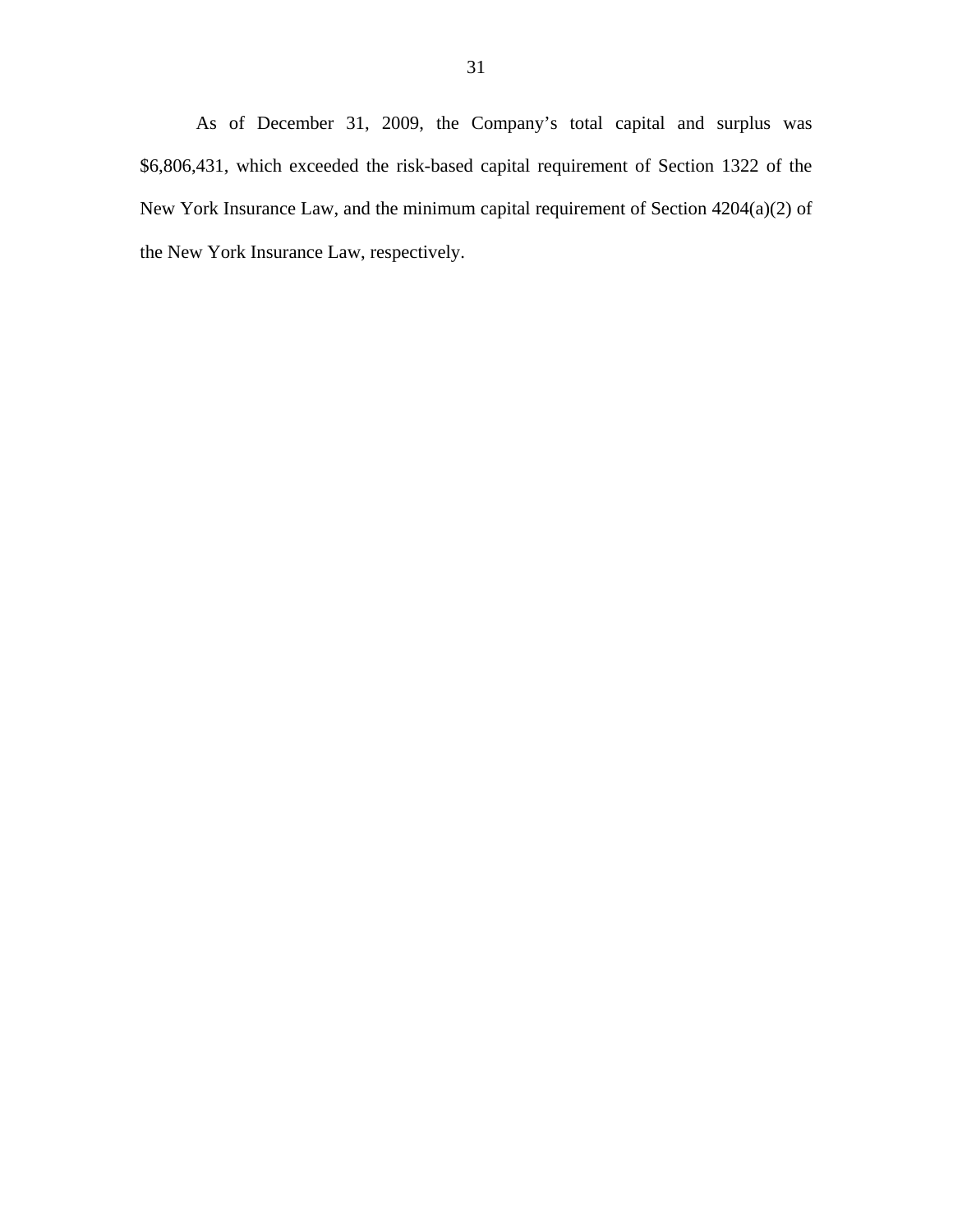As of December 31, 2009, the Company's total capital and surplus was $6,806,431, which exceeded the risk-based capital requirement of Section 1322 of the New York Insurance Law, and the minimum capital requirement of Section 4204(a)(2) of the New York Insurance Law, respectively.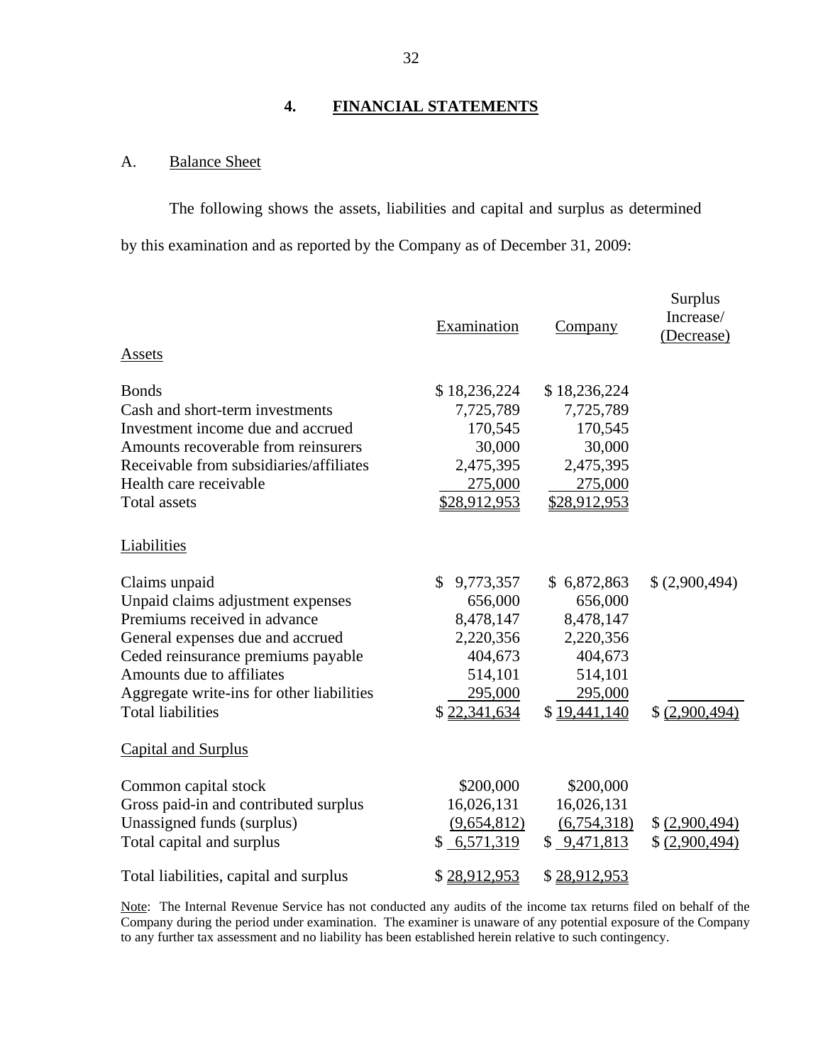## 4. FINANCIAL STATEMENTS

### A. Balance Sheet

The following shows the assets, liabilities and capital and surplus as determined by this examination and as reported by the Company as of December 31, 2009:

| | Examination | Company | Surplus Increase/ (Decrease) |
|---|---|---|---|
| Assets | | | |
| Bonds | $ 18,236,224 | $ 18,236,224 | |
| Cash and short-term investments | 7,725,789 | 7,725,789 | |
| Investment income due and accrued | 170,545 | 170,545 | |
| Amounts recoverable from reinsurers | 30,000 | 30,000 | |
| Receivable from subsidiaries/affiliates | 2,475,395 | 2,475,395 | |
| Health care receivable | 275,000 | 275,000 | |
| Total assets | $28,912,953 | $28,912,953 | |
| Liabilities | | | |
| Claims unpaid | $ 9,773,357 | $ 6,872,863 | $ (2,900,494) |
| Unpaid claims adjustment expenses | 656,000 | 656,000 | |
| Premiums received in advance | 8,478,147 | 8,478,147 | |
| General expenses due and accrued | 2,220,356 | 2,220,356 | |
| Ceded reinsurance premiums payable | 404,673 | 404,673 | |
| Amounts due to affiliates | 514,101 | 514,101 | |
| Aggregate write-ins for other liabilities | 295,000 | 295,000 | |
| Total liabilities | $ 22,341,634 | $ 19,441,140 | $ (2,900,494) |
| Capital and Surplus | | | |
| Common capital stock | $200,000 | $200,000 | |
| Gross paid-in and contributed surplus | 16,026,131 | 16,026,131 | |
| Unassigned funds (surplus) | (9,654,812) | (6,754,318) | $ (2,900,494) |
| Total capital and surplus | $ 6,571,319 | $ 9,471,813 | $ (2,900,494) |
| Total liabilities, capital and surplus | $ 28,912,953 | $ 28,912,953 | |

Note: The Internal Revenue Service has not conducted any audits of the income tax returns filed on behalf of the Company during the period under examination. The examiner is unaware of any potential exposure of the Company to any further tax assessment and no liability has been established herein relative to such contingency.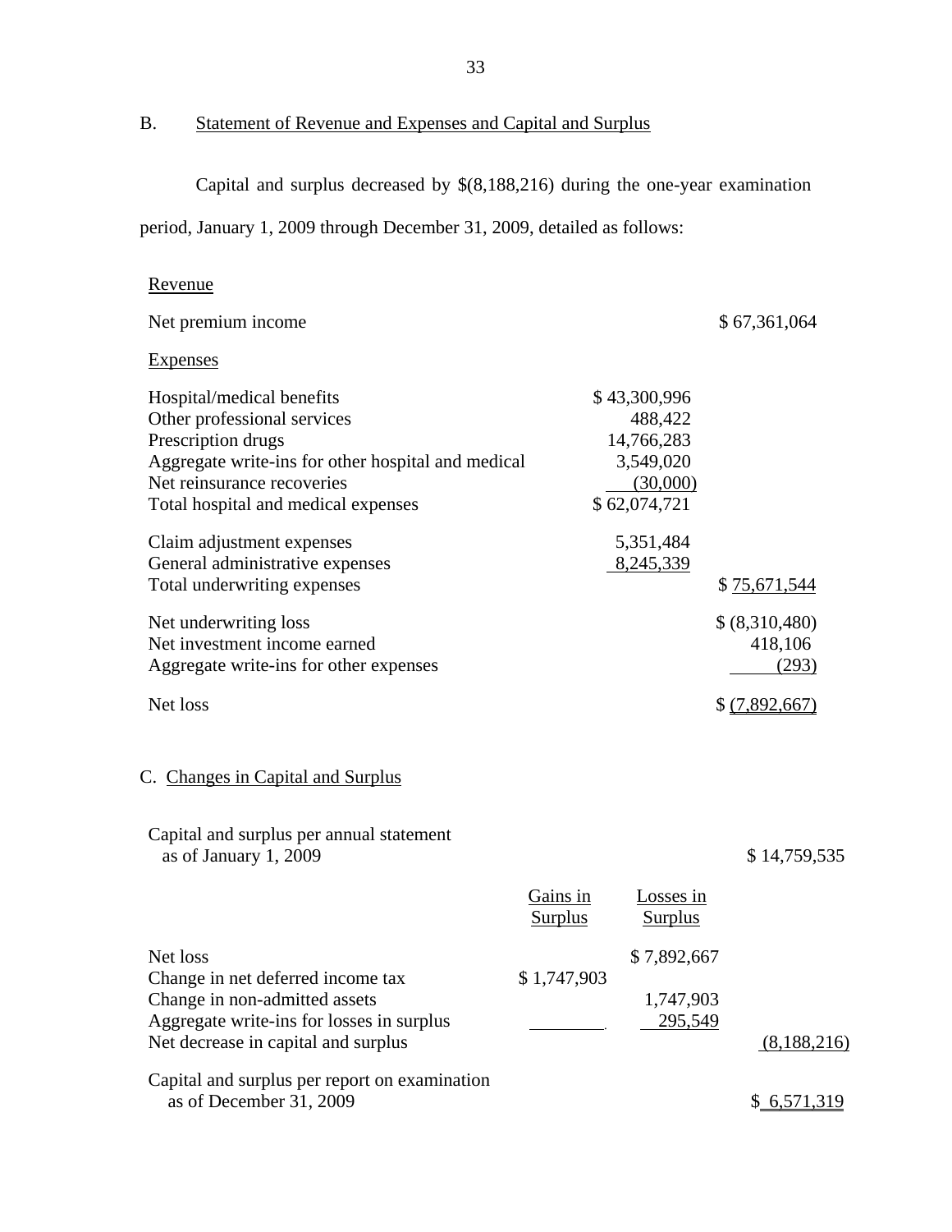## B. Statement of Revenue and Expenses and Capital and Surplus

Capital and surplus decreased by $(8,188,216) during the one-year examination period, January 1, 2009 through December 31, 2009, detailed as follows:

| | | |
|---|---|---|
| Revenue | | |
| Net premium income | | $ 67,361,064 |
| Expenses | | |
| Hospital/medical benefits | $ 43,300,996 | |
| Other professional services | 488,422 | |
| Prescription drugs | 14,766,283 | |
| Aggregate write-ins for other hospital and medical | 3,549,020 | |
| Net reinsurance recoveries | (30,000) | |
| Total hospital and medical expenses | $ 62,074,721 | |
| Claim adjustment expenses | 5,351,484 | |
| General administrative expenses | 8,245,339 | |
| Total underwriting expenses | | $ 75,671,544 |
| Net underwriting loss | | $ (8,310,480) |
| Net investment income earned | | 418,106 |
| Aggregate write-ins for other expenses | | (293) |
| Net loss | | $ (7,892,667) |

## C. Changes in Capital and Surplus

| | Gains in Surplus | Losses in Surplus | |
|---|---|---|---|
| Capital and surplus per annual statement as of January 1, 2009 | | | $ 14,759,535 |
| Net loss | | $ 7,892,667 | |
| Change in net deferred income tax | $ 1,747,903 | | |
| Change in non-admitted assets | | 1,747,903 | |
| Aggregate write-ins for losses in surplus | | 295,549 | |
| Net decrease in capital and surplus | | | (8,188,216) |
| Capital and surplus per report on examination as of December 31, 2009 | | | $ 6,571,319 |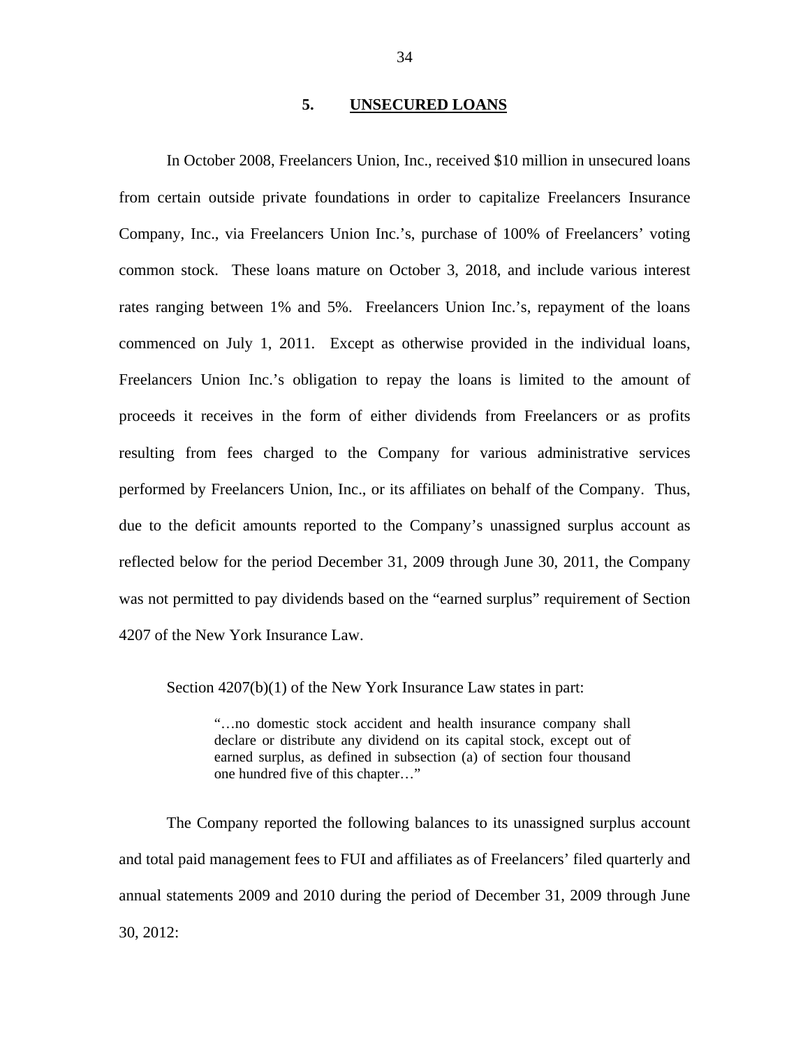## 5. UNSECURED LOANS

In October 2008, Freelancers Union, Inc., received $10 million in unsecured loans from certain outside private foundations in order to capitalize Freelancers Insurance Company, Inc., via Freelancers Union Inc.'s, purchase of 100% of Freelancers' voting common stock. These loans mature on October 3, 2018, and include various interest rates ranging between 1% and 5%. Freelancers Union Inc.'s, repayment of the loans commenced on July 1, 2011. Except as otherwise provided in the individual loans, Freelancers Union Inc.'s obligation to repay the loans is limited to the amount of proceeds it receives in the form of either dividends from Freelancers or as profits resulting from fees charged to the Company for various administrative services performed by Freelancers Union, Inc., or its affiliates on behalf of the Company. Thus, due to the deficit amounts reported to the Company's unassigned surplus account as reflected below for the period December 31, 2009 through June 30, 2011, the Company was not permitted to pay dividends based on the "earned surplus" requirement of Section 4207 of the New York Insurance Law.

Section 4207(b)(1) of the New York Insurance Law states in part:

> "…no domestic stock accident and health insurance company shall declare or distribute any dividend on its capital stock, except out of earned surplus, as defined in subsection (a) of section four thousand one hundred five of this chapter…"

The Company reported the following balances to its unassigned surplus account and total paid management fees to FUI and affiliates as of Freelancers' filed quarterly and annual statements 2009 and 2010 during the period of December 31, 2009 through June 30, 2012: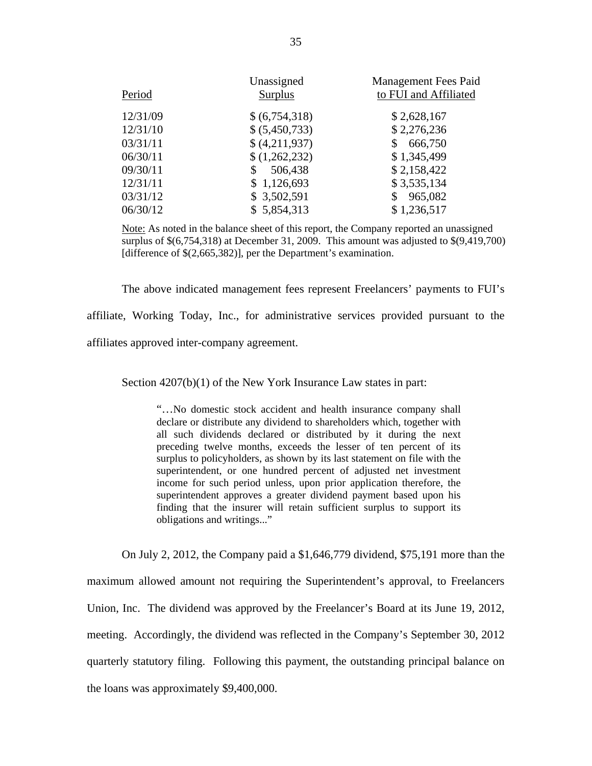| Period | Unassigned Surplus | Management Fees Paid to FUI and Affiliated |
|---|---|---|
| 12/31/09 | $ (6,754,318) | $ 2,628,167 |
| 12/31/10 | $ (5,450,733) | $ 2,276,236 |
| 03/31/11 | $ (4,211,937) | $ 666,750 |
| 06/30/11 | $ (1,262,232) | $ 1,345,499 |
| 09/30/11 | $ 506,438 | $ 2,158,422 |
| 12/31/11 | $ 1,126,693 | $ 3,535,134 |
| 03/31/12 | $ 3,502,591 | $ 965,082 |
| 06/30/12 | $ 5,854,313 | $ 1,236,517 |

Note: As noted in the balance sheet of this report, the Company reported an unassigned surplus of $(6,754,318) at December 31, 2009. This amount was adjusted to $(9,419,700) [difference of $(2,665,382)], per the Department's examination.

The above indicated management fees represent Freelancers' payments to FUI's affiliate, Working Today, Inc., for administrative services provided pursuant to the affiliates approved inter-company agreement.

Section 4207(b)(1) of the New York Insurance Law states in part:

> "…No domestic stock accident and health insurance company shall declare or distribute any dividend to shareholders which, together with all such dividends declared or distributed by it during the next preceding twelve months, exceeds the lesser of ten percent of its surplus to policyholders, as shown by its last statement on file with the superintendent, or one hundred percent of adjusted net investment income for such period unless, upon prior application therefore, the superintendent approves a greater dividend payment based upon his finding that the insurer will retain sufficient surplus to support its obligations and writings..."

On July 2, 2012, the Company paid a $1,646,779 dividend, $75,191 more than the maximum allowed amount not requiring the Superintendent's approval, to Freelancers Union, Inc. The dividend was approved by the Freelancer's Board at its June 19, 2012, meeting. Accordingly, the dividend was reflected in the Company's September 30, 2012 quarterly statutory filing. Following this payment, the outstanding principal balance on the loans was approximately $9,400,000.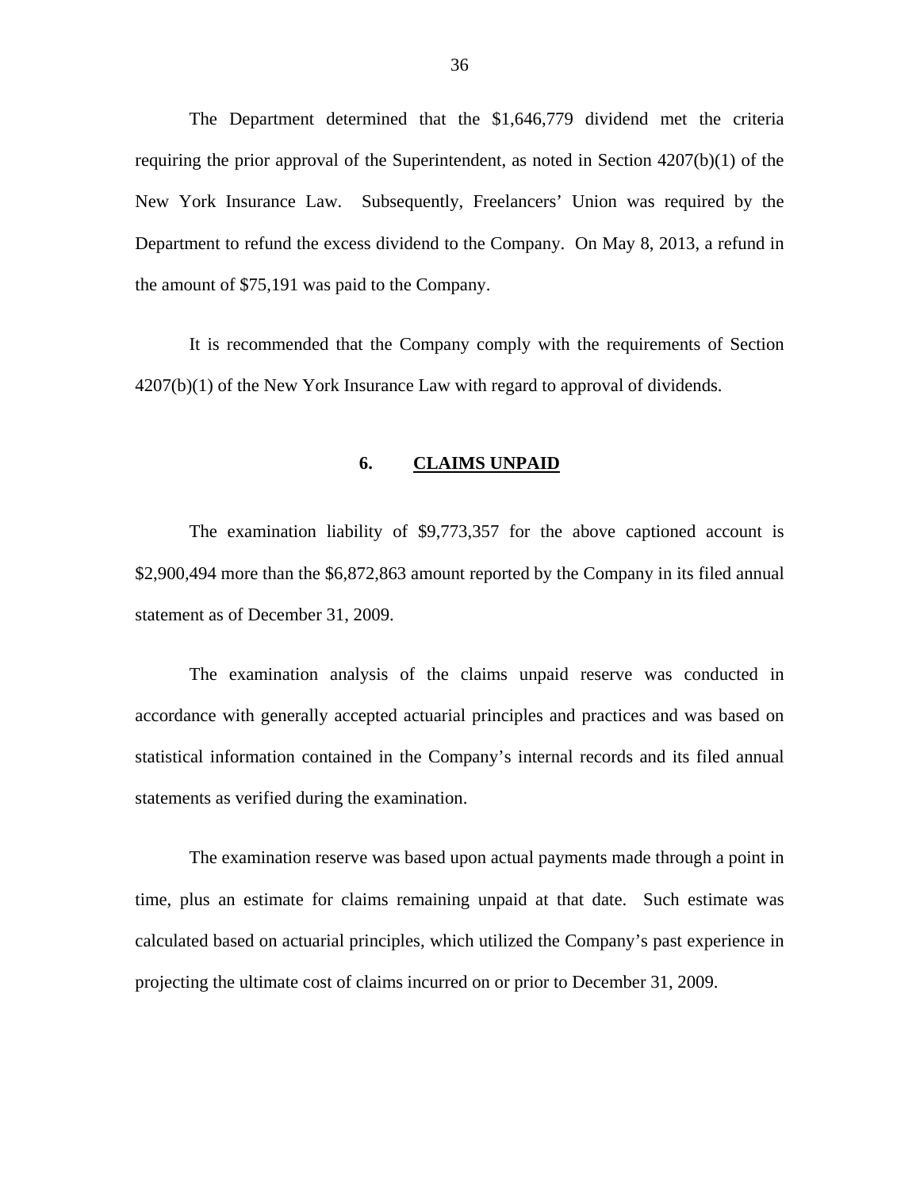The Department determined that the $1,646,779 dividend met the criteria requiring the prior approval of the Superintendent, as noted in Section 4207(b)(1) of the New York Insurance Law. Subsequently, Freelancers' Union was required by the Department to refund the excess dividend to the Company. On May 8, 2013, a refund in the amount of $75,191 was paid to the Company.

It is recommended that the Company comply with the requirements of Section 4207(b)(1) of the New York Insurance Law with regard to approval of dividends.

## 6. CLAIMS UNPAID

The examination liability of $9,773,357 for the above captioned account is $2,900,494 more than the $6,872,863 amount reported by the Company in its filed annual statement as of December 31, 2009.

The examination analysis of the claims unpaid reserve was conducted in accordance with generally accepted actuarial principles and practices and was based on statistical information contained in the Company's internal records and its filed annual statements as verified during the examination.

The examination reserve was based upon actual payments made through a point in time, plus an estimate for claims remaining unpaid at that date. Such estimate was calculated based on actuarial principles, which utilized the Company's past experience in projecting the ultimate cost of claims incurred on or prior to December 31, 2009.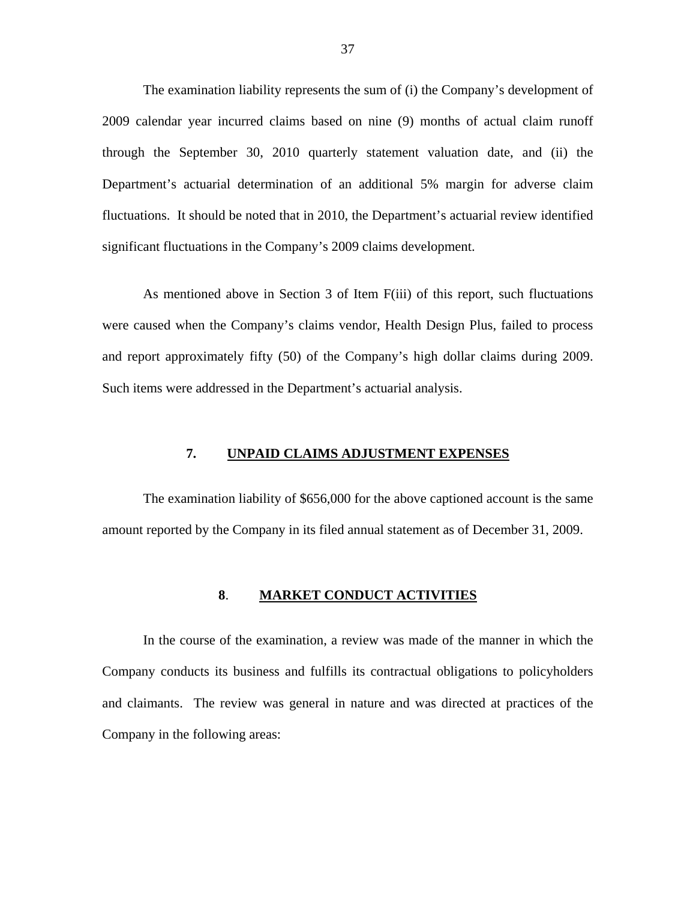The examination liability represents the sum of (i) the Company's development of 2009 calendar year incurred claims based on nine (9) months of actual claim runoff through the September 30, 2010 quarterly statement valuation date, and (ii) the Department's actuarial determination of an additional 5% margin for adverse claim fluctuations. It should be noted that in 2010, the Department's actuarial review identified significant fluctuations in the Company's 2009 claims development.

As mentioned above in Section 3 of Item F(iii) of this report, such fluctuations were caused when the Company's claims vendor, Health Design Plus, failed to process and report approximately fifty (50) of the Company's high dollar claims during 2009. Such items were addressed in the Department's actuarial analysis.

## 7. UNPAID CLAIMS ADJUSTMENT EXPENSES

The examination liability of $656,000 for the above captioned account is the same amount reported by the Company in its filed annual statement as of December 31, 2009.

## 8. MARKET CONDUCT ACTIVITIES

In the course of the examination, a review was made of the manner in which the Company conducts its business and fulfills its contractual obligations to policyholders and claimants. The review was general in nature and was directed at practices of the Company in the following areas: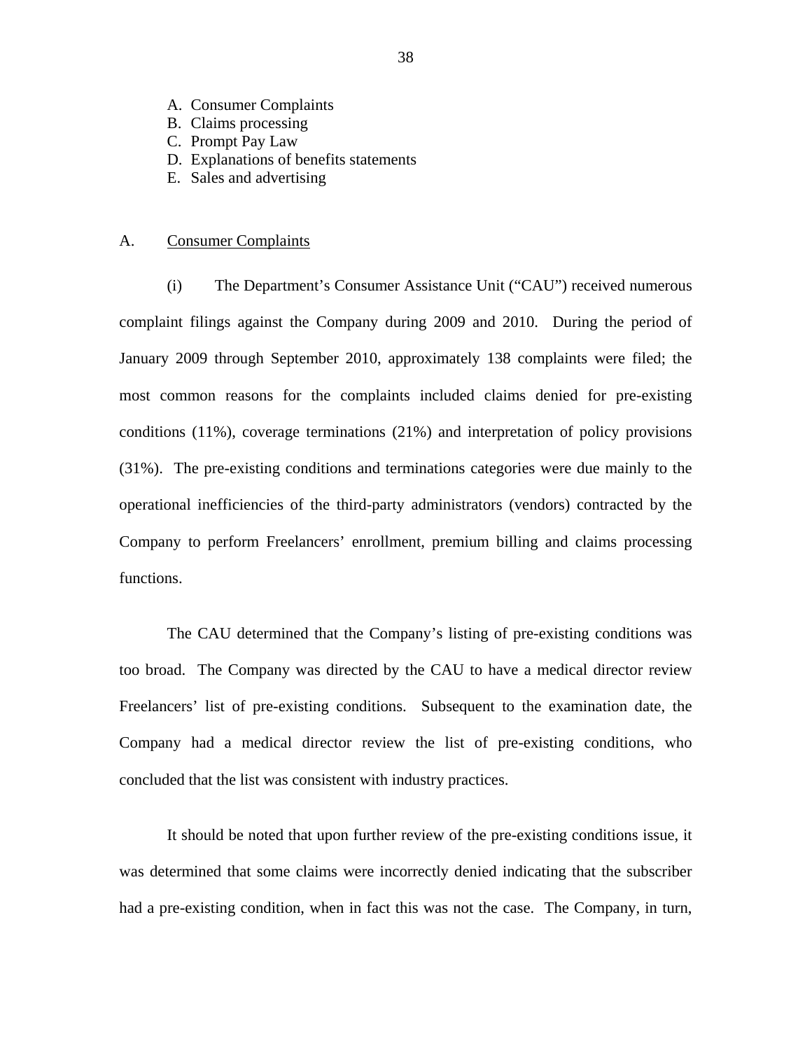A. Consumer Complaints
B. Claims processing
C. Prompt Pay Law
D. Explanations of benefits statements
E. Sales and advertising

## A. Consumer Complaints

(i) The Department's Consumer Assistance Unit ("CAU") received numerous complaint filings against the Company during 2009 and 2010. During the period of January 2009 through September 2010, approximately 138 complaints were filed; the most common reasons for the complaints included claims denied for pre-existing conditions (11%), coverage terminations (21%) and interpretation of policy provisions (31%). The pre-existing conditions and terminations categories were due mainly to the operational inefficiencies of the third-party administrators (vendors) contracted by the Company to perform Freelancers' enrollment, premium billing and claims processing functions.

The CAU determined that the Company's listing of pre-existing conditions was too broad. The Company was directed by the CAU to have a medical director review Freelancers' list of pre-existing conditions. Subsequent to the examination date, the Company had a medical director review the list of pre-existing conditions, who concluded that the list was consistent with industry practices.

It should be noted that upon further review of the pre-existing conditions issue, it was determined that some claims were incorrectly denied indicating that the subscriber had a pre-existing condition, when in fact this was not the case. The Company, in turn,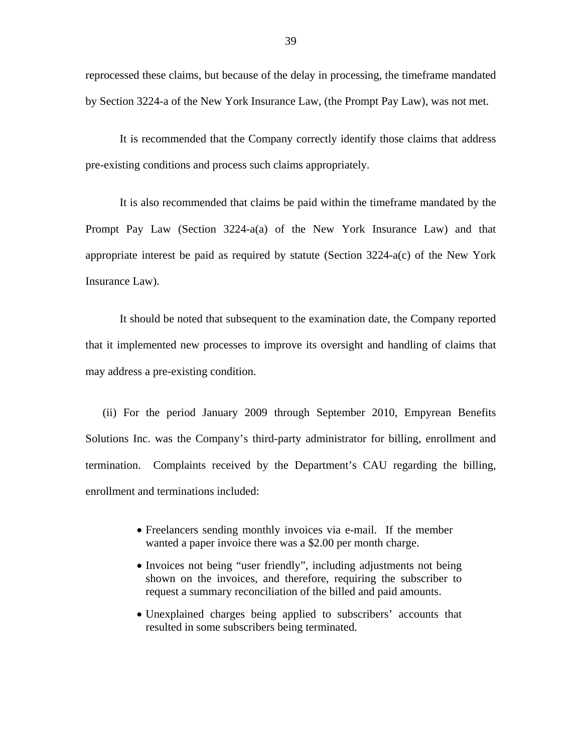reprocessed these claims, but because of the delay in processing, the timeframe mandated by Section 3224-a of the New York Insurance Law, (the Prompt Pay Law), was not met.

It is recommended that the Company correctly identify those claims that address pre-existing conditions and process such claims appropriately.

It is also recommended that claims be paid within the timeframe mandated by the Prompt Pay Law (Section 3224-a(a) of the New York Insurance Law) and that appropriate interest be paid as required by statute (Section 3224-a(c) of the New York Insurance Law).

It should be noted that subsequent to the examination date, the Company reported that it implemented new processes to improve its oversight and handling of claims that may address a pre-existing condition.

(ii) For the period January 2009 through September 2010, Empyrean Benefits Solutions Inc. was the Company's third-party administrator for billing, enrollment and termination. Complaints received by the Department's CAU regarding the billing, enrollment and terminations included:

- Freelancers sending monthly invoices via e-mail. If the member wanted a paper invoice there was a $2.00 per month charge.
- Invoices not being "user friendly", including adjustments not being shown on the invoices, and therefore, requiring the subscriber to request a summary reconciliation of the billed and paid amounts.
- Unexplained charges being applied to subscribers' accounts that resulted in some subscribers being terminated.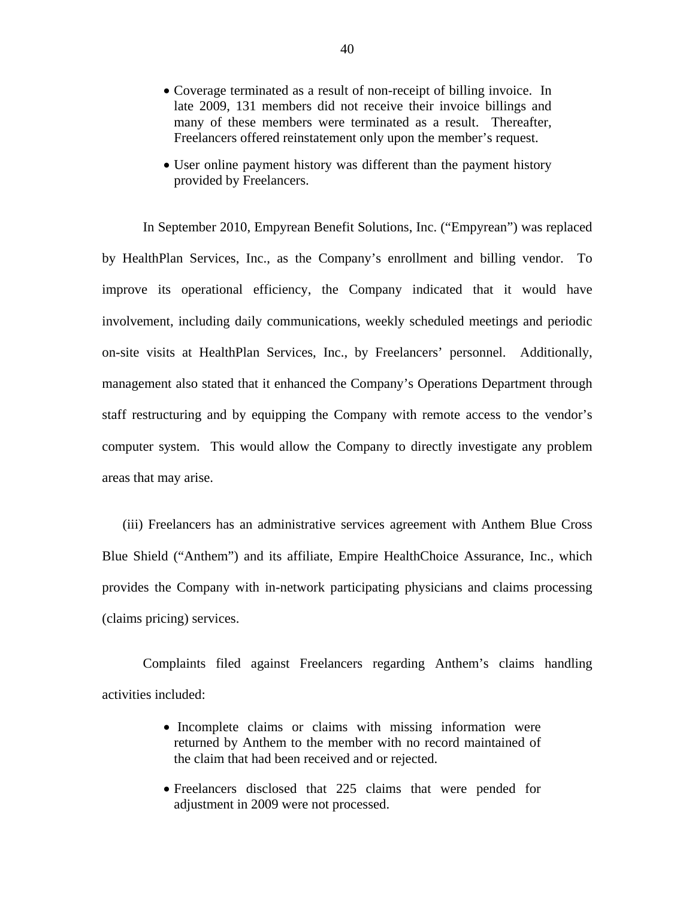- Coverage terminated as a result of non-receipt of billing invoice. In late 2009, 131 members did not receive their invoice billings and many of these members were terminated as a result. Thereafter, Freelancers offered reinstatement only upon the member's request.
- User online payment history was different than the payment history provided by Freelancers.

In September 2010, Empyrean Benefit Solutions, Inc. ("Empyrean") was replaced by HealthPlan Services, Inc., as the Company's enrollment and billing vendor. To improve its operational efficiency, the Company indicated that it would have involvement, including daily communications, weekly scheduled meetings and periodic on-site visits at HealthPlan Services, Inc., by Freelancers' personnel. Additionally, management also stated that it enhanced the Company's Operations Department through staff restructuring and by equipping the Company with remote access to the vendor's computer system. This would allow the Company to directly investigate any problem areas that may arise.

(iii) Freelancers has an administrative services agreement with Anthem Blue Cross Blue Shield ("Anthem") and its affiliate, Empire HealthChoice Assurance, Inc., which provides the Company with in-network participating physicians and claims processing (claims pricing) services.

Complaints filed against Freelancers regarding Anthem's claims handling activities included:

- Incomplete claims or claims with missing information were returned by Anthem to the member with no record maintained of the claim that had been received and or rejected.
- Freelancers disclosed that 225 claims that were pended for adjustment in 2009 were not processed.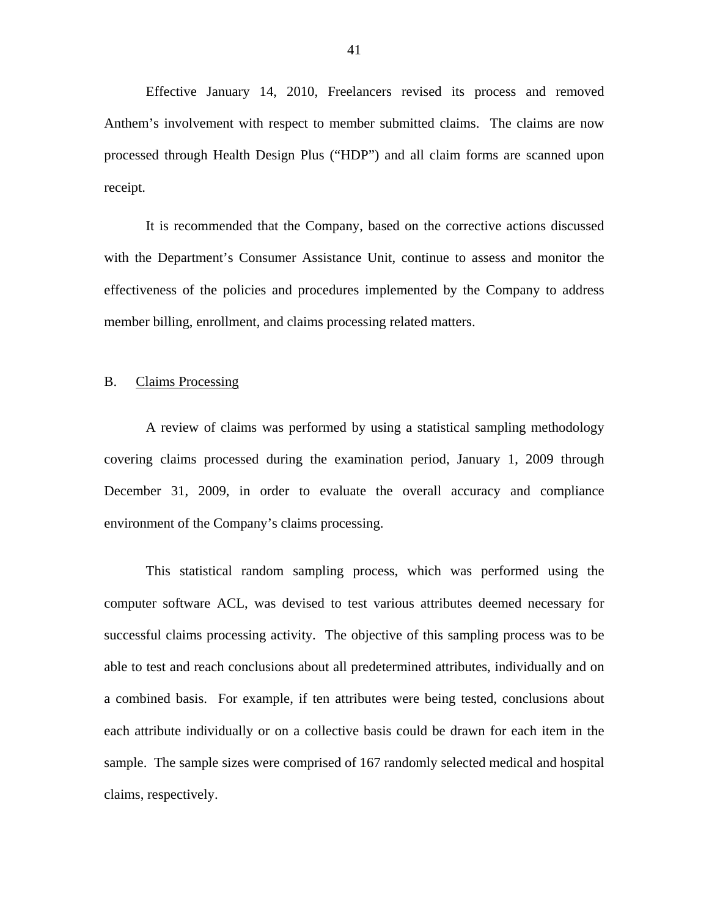Effective January 14, 2010, Freelancers revised its process and removed Anthem's involvement with respect to member submitted claims. The claims are now processed through Health Design Plus ("HDP") and all claim forms are scanned upon receipt.

It is recommended that the Company, based on the corrective actions discussed with the Department's Consumer Assistance Unit, continue to assess and monitor the effectiveness of the policies and procedures implemented by the Company to address member billing, enrollment, and claims processing related matters.

## B. Claims Processing

A review of claims was performed by using a statistical sampling methodology covering claims processed during the examination period, January 1, 2009 through December 31, 2009, in order to evaluate the overall accuracy and compliance environment of the Company's claims processing.

This statistical random sampling process, which was performed using the computer software ACL, was devised to test various attributes deemed necessary for successful claims processing activity. The objective of this sampling process was to be able to test and reach conclusions about all predetermined attributes, individually and on a combined basis. For example, if ten attributes were being tested, conclusions about each attribute individually or on a collective basis could be drawn for each item in the sample. The sample sizes were comprised of 167 randomly selected medical and hospital claims, respectively.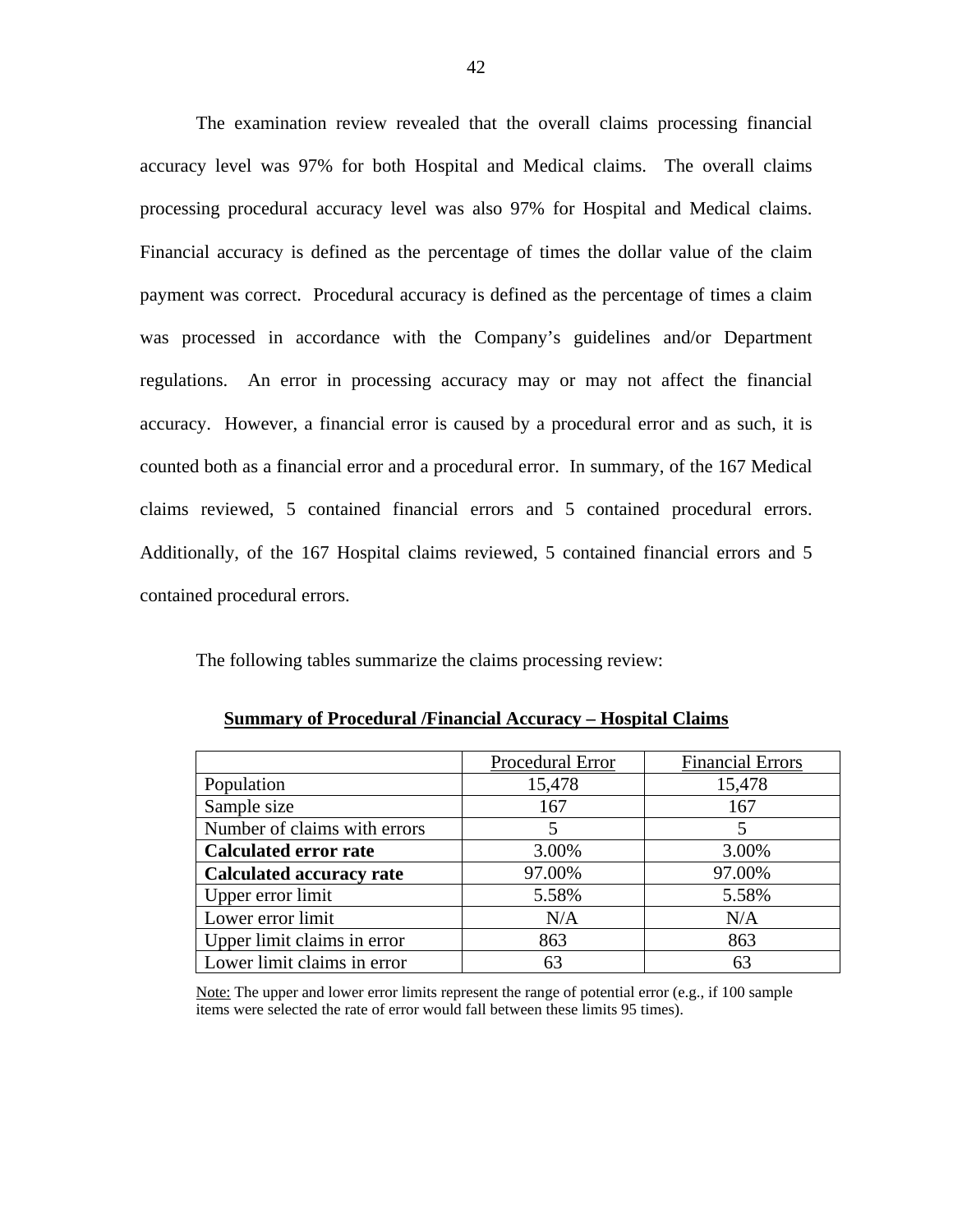The examination review revealed that the overall claims processing financial accuracy level was 97% for both Hospital and Medical claims. The overall claims processing procedural accuracy level was also 97% for Hospital and Medical claims. Financial accuracy is defined as the percentage of times the dollar value of the claim payment was correct. Procedural accuracy is defined as the percentage of times a claim was processed in accordance with the Company's guidelines and/or Department regulations. An error in processing accuracy may or may not affect the financial accuracy. However, a financial error is caused by a procedural error and as such, it is counted both as a financial error and a procedural error. In summary, of the 167 Medical claims reviewed, 5 contained financial errors and 5 contained procedural errors. Additionally, of the 167 Hospital claims reviewed, 5 contained financial errors and 5 contained procedural errors.

The following tables summarize the claims processing review:

**Summary of Procedural /Financial Accuracy – Hospital Claims**

| | Procedural Error | Financial Errors |
|---|---|---|
| Population | 15,478 | 15,478 |
| Sample size | 167 | 167 |
| Number of claims with errors | 5 | 5 |
| **Calculated error rate** | 3.00% | 3.00% |
| **Calculated accuracy rate** | 97.00% | 97.00% |
| Upper error limit | 5.58% | 5.58% |
| Lower error limit | N/A | N/A |
| Upper limit claims in error | 863 | 863 |
| Lower limit claims in error | 63 | 63 |

Note: The upper and lower error limits represent the range of potential error (e.g., if 100 sample items were selected the rate of error would fall between these limits 95 times).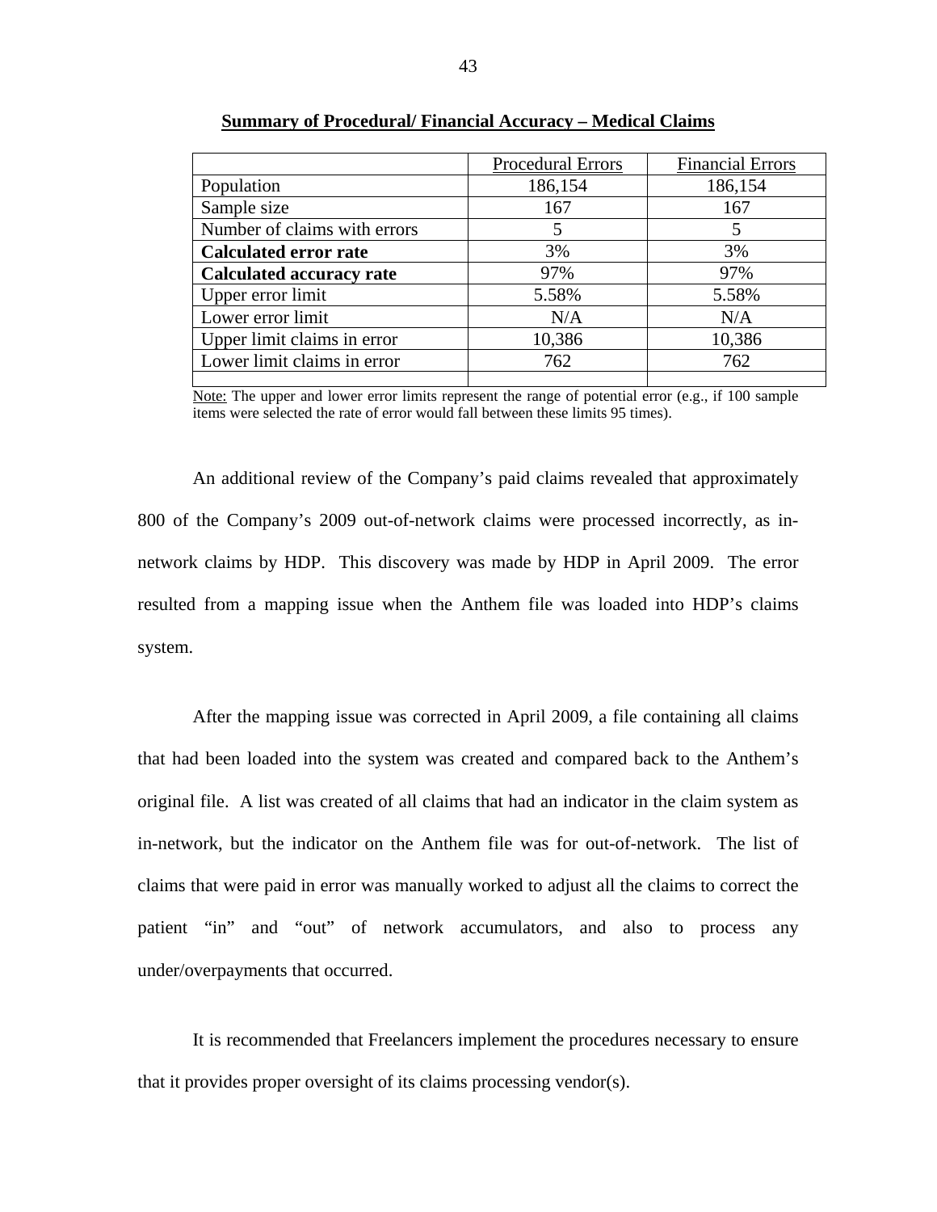**Summary of Procedural/ Financial Accuracy – Medical Claims**

| | Procedural Errors | Financial Errors |
|---|---|---|
| Population | 186,154 | 186,154 |
| Sample size | 167 | 167 |
| Number of claims with errors | 5 | 5 |
| **Calculated error rate** | 3% | 3% |
| **Calculated accuracy rate** | 97% | 97% |
| Upper error limit | 5.58% | 5.58% |
| Lower error limit | N/A | N/A |
| Upper limit claims in error | 10,386 | 10,386 |
| Lower limit claims in error | 762 | 762 |
| | | |

Note: The upper and lower error limits represent the range of potential error (e.g., if 100 sample items were selected the rate of error would fall between these limits 95 times).

An additional review of the Company's paid claims revealed that approximately 800 of the Company's 2009 out-of-network claims were processed incorrectly, as in-network claims by HDP. This discovery was made by HDP in April 2009. The error resulted from a mapping issue when the Anthem file was loaded into HDP's claims system.

After the mapping issue was corrected in April 2009, a file containing all claims that had been loaded into the system was created and compared back to the Anthem's original file. A list was created of all claims that had an indicator in the claim system as in-network, but the indicator on the Anthem file was for out-of-network. The list of claims that were paid in error was manually worked to adjust all the claims to correct the patient "in" and "out" of network accumulators, and also to process any under/overpayments that occurred.

It is recommended that Freelancers implement the procedures necessary to ensure that it provides proper oversight of its claims processing vendor(s).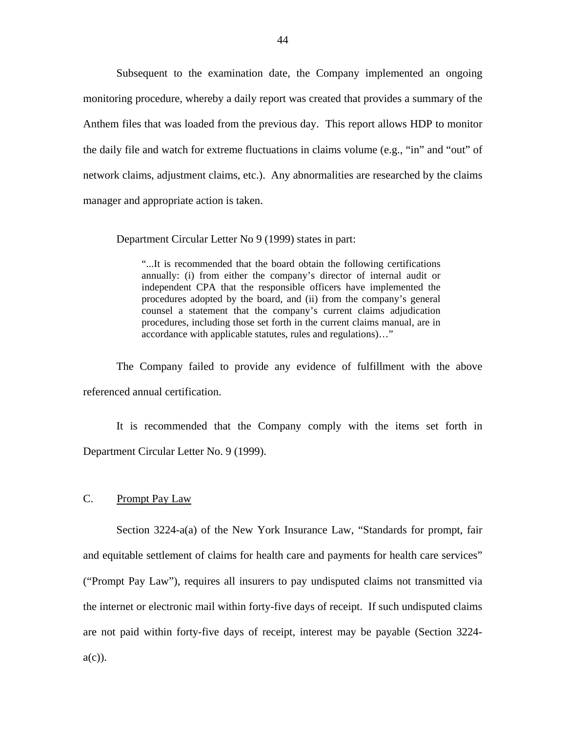Subsequent to the examination date, the Company implemented an ongoing monitoring procedure, whereby a daily report was created that provides a summary of the Anthem files that was loaded from the previous day. This report allows HDP to monitor the daily file and watch for extreme fluctuations in claims volume (e.g., "in" and "out" of network claims, adjustment claims, etc.). Any abnormalities are researched by the claims manager and appropriate action is taken.

Department Circular Letter No 9 (1999) states in part:

> "...It is recommended that the board obtain the following certifications annually: (i) from either the company's director of internal audit or independent CPA that the responsible officers have implemented the procedures adopted by the board, and (ii) from the company's general counsel a statement that the company's current claims adjudication procedures, including those set forth in the current claims manual, are in accordance with applicable statutes, rules and regulations)…"

The Company failed to provide any evidence of fulfillment with the above referenced annual certification.

It is recommended that the Company comply with the items set forth in Department Circular Letter No. 9 (1999).

## C. Prompt Pay Law

Section 3224-a(a) of the New York Insurance Law, "Standards for prompt, fair and equitable settlement of claims for health care and payments for health care services" ("Prompt Pay Law"), requires all insurers to pay undisputed claims not transmitted via the internet or electronic mail within forty-five days of receipt. If such undisputed claims are not paid within forty-five days of receipt, interest may be payable (Section 3224-a(c)).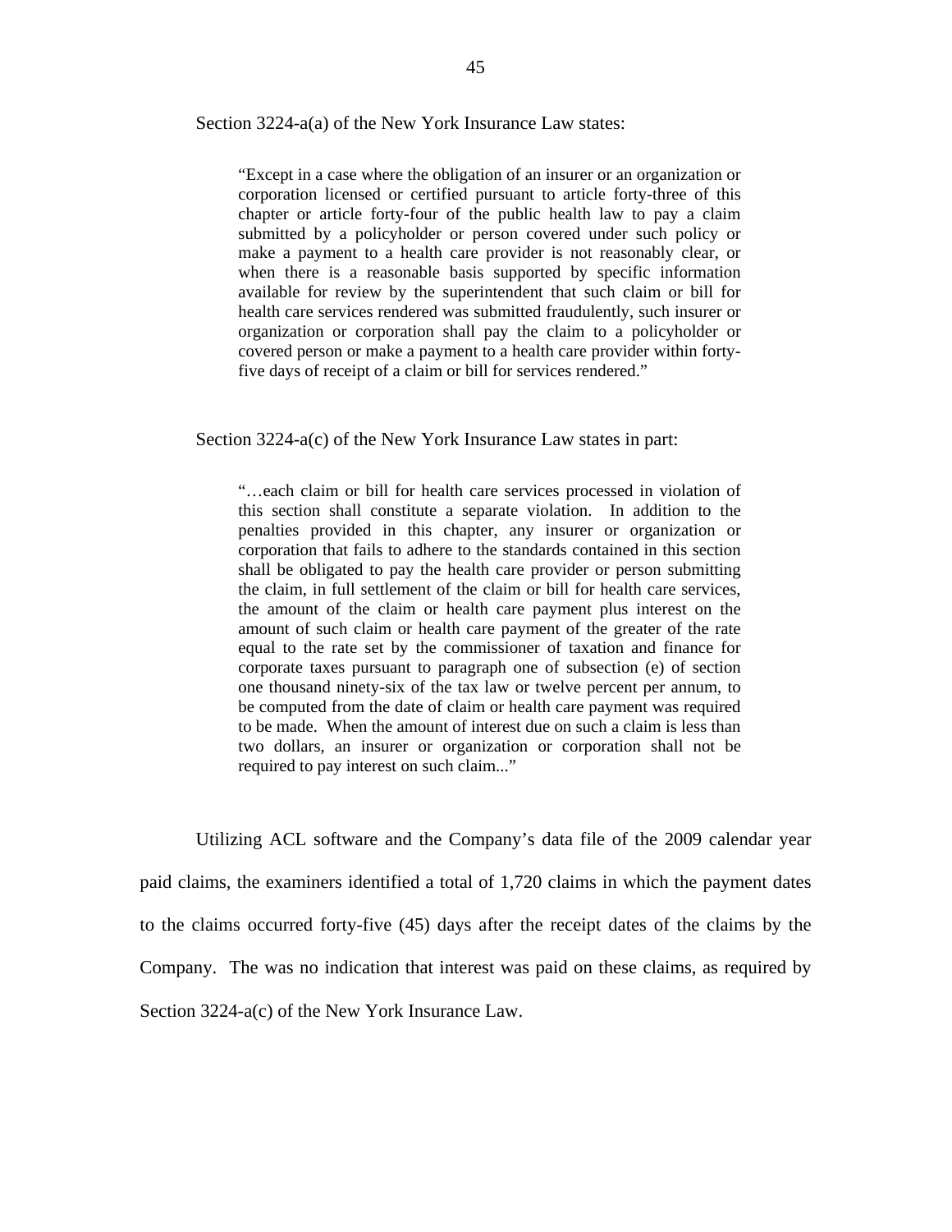Section 3224-a(a) of the New York Insurance Law states:

> "Except in a case where the obligation of an insurer or an organization or corporation licensed or certified pursuant to article forty-three of this chapter or article forty-four of the public health law to pay a claim submitted by a policyholder or person covered under such policy or make a payment to a health care provider is not reasonably clear, or when there is a reasonable basis supported by specific information available for review by the superintendent that such claim or bill for health care services rendered was submitted fraudulently, such insurer or organization or corporation shall pay the claim to a policyholder or covered person or make a payment to a health care provider within forty-five days of receipt of a claim or bill for services rendered."

Section 3224-a(c) of the New York Insurance Law states in part:

> "…each claim or bill for health care services processed in violation of this section shall constitute a separate violation. In addition to the penalties provided in this chapter, any insurer or organization or corporation that fails to adhere to the standards contained in this section shall be obligated to pay the health care provider or person submitting the claim, in full settlement of the claim or bill for health care services, the amount of the claim or health care payment plus interest on the amount of such claim or health care payment of the greater of the rate equal to the rate set by the commissioner of taxation and finance for corporate taxes pursuant to paragraph one of subsection (e) of section one thousand ninety-six of the tax law or twelve percent per annum, to be computed from the date of claim or health care payment was required to be made. When the amount of interest due on such a claim is less than two dollars, an insurer or organization or corporation shall not be required to pay interest on such claim..."

Utilizing ACL software and the Company's data file of the 2009 calendar year paid claims, the examiners identified a total of 1,720 claims in which the payment dates to the claims occurred forty-five (45) days after the receipt dates of the claims by the Company. The was no indication that interest was paid on these claims, as required by Section 3224-a(c) of the New York Insurance Law.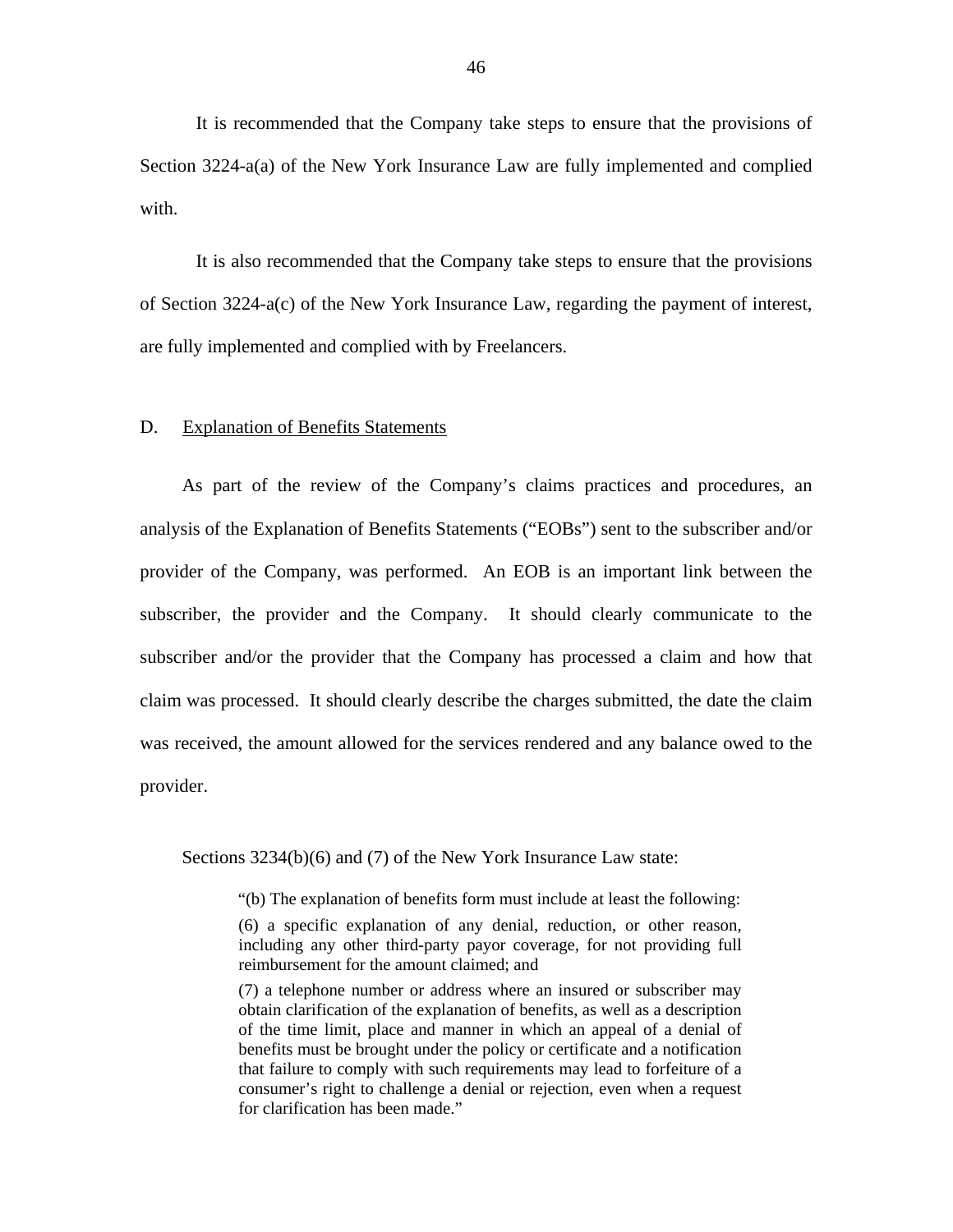It is recommended that the Company take steps to ensure that the provisions of Section 3224-a(a) of the New York Insurance Law are fully implemented and complied with.

It is also recommended that the Company take steps to ensure that the provisions of Section 3224-a(c) of the New York Insurance Law, regarding the payment of interest, are fully implemented and complied with by Freelancers.

## D. Explanation of Benefits Statements

As part of the review of the Company's claims practices and procedures, an analysis of the Explanation of Benefits Statements ("EOBs") sent to the subscriber and/or provider of the Company, was performed. An EOB is an important link between the subscriber, the provider and the Company. It should clearly communicate to the subscriber and/or the provider that the Company has processed a claim and how that claim was processed. It should clearly describe the charges submitted, the date the claim was received, the amount allowed for the services rendered and any balance owed to the provider.

Sections 3234(b)(6) and (7) of the New York Insurance Law state:

> "(b) The explanation of benefits form must include at least the following:
>
> (6) a specific explanation of any denial, reduction, or other reason, including any other third-party payor coverage, for not providing full reimbursement for the amount claimed; and
>
> (7) a telephone number or address where an insured or subscriber may obtain clarification of the explanation of benefits, as well as a description of the time limit, place and manner in which an appeal of a denial of benefits must be brought under the policy or certificate and a notification that failure to comply with such requirements may lead to forfeiture of a consumer's right to challenge a denial or rejection, even when a request for clarification has been made."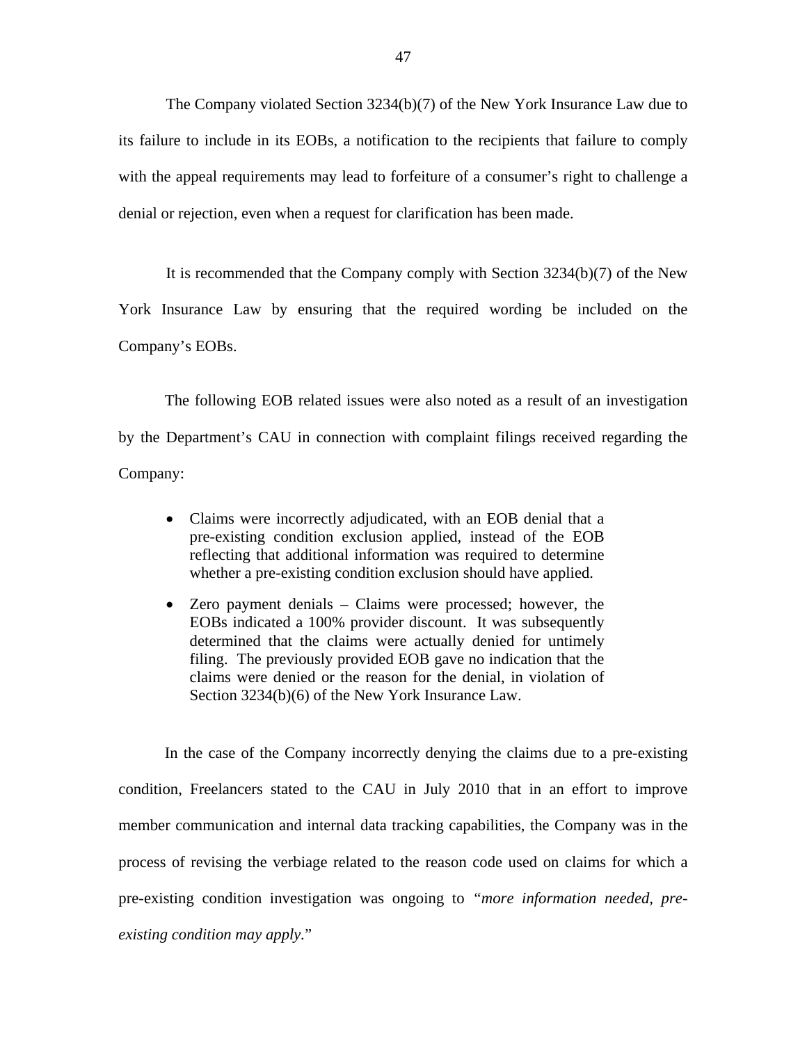The Company violated Section 3234(b)(7) of the New York Insurance Law due to its failure to include in its EOBs, a notification to the recipients that failure to comply with the appeal requirements may lead to forfeiture of a consumer's right to challenge a denial or rejection, even when a request for clarification has been made.

It is recommended that the Company comply with Section 3234(b)(7) of the New York Insurance Law by ensuring that the required wording be included on the Company's EOBs.

The following EOB related issues were also noted as a result of an investigation by the Department's CAU in connection with complaint filings received regarding the Company:

- Claims were incorrectly adjudicated, with an EOB denial that a pre-existing condition exclusion applied, instead of the EOB reflecting that additional information was required to determine whether a pre-existing condition exclusion should have applied.
- Zero payment denials – Claims were processed; however, the EOBs indicated a 100% provider discount. It was subsequently determined that the claims were actually denied for untimely filing. The previously provided EOB gave no indication that the claims were denied or the reason for the denial, in violation of Section 3234(b)(6) of the New York Insurance Law.

In the case of the Company incorrectly denying the claims due to a pre-existing condition, Freelancers stated to the CAU in July 2010 that in an effort to improve member communication and internal data tracking capabilities, the Company was in the process of revising the verbiage related to the reason code used on claims for which a pre-existing condition investigation was ongoing to "*more information needed, pre-existing condition may apply*."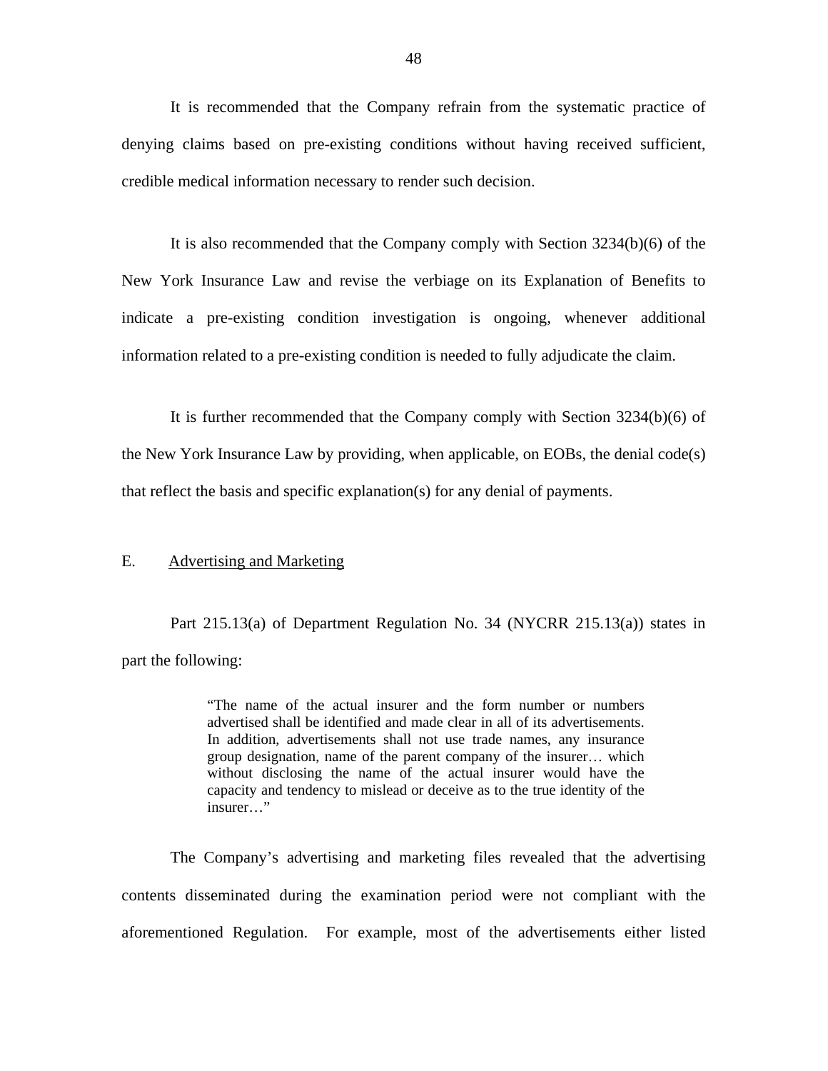It is recommended that the Company refrain from the systematic practice of denying claims based on pre-existing conditions without having received sufficient, credible medical information necessary to render such decision.

It is also recommended that the Company comply with Section 3234(b)(6) of the New York Insurance Law and revise the verbiage on its Explanation of Benefits to indicate a pre-existing condition investigation is ongoing, whenever additional information related to a pre-existing condition is needed to fully adjudicate the claim.

It is further recommended that the Company comply with Section 3234(b)(6) of the New York Insurance Law by providing, when applicable, on EOBs, the denial code(s) that reflect the basis and specific explanation(s) for any denial of payments.

## E. Advertising and Marketing

Part 215.13(a) of Department Regulation No. 34 (NYCRR 215.13(a)) states in part the following:

> "The name of the actual insurer and the form number or numbers advertised shall be identified and made clear in all of its advertisements. In addition, advertisements shall not use trade names, any insurance group designation, name of the parent company of the insurer… which without disclosing the name of the actual insurer would have the capacity and tendency to mislead or deceive as to the true identity of the insurer…"

The Company's advertising and marketing files revealed that the advertising contents disseminated during the examination period were not compliant with the aforementioned Regulation. For example, most of the advertisements either listed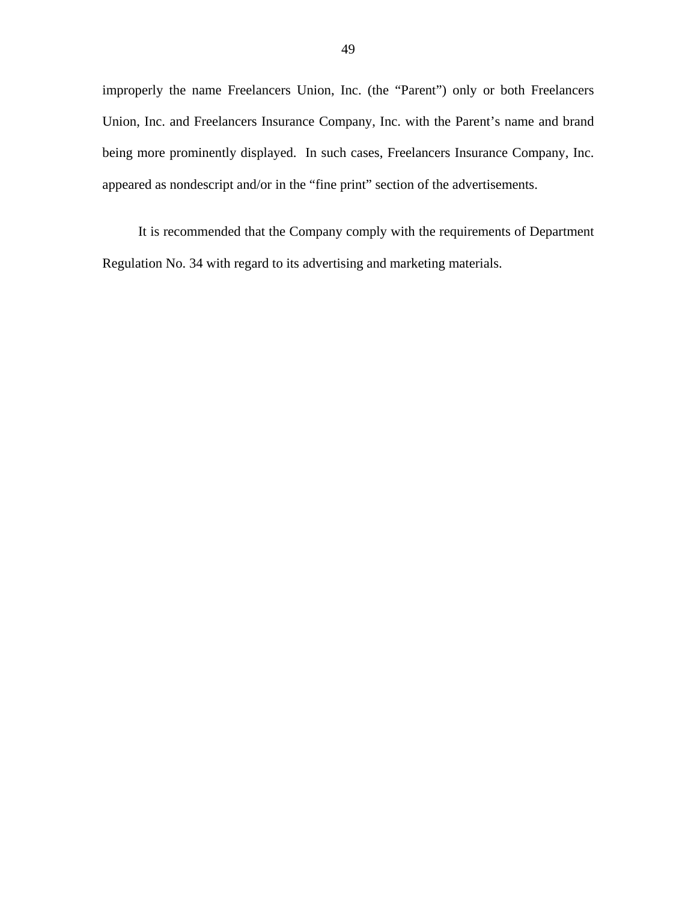improperly the name Freelancers Union, Inc. (the "Parent") only or both Freelancers Union, Inc. and Freelancers Insurance Company, Inc. with the Parent's name and brand being more prominently displayed. In such cases, Freelancers Insurance Company, Inc. appeared as nondescript and/or in the "fine print" section of the advertisements.

It is recommended that the Company comply with the requirements of Department Regulation No. 34 with regard to its advertising and marketing materials.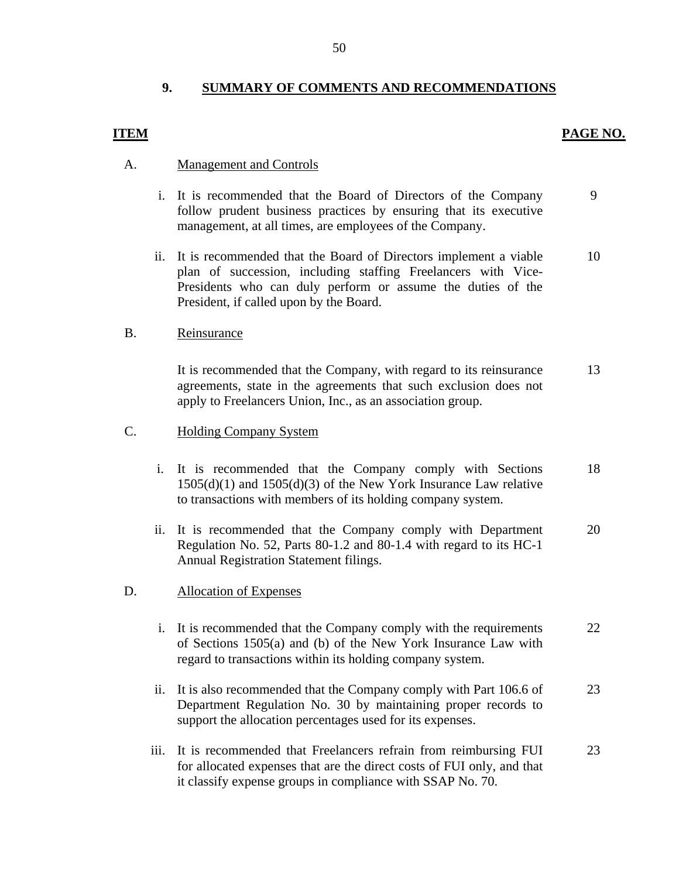## 9. SUMMARY OF COMMENTS AND RECOMMENDATIONS

| ITEM | | PAGE NO. |
|---|---|---|
| A. | Management and Controls | |
| i. | It is recommended that the Board of Directors of the Company follow prudent business practices by ensuring that its executive management, at all times, are employees of the Company. | 9 |
| ii. | It is recommended that the Board of Directors implement a viable plan of succession, including staffing Freelancers with Vice-Presidents who can duly perform or assume the duties of the President, if called upon by the Board. | 10 |
| B. | Reinsurance | |
| | It is recommended that the Company, with regard to its reinsurance agreements, state in the agreements that such exclusion does not apply to Freelancers Union, Inc., as an association group. | 13 |
| C. | Holding Company System | |
| i. | It is recommended that the Company comply with Sections 1505(d)(1) and 1505(d)(3) of the New York Insurance Law relative to transactions with members of its holding company system. | 18 |
| ii. | It is recommended that the Company comply with Department Regulation No. 52, Parts 80-1.2 and 80-1.4 with regard to its HC-1 Annual Registration Statement filings. | 20 |
| D. | Allocation of Expenses | |
| i. | It is recommended that the Company comply with the requirements of Sections 1505(a) and (b) of the New York Insurance Law with regard to transactions within its holding company system. | 22 |
| ii. | It is also recommended that the Company comply with Part 106.6 of Department Regulation No. 30 by maintaining proper records to support the allocation percentages used for its expenses. | 23 |
| iii. | It is recommended that Freelancers refrain from reimbursing FUI for allocated expenses that are the direct costs of FUI only, and that it classify expense groups in compliance with SSAP No. 70. | 23 |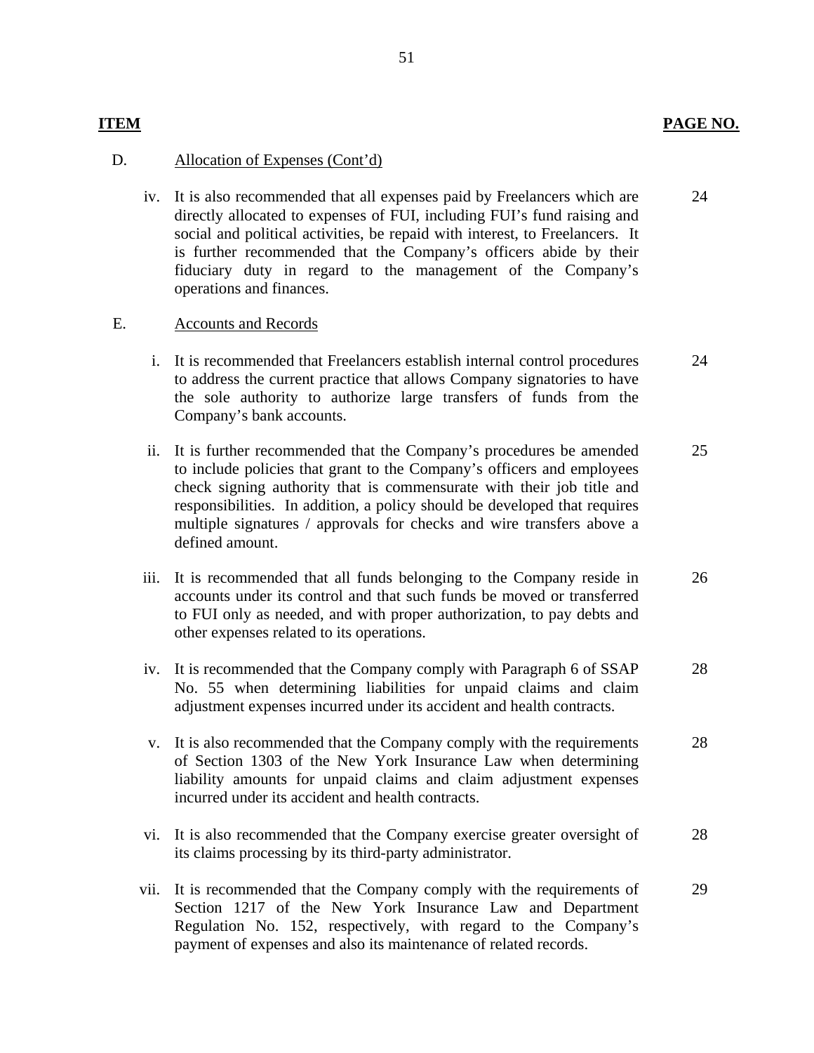| ITEM | | PAGE NO. |
|---|---|---|
| D. | Allocation of Expenses (Cont'd) | |
| iv. | It is also recommended that all expenses paid by Freelancers which are directly allocated to expenses of FUI, including FUI's fund raising and social and political activities, be repaid with interest, to Freelancers. It is further recommended that the Company's officers abide by their fiduciary duty in regard to the management of the Company's operations and finances. | 24 |
| E. | Accounts and Records | |
| i. | It is recommended that Freelancers establish internal control procedures to address the current practice that allows Company signatories to have the sole authority to authorize large transfers of funds from the Company's bank accounts. | 24 |
| ii. | It is further recommended that the Company's procedures be amended to include policies that grant to the Company's officers and employees check signing authority that is commensurate with their job title and responsibilities. In addition, a policy should be developed that requires multiple signatures / approvals for checks and wire transfers above a defined amount. | 25 |
| iii. | It is recommended that all funds belonging to the Company reside in accounts under its control and that such funds be moved or transferred to FUI only as needed, and with proper authorization, to pay debts and other expenses related to its operations. | 26 |
| iv. | It is recommended that the Company comply with Paragraph 6 of SSAP No. 55 when determining liabilities for unpaid claims and claim adjustment expenses incurred under its accident and health contracts. | 28 |
| v. | It is also recommended that the Company comply with the requirements of Section 1303 of the New York Insurance Law when determining liability amounts for unpaid claims and claim adjustment expenses incurred under its accident and health contracts. | 28 |
| vi. | It is also recommended that the Company exercise greater oversight of its claims processing by its third-party administrator. | 28 |
| vii. | It is recommended that the Company comply with the requirements of Section 1217 of the New York Insurance Law and Department Regulation No. 152, respectively, with regard to the Company's payment of expenses and also its maintenance of related records. | 29 |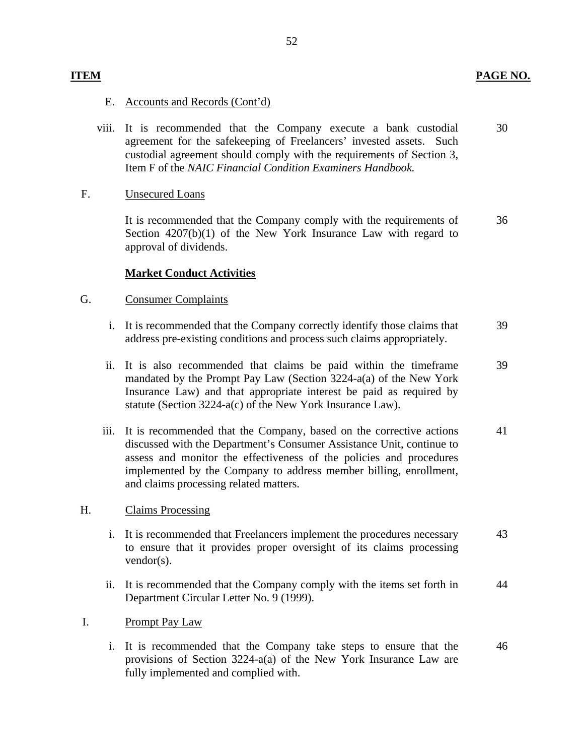| ITEM | | PAGE NO. |
|---|---|---|
| E. | Accounts and Records (Cont'd) | |
| viii. | It is recommended that the Company execute a bank custodial agreement for the safekeeping of Freelancers' invested assets. Such custodial agreement should comply with the requirements of Section 3, Item F of the *NAIC Financial Condition Examiners Handbook.* | 30 |
| F. | Unsecured Loans | |
| | It is recommended that the Company comply with the requirements of Section 4207(b)(1) of the New York Insurance Law with regard to approval of dividends. | 36 |
| | **Market Conduct Activities** | |
| G. | Consumer Complaints | |
| i. | It is recommended that the Company correctly identify those claims that address pre-existing conditions and process such claims appropriately. | 39 |
| ii. | It is also recommended that claims be paid within the timeframe mandated by the Prompt Pay Law (Section 3224-a(a) of the New York Insurance Law) and that appropriate interest be paid as required by statute (Section 3224-a(c) of the New York Insurance Law). | 39 |
| iii. | It is recommended that the Company, based on the corrective actions discussed with the Department's Consumer Assistance Unit, continue to assess and monitor the effectiveness of the policies and procedures implemented by the Company to address member billing, enrollment, and claims processing related matters. | 41 |
| H. | Claims Processing | |
| i. | It is recommended that Freelancers implement the procedures necessary to ensure that it provides proper oversight of its claims processing vendor(s). | 43 |
| ii. | It is recommended that the Company comply with the items set forth in Department Circular Letter No. 9 (1999). | 44 |
| I. | Prompt Pay Law | |
| i. | It is recommended that the Company take steps to ensure that the provisions of Section 3224-a(a) of the New York Insurance Law are fully implemented and complied with. | 46 |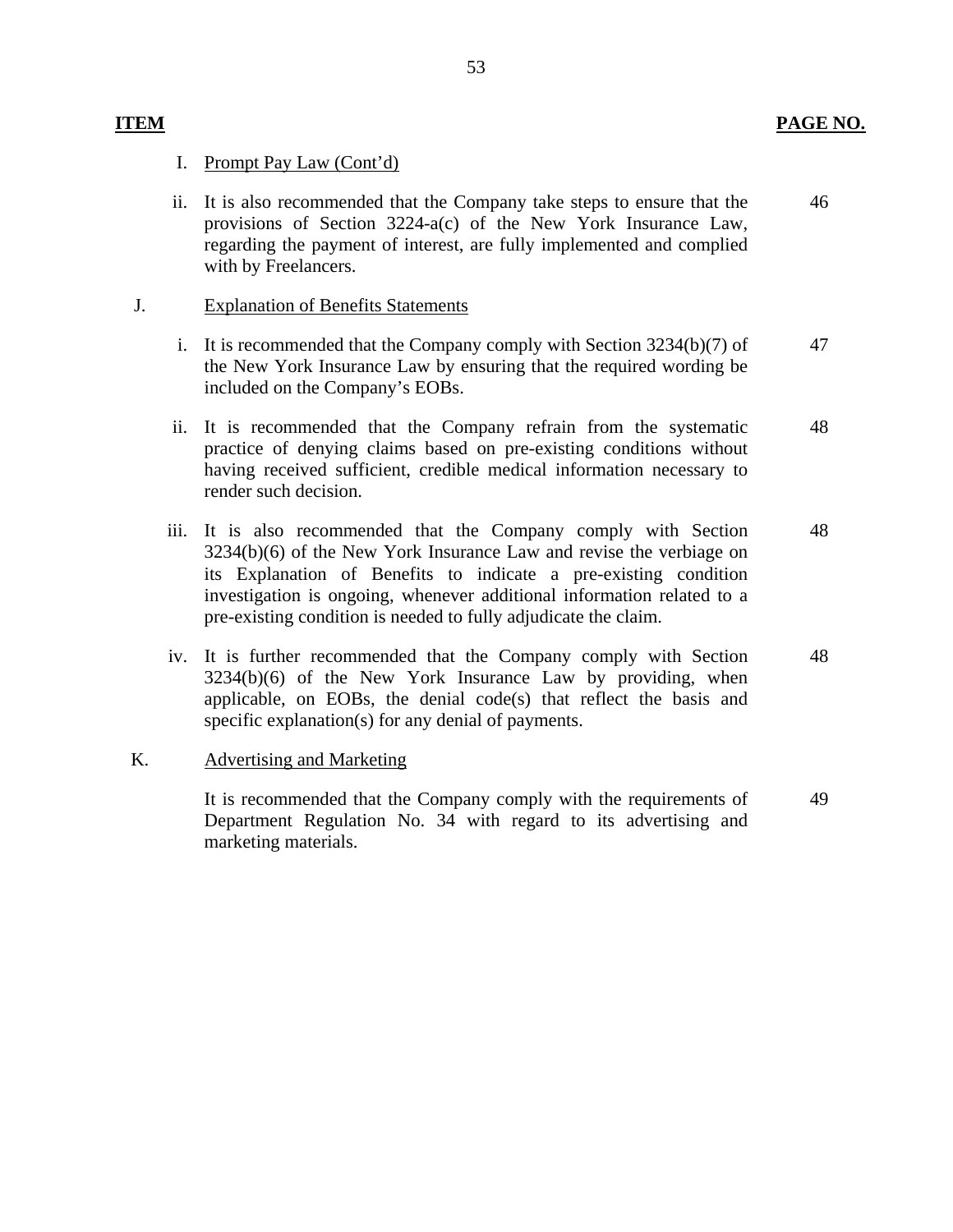| ITEM | | PAGE NO. |
|---|---|---|
| I. | Prompt Pay Law (Cont'd) | |
| ii. | It is also recommended that the Company take steps to ensure that the provisions of Section 3224-a(c) of the New York Insurance Law, regarding the payment of interest, are fully implemented and complied with by Freelancers. | 46 |
| J. | Explanation of Benefits Statements | |
| i. | It is recommended that the Company comply with Section 3234(b)(7) of the New York Insurance Law by ensuring that the required wording be included on the Company's EOBs. | 47 |
| ii. | It is recommended that the Company refrain from the systematic practice of denying claims based on pre-existing conditions without having received sufficient, credible medical information necessary to render such decision. | 48 |
| iii. | It is also recommended that the Company comply with Section 3234(b)(6) of the New York Insurance Law and revise the verbiage on its Explanation of Benefits to indicate a pre-existing condition investigation is ongoing, whenever additional information related to a pre-existing condition is needed to fully adjudicate the claim. | 48 |
| iv. | It is further recommended that the Company comply with Section 3234(b)(6) of the New York Insurance Law by providing, when applicable, on EOBs, the denial code(s) that reflect the basis and specific explanation(s) for any denial of payments. | 48 |
| K. | Advertising and Marketing | |
| | It is recommended that the Company comply with the requirements of Department Regulation No. 34 with regard to its advertising and marketing materials. | 49 |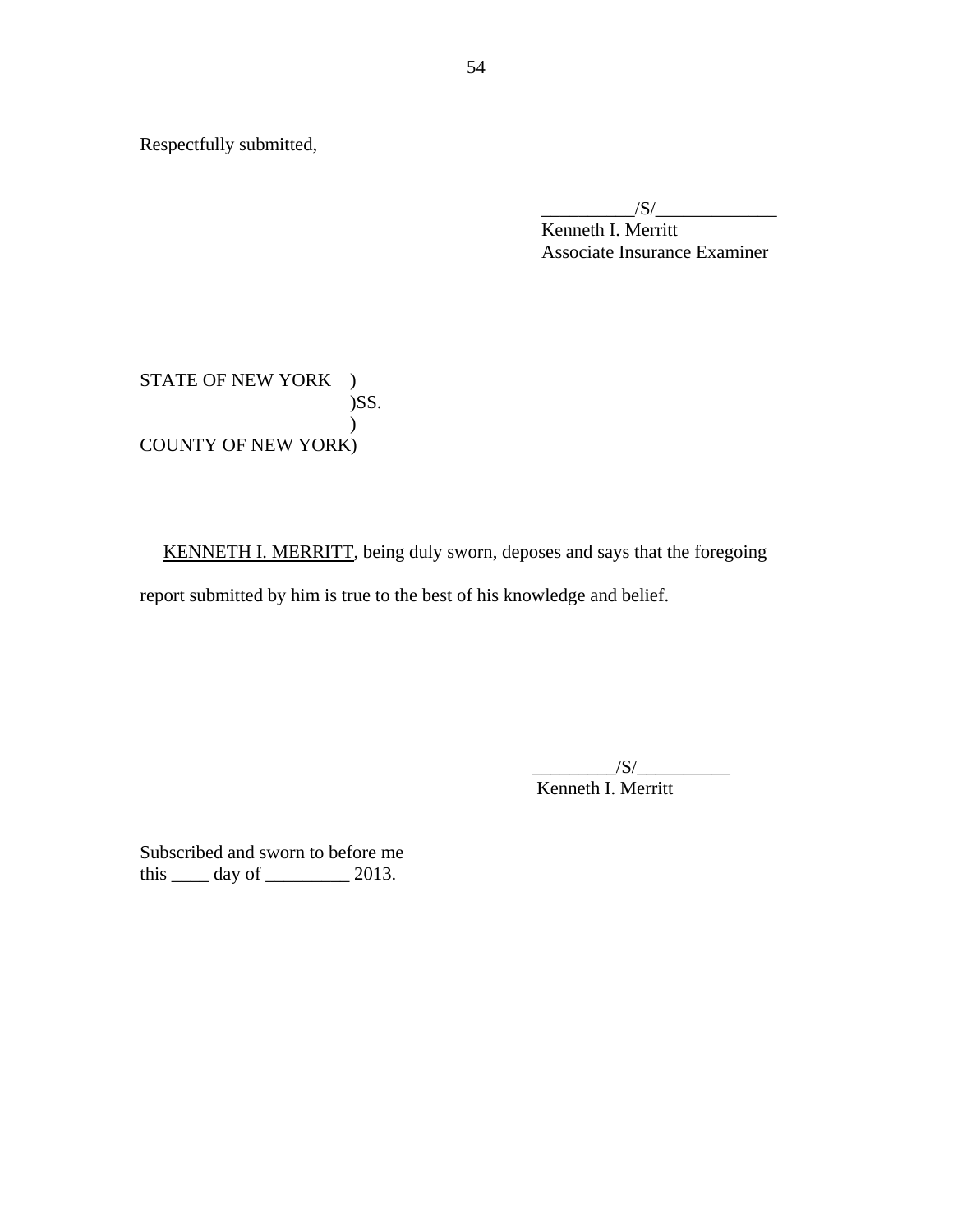Respectfully submitted,

__________/S/_____________
Kenneth I. Merritt
Associate Insurance Examiner

STATE OF NEW YORK )
)SS.
)
COUNTY OF NEW YORK)

KENNETH I. MERRITT, being duly sworn, deposes and says that the foregoing report submitted by him is true to the best of his knowledge and belief.

_________/S/__________
Kenneth I. Merritt

Subscribed and sworn to before me
this ____ day of _________ 2013.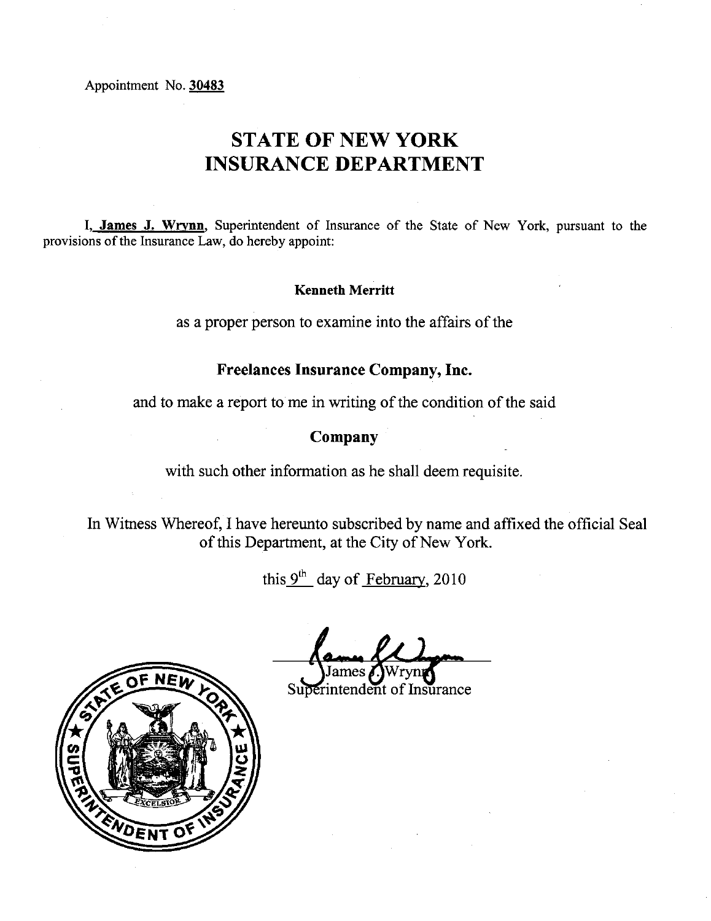Appointment No. **30483**

# STATE OF NEW YORK
# INSURANCE DEPARTMENT

I, **James J. Wrynn**, Superintendent of Insurance of the State of New York, pursuant to the provisions of the Insurance Law, do hereby appoint:

**Kenneth Merritt**

as a proper person to examine into the affairs of the

**Freelances Insurance Company, Inc.**

and to make a report to me in writing of the condition of the said

**Company**

with such other information as he shall deem requisite.

In Witness Whereof, I have hereunto subscribed by name and affixed the official Seal of this Department, at the City of New York.

this 9th day of February, 2010

James J. Wrynn
Superintendent of Insurance

STATE OF NEW YORK SUPERINTENDENT OF INSURANCE
EXCELSIOR